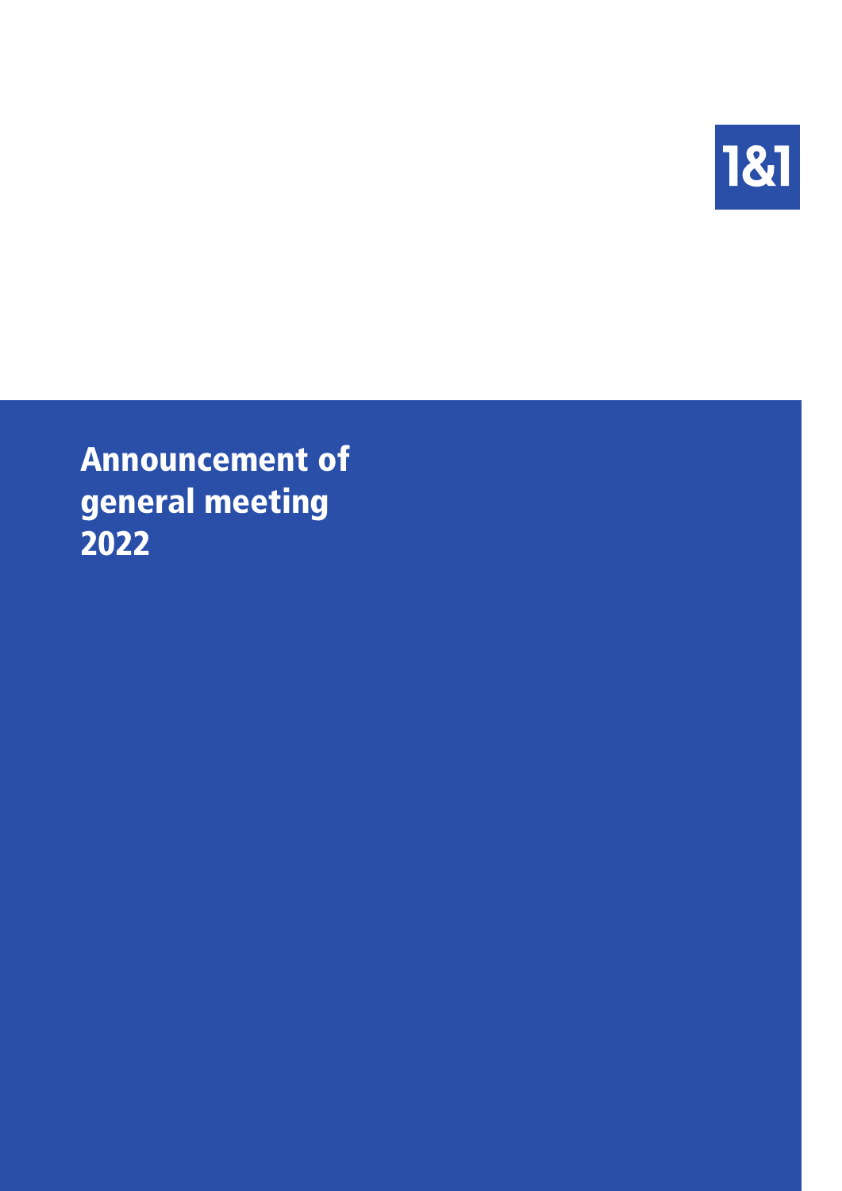1&1

# Announcement of general meeting 2022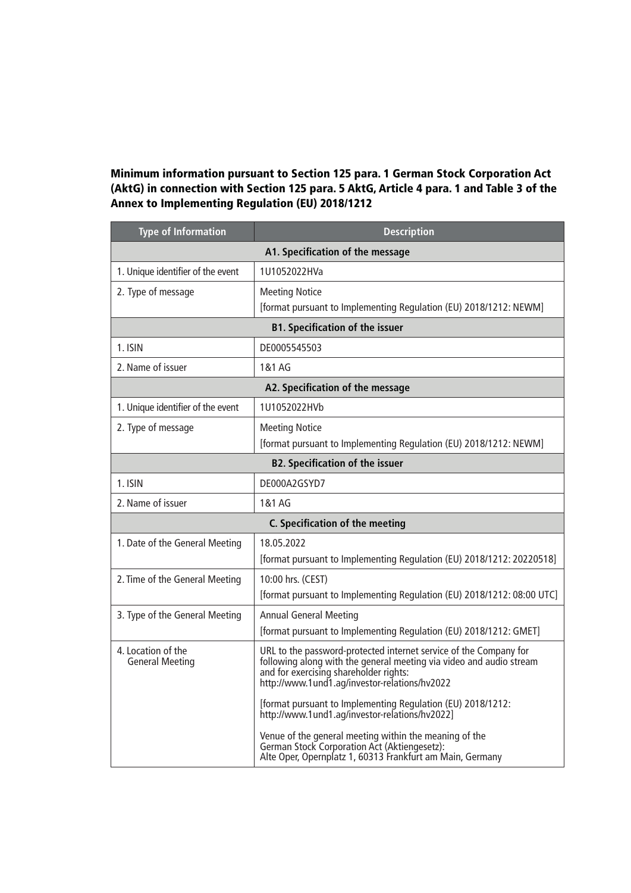**Minimum information pursuant to Section 125 para. 1 German Stock Corporation Act (AktG) in connection with Section 125 para. 5 AktG, Article 4 para. 1 and Table 3 of the Annex to Implementing Regulation (EU) 2018/1212**

| Type of Information | Description |
| --- | --- |
| **A1. Specification of the message** | |
| 1. Unique identifier of the event | 1U1052022HVa |
| 2. Type of message | Meeting Notice<br>[format pursuant to Implementing Regulation (EU) 2018/1212: NEWM] |
| **B1. Specification of the issuer** | |
| 1. ISIN | DE0005545503 |
| 2. Name of issuer | 1&1 AG |
| **A2. Specification of the message** | |
| 1. Unique identifier of the event | 1U1052022HVb |
| 2. Type of message | Meeting Notice<br>[format pursuant to Implementing Regulation (EU) 2018/1212: NEWM] |
| **B2. Specification of the issuer** | |
| 1. ISIN | DE000A2GSYD7 |
| 2. Name of issuer | 1&1 AG |
| **C. Specification of the meeting** | |
| 1. Date of the General Meeting | 18.05.2022<br>[format pursuant to Implementing Regulation (EU) 2018/1212: 20220518] |
| 2. Time of the General Meeting | 10:00 hrs. (CEST)<br>[format pursuant to Implementing Regulation (EU) 2018/1212: 08:00 UTC] |
| 3. Type of the General Meeting | Annual General Meeting<br>[format pursuant to Implementing Regulation (EU) 2018/1212: GMET] |
| 4. Location of the General Meeting | URL to the password-protected internet service of the Company for following along with the general meeting via video and audio stream and for exercising shareholder rights: http://www.1und1.ag/investor-relations/hv2022<br><br>[format pursuant to Implementing Regulation (EU) 2018/1212: http://www.1und1.ag/investor-relations/hv2022]<br><br>Venue of the general meeting within the meaning of the German Stock Corporation Act (Aktiengesetz): Alte Oper, Opernplatz 1, 60313 Frankfurt am Main, Germany |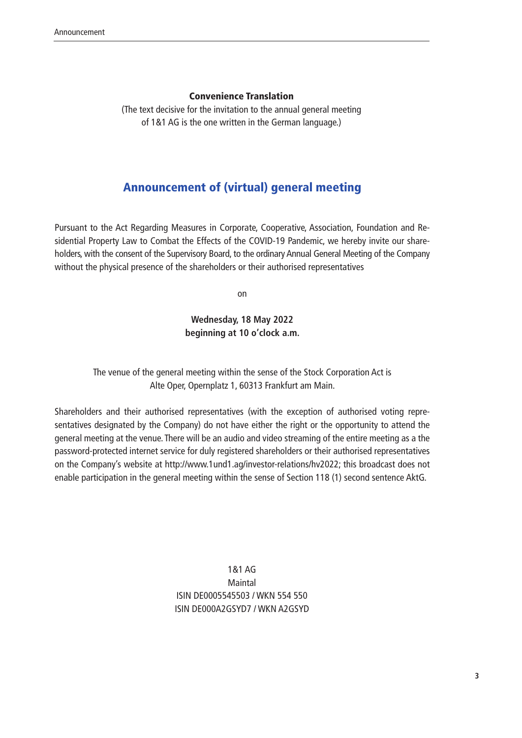**Convenience Translation**

(The text decisive for the invitation to the annual general meeting of 1&1 AG is the one written in the German language.)

# Announcement of (virtual) general meeting

Pursuant to the Act Regarding Measures in Corporate, Cooperative, Association, Foundation and Residential Property Law to Combat the Effects of the COVID-19 Pandemic, we hereby invite our shareholders, with the consent of the Supervisory Board, to the ordinary Annual General Meeting of the Company without the physical presence of the shareholders or their authorised representatives

on

**Wednesday, 18 May 2022**
**beginning at 10 o'clock a.m.**

The venue of the general meeting within the sense of the Stock Corporation Act is Alte Oper, Opernplatz 1, 60313 Frankfurt am Main.

Shareholders and their authorised representatives (with the exception of authorised voting representatives designated by the Company) do not have either the right or the opportunity to attend the general meeting at the venue. There will be an audio and video streaming of the entire meeting as a the password-protected internet service for duly registered shareholders or their authorised representatives on the Company's website at http://www.1und1.ag/investor-relations/hv2022; this broadcast does not enable participation in the general meeting within the sense of Section 118 (1) second sentence AktG.

1&1 AG
Maintal
ISIN DE0005545503 / WKN 554 550
ISIN DE000A2GSYD7 / WKN A2GSYD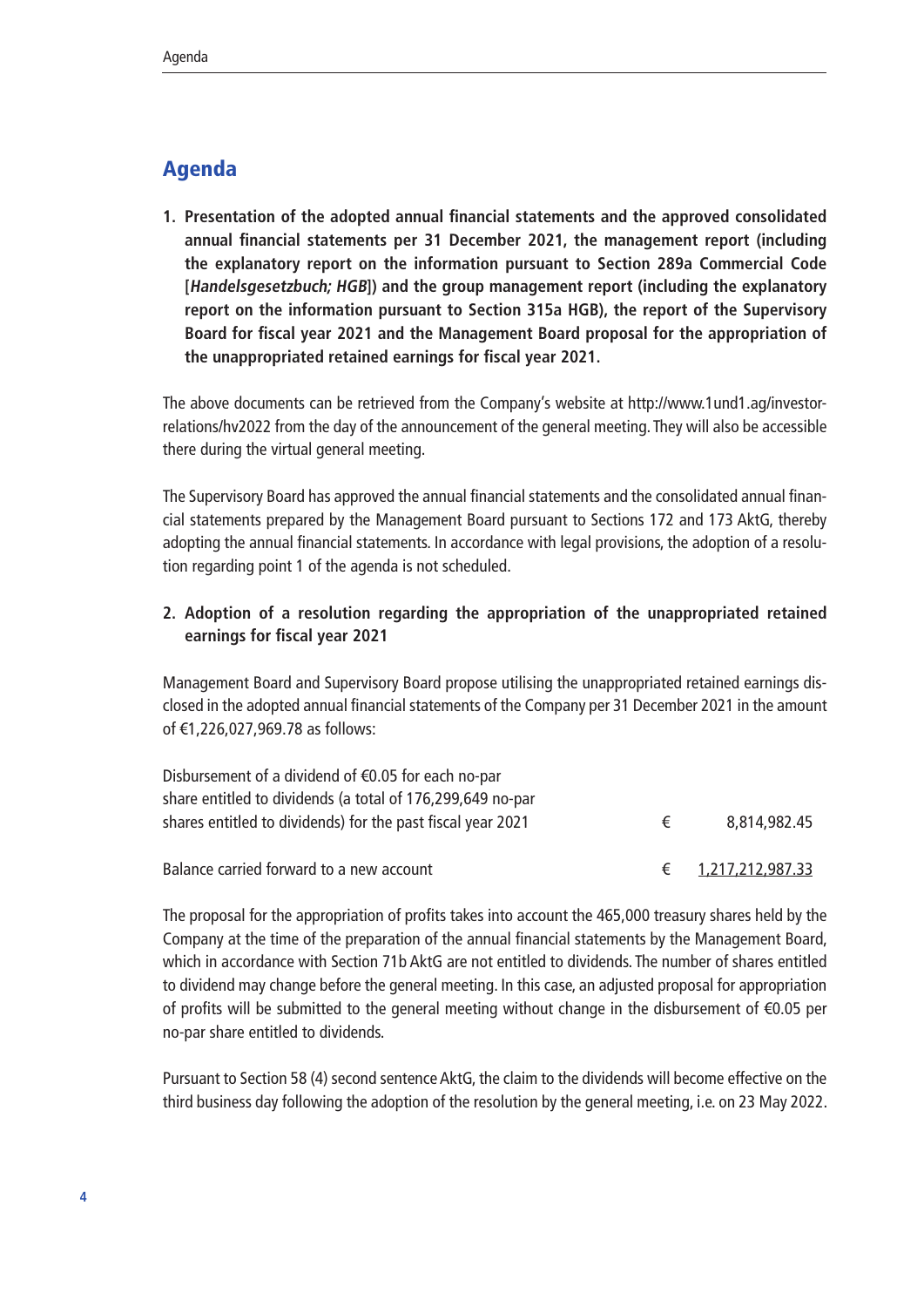## Agenda

**1. Presentation of the adopted annual financial statements and the approved consolidated annual financial statements per 31 December 2021, the management report (including the explanatory report on the information pursuant to Section 289a Commercial Code [*Handelsgesetzbuch; HGB*]) and the group management report (including the explanatory report on the information pursuant to Section 315a HGB), the report of the Supervisory Board for fiscal year 2021 and the Management Board proposal for the appropriation of the unappropriated retained earnings for fiscal year 2021.**

The above documents can be retrieved from the Company's website at http://www.1und1.ag/investor-relations/hv2022 from the day of the announcement of the general meeting. They will also be accessible there during the virtual general meeting.

The Supervisory Board has approved the annual financial statements and the consolidated annual financial statements prepared by the Management Board pursuant to Sections 172 and 173 AktG, thereby adopting the annual financial statements. In accordance with legal provisions, the adoption of a resolution regarding point 1 of the agenda is not scheduled.

**2. Adoption of a resolution regarding the appropriation of the unappropriated retained earnings for fiscal year 2021**

Management Board and Supervisory Board propose utilising the unappropriated retained earnings disclosed in the adopted annual financial statements of the Company per 31 December 2021 in the amount of €1,226,027,969.78 as follows:

| | | |
|---|---|---|
| Disbursement of a dividend of €0.05 for each no-par share entitled to dividends (a total of 176,299,649 no-par shares entitled to dividends) for the past fiscal year 2021 | € | 8,814,982.45 |
| Balance carried forward to a new account | € | 1,217,212,987.33 |

The proposal for the appropriation of profits takes into account the 465,000 treasury shares held by the Company at the time of the preparation of the annual financial statements by the Management Board, which in accordance with Section 71b AktG are not entitled to dividends. The number of shares entitled to dividend may change before the general meeting. In this case, an adjusted proposal for appropriation of profits will be submitted to the general meeting without change in the disbursement of €0.05 per no-par share entitled to dividends.

Pursuant to Section 58 (4) second sentence AktG, the claim to the dividends will become effective on the third business day following the adoption of the resolution by the general meeting, i.e. on 23 May 2022.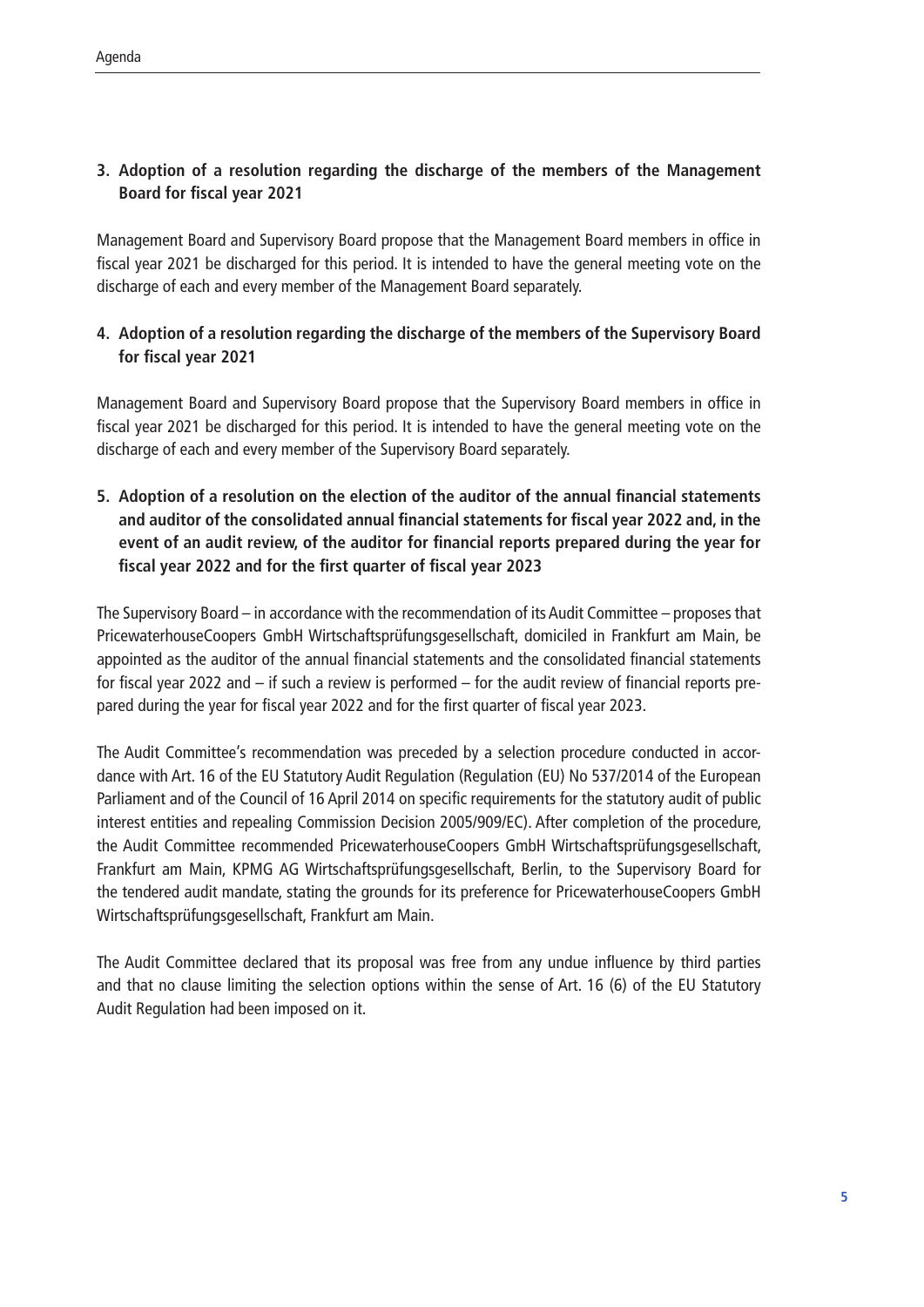## 3. Adoption of a resolution regarding the discharge of the members of the Management Board for fiscal year 2021

Management Board and Supervisory Board propose that the Management Board members in office in fiscal year 2021 be discharged for this period. It is intended to have the general meeting vote on the discharge of each and every member of the Management Board separately.

## 4. Adoption of a resolution regarding the discharge of the members of the Supervisory Board for fiscal year 2021

Management Board and Supervisory Board propose that the Supervisory Board members in office in fiscal year 2021 be discharged for this period. It is intended to have the general meeting vote on the discharge of each and every member of the Supervisory Board separately.

## 5. Adoption of a resolution on the election of the auditor of the annual financial statements and auditor of the consolidated annual financial statements for fiscal year 2022 and, in the event of an audit review, of the auditor for financial reports prepared during the year for fiscal year 2022 and for the first quarter of fiscal year 2023

The Supervisory Board – in accordance with the recommendation of its Audit Committee – proposes that PricewaterhouseCoopers GmbH Wirtschaftsprüfungsgesellschaft, domiciled in Frankfurt am Main, be appointed as the auditor of the annual financial statements and the consolidated financial statements for fiscal year 2022 and – if such a review is performed – for the audit review of financial reports prepared during the year for fiscal year 2022 and for the first quarter of fiscal year 2023.

The Audit Committee's recommendation was preceded by a selection procedure conducted in accordance with Art. 16 of the EU Statutory Audit Regulation (Regulation (EU) No 537/2014 of the European Parliament and of the Council of 16 April 2014 on specific requirements for the statutory audit of public interest entities and repealing Commission Decision 2005/909/EC). After completion of the procedure, the Audit Committee recommended PricewaterhouseCoopers GmbH Wirtschaftsprüfungsgesellschaft, Frankfurt am Main, KPMG AG Wirtschaftsprüfungsgesellschaft, Berlin, to the Supervisory Board for the tendered audit mandate, stating the grounds for its preference for PricewaterhouseCoopers GmbH Wirtschaftsprüfungsgesellschaft, Frankfurt am Main.

The Audit Committee declared that its proposal was free from any undue influence by third parties and that no clause limiting the selection options within the sense of Art. 16 (6) of the EU Statutory Audit Regulation had been imposed on it.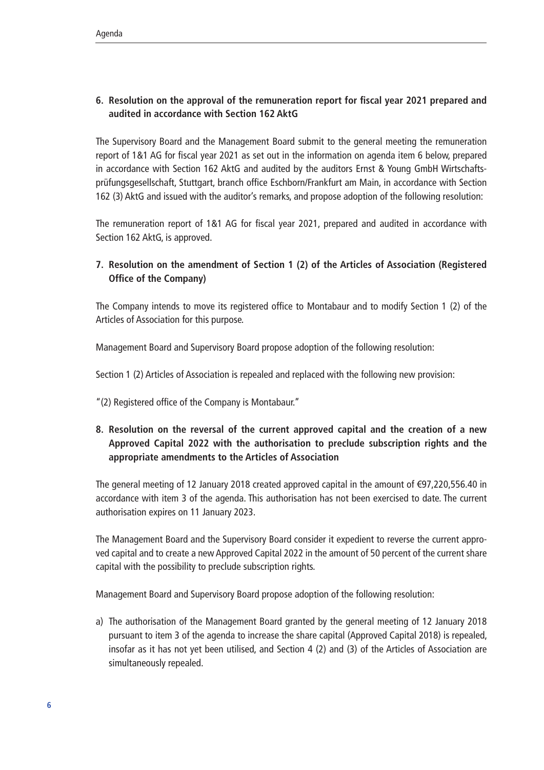## 6. Resolution on the approval of the remuneration report for fiscal year 2021 prepared and audited in accordance with Section 162 AktG

The Supervisory Board and the Management Board submit to the general meeting the remuneration report of 1&1 AG for fiscal year 2021 as set out in the information on agenda item 6 below, prepared in accordance with Section 162 AktG and audited by the auditors Ernst & Young GmbH Wirtschaftsprüfungsgesellschaft, Stuttgart, branch office Eschborn/Frankfurt am Main, in accordance with Section 162 (3) AktG and issued with the auditor's remarks, and propose adoption of the following resolution:

The remuneration report of 1&1 AG for fiscal year 2021, prepared and audited in accordance with Section 162 AktG, is approved.

## 7. Resolution on the amendment of Section 1 (2) of the Articles of Association (Registered Office of the Company)

The Company intends to move its registered office to Montabaur and to modify Section 1 (2) of the Articles of Association for this purpose.

Management Board and Supervisory Board propose adoption of the following resolution:

Section 1 (2) Articles of Association is repealed and replaced with the following new provision:

"(2) Registered office of the Company is Montabaur."

## 8. Resolution on the reversal of the current approved capital and the creation of a new Approved Capital 2022 with the authorisation to preclude subscription rights and the appropriate amendments to the Articles of Association

The general meeting of 12 January 2018 created approved capital in the amount of €97,220,556.40 in accordance with item 3 of the agenda. This authorisation has not been exercised to date. The current authorisation expires on 11 January 2023.

The Management Board and the Supervisory Board consider it expedient to reverse the current approved capital and to create a new Approved Capital 2022 in the amount of 50 percent of the current share capital with the possibility to preclude subscription rights.

Management Board and Supervisory Board propose adoption of the following resolution:

a) The authorisation of the Management Board granted by the general meeting of 12 January 2018 pursuant to item 3 of the agenda to increase the share capital (Approved Capital 2018) is repealed, insofar as it has not yet been utilised, and Section 4 (2) and (3) of the Articles of Association are simultaneously repealed.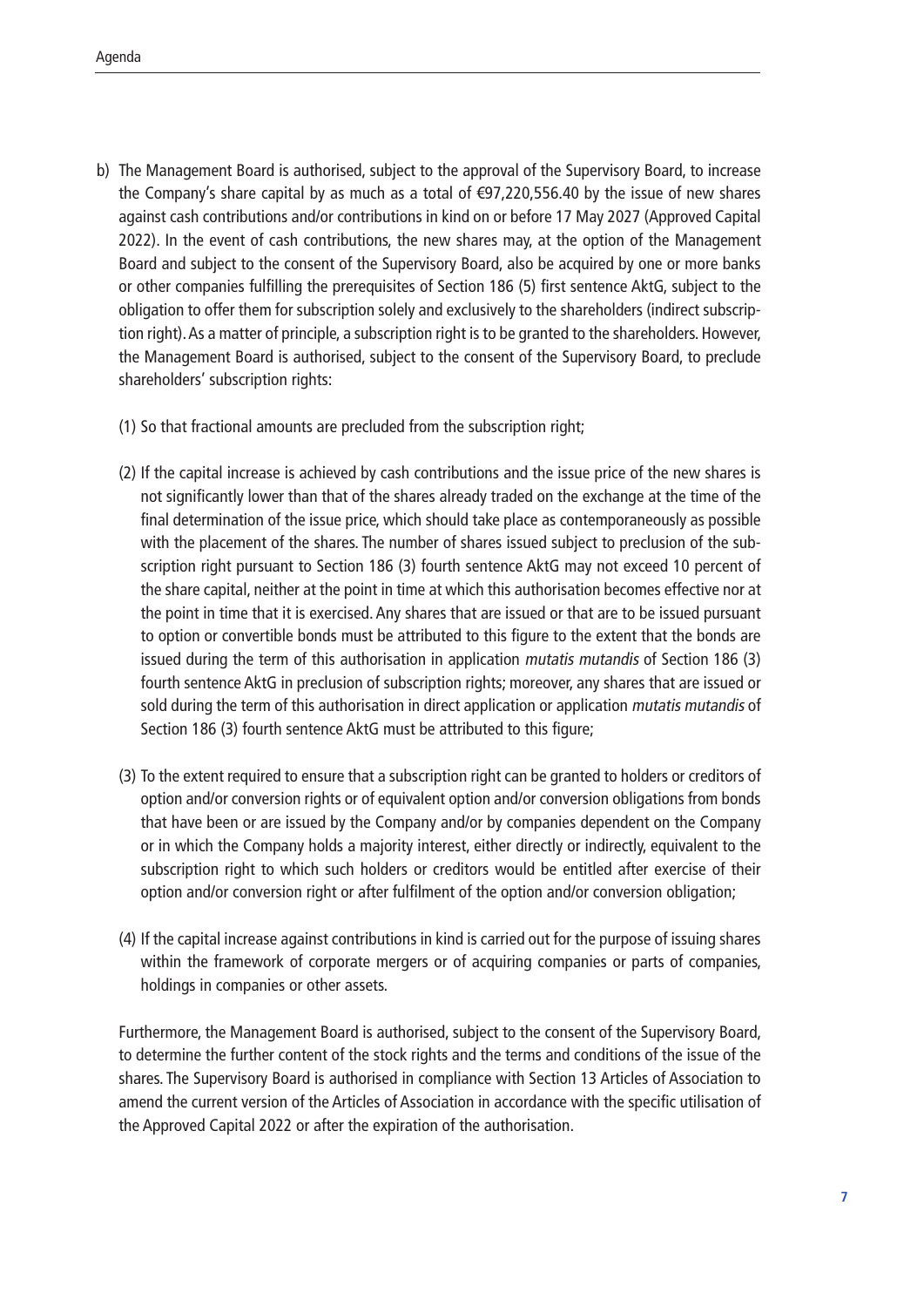b) The Management Board is authorised, subject to the approval of the Supervisory Board, to increase the Company's share capital by as much as a total of €97,220,556.40 by the issue of new shares against cash contributions and/or contributions in kind on or before 17 May 2027 (Approved Capital 2022). In the event of cash contributions, the new shares may, at the option of the Management Board and subject to the consent of the Supervisory Board, also be acquired by one or more banks or other companies fulfilling the prerequisites of Section 186 (5) first sentence AktG, subject to the obligation to offer them for subscription solely and exclusively to the shareholders (indirect subscription right). As a matter of principle, a subscription right is to be granted to the shareholders. However, the Management Board is authorised, subject to the consent of the Supervisory Board, to preclude shareholders' subscription rights:

   (1) So that fractional amounts are precluded from the subscription right;

   (2) If the capital increase is achieved by cash contributions and the issue price of the new shares is not significantly lower than that of the shares already traded on the exchange at the time of the final determination of the issue price, which should take place as contemporaneously as possible with the placement of the shares. The number of shares issued subject to preclusion of the subscription right pursuant to Section 186 (3) fourth sentence AktG may not exceed 10 percent of the share capital, neither at the point in time at which this authorisation becomes effective nor at the point in time that it is exercised. Any shares that are issued or that are to be issued pursuant to option or convertible bonds must be attributed to this figure to the extent that the bonds are issued during the term of this authorisation in application *mutatis mutandis* of Section 186 (3) fourth sentence AktG in preclusion of subscription rights; moreover, any shares that are issued or sold during the term of this authorisation in direct application or application *mutatis mutandis* of Section 186 (3) fourth sentence AktG must be attributed to this figure;

   (3) To the extent required to ensure that a subscription right can be granted to holders or creditors of option and/or conversion rights or of equivalent option and/or conversion obligations from bonds that have been or are issued by the Company and/or by companies dependent on the Company or in which the Company holds a majority interest, either directly or indirectly, equivalent to the subscription right to which such holders or creditors would be entitled after exercise of their option and/or conversion right or after fulfilment of the option and/or conversion obligation;

   (4) If the capital increase against contributions in kind is carried out for the purpose of issuing shares within the framework of corporate mergers or of acquiring companies or parts of companies, holdings in companies or other assets.

   Furthermore, the Management Board is authorised, subject to the consent of the Supervisory Board, to determine the further content of the stock rights and the terms and conditions of the issue of the shares. The Supervisory Board is authorised in compliance with Section 13 Articles of Association to amend the current version of the Articles of Association in accordance with the specific utilisation of the Approved Capital 2022 or after the expiration of the authorisation.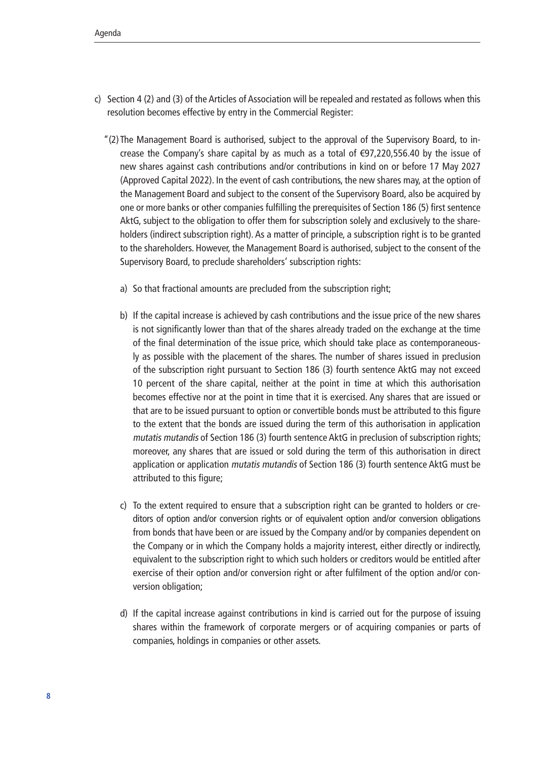c) Section 4 (2) and (3) of the Articles of Association will be repealed and restated as follows when this resolution becomes effective by entry in the Commercial Register:

"(2) The Management Board is authorised, subject to the approval of the Supervisory Board, to increase the Company's share capital by as much as a total of €97,220,556.40 by the issue of new shares against cash contributions and/or contributions in kind on or before 17 May 2027 (Approved Capital 2022). In the event of cash contributions, the new shares may, at the option of the Management Board and subject to the consent of the Supervisory Board, also be acquired by one or more banks or other companies fulfilling the prerequisites of Section 186 (5) first sentence AktG, subject to the obligation to offer them for subscription solely and exclusively to the shareholders (indirect subscription right). As a matter of principle, a subscription right is to be granted to the shareholders. However, the Management Board is authorised, subject to the consent of the Supervisory Board, to preclude shareholders' subscription rights:

a) So that fractional amounts are precluded from the subscription right;

b) If the capital increase is achieved by cash contributions and the issue price of the new shares is not significantly lower than that of the shares already traded on the exchange at the time of the final determination of the issue price, which should take place as contemporaneously as possible with the placement of the shares. The number of shares issued in preclusion of the subscription right pursuant to Section 186 (3) fourth sentence AktG may not exceed 10 percent of the share capital, neither at the point in time at which this authorisation becomes effective nor at the point in time that it is exercised. Any shares that are issued or that are to be issued pursuant to option or convertible bonds must be attributed to this figure to the extent that the bonds are issued during the term of this authorisation in application *mutatis mutandis* of Section 186 (3) fourth sentence AktG in preclusion of subscription rights; moreover, any shares that are issued or sold during the term of this authorisation in direct application or application *mutatis mutandis* of Section 186 (3) fourth sentence AktG must be attributed to this figure;

c) To the extent required to ensure that a subscription right can be granted to holders or creditors of option and/or conversion rights or of equivalent option and/or conversion obligations from bonds that have been or are issued by the Company and/or by companies dependent on the Company or in which the Company holds a majority interest, either directly or indirectly, equivalent to the subscription right to which such holders or creditors would be entitled after exercise of their option and/or conversion right or after fulfilment of the option and/or conversion obligation;

d) If the capital increase against contributions in kind is carried out for the purpose of issuing shares within the framework of corporate mergers or of acquiring companies or parts of companies, holdings in companies or other assets.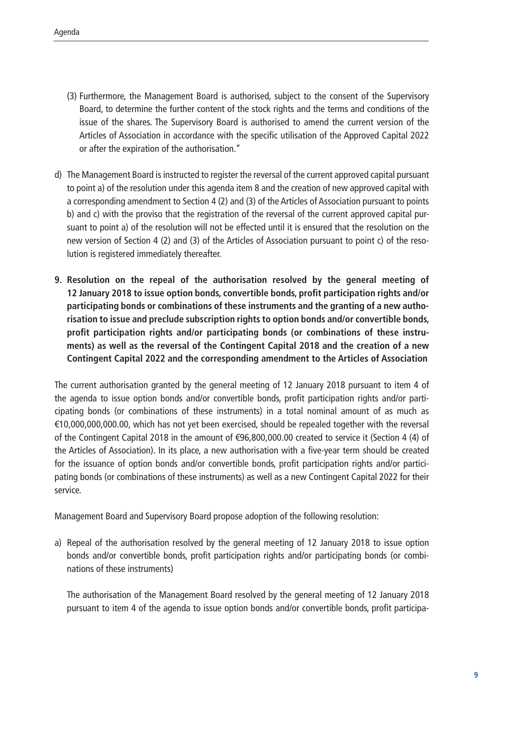(3) Furthermore, the Management Board is authorised, subject to the consent of the Supervisory Board, to determine the further content of the stock rights and the terms and conditions of the issue of the shares. The Supervisory Board is authorised to amend the current version of the Articles of Association in accordance with the specific utilisation of the Approved Capital 2022 or after the expiration of the authorisation."

d) The Management Board is instructed to register the reversal of the current approved capital pursuant to point a) of the resolution under this agenda item 8 and the creation of new approved capital with a corresponding amendment to Section 4 (2) and (3) of the Articles of Association pursuant to points b) and c) with the proviso that the registration of the reversal of the current approved capital pursuant to point a) of the resolution will not be effected until it is ensured that the resolution on the new version of Section 4 (2) and (3) of the Articles of Association pursuant to point c) of the resolution is registered immediately thereafter.

**9. Resolution on the repeal of the authorisation resolved by the general meeting of 12 January 2018 to issue option bonds, convertible bonds, profit participation rights and/or participating bonds or combinations of these instruments and the granting of a new authorisation to issue and preclude subscription rights to option bonds and/or convertible bonds, profit participation rights and/or participating bonds (or combinations of these instruments) as well as the reversal of the Contingent Capital 2018 and the creation of a new Contingent Capital 2022 and the corresponding amendment to the Articles of Association**

The current authorisation granted by the general meeting of 12 January 2018 pursuant to item 4 of the agenda to issue option bonds and/or convertible bonds, profit participation rights and/or participating bonds (or combinations of these instruments) in a total nominal amount of as much as €10,000,000,000.00, which has not yet been exercised, should be repealed together with the reversal of the Contingent Capital 2018 in the amount of €96,800,000.00 created to service it (Section 4 (4) of the Articles of Association). In its place, a new authorisation with a five-year term should be created for the issuance of option bonds and/or convertible bonds, profit participation rights and/or participating bonds (or combinations of these instruments) as well as a new Contingent Capital 2022 for their service.

Management Board and Supervisory Board propose adoption of the following resolution:

a) Repeal of the authorisation resolved by the general meeting of 12 January 2018 to issue option bonds and/or convertible bonds, profit participation rights and/or participating bonds (or combinations of these instruments)

The authorisation of the Management Board resolved by the general meeting of 12 January 2018 pursuant to item 4 of the agenda to issue option bonds and/or convertible bonds, profit participa-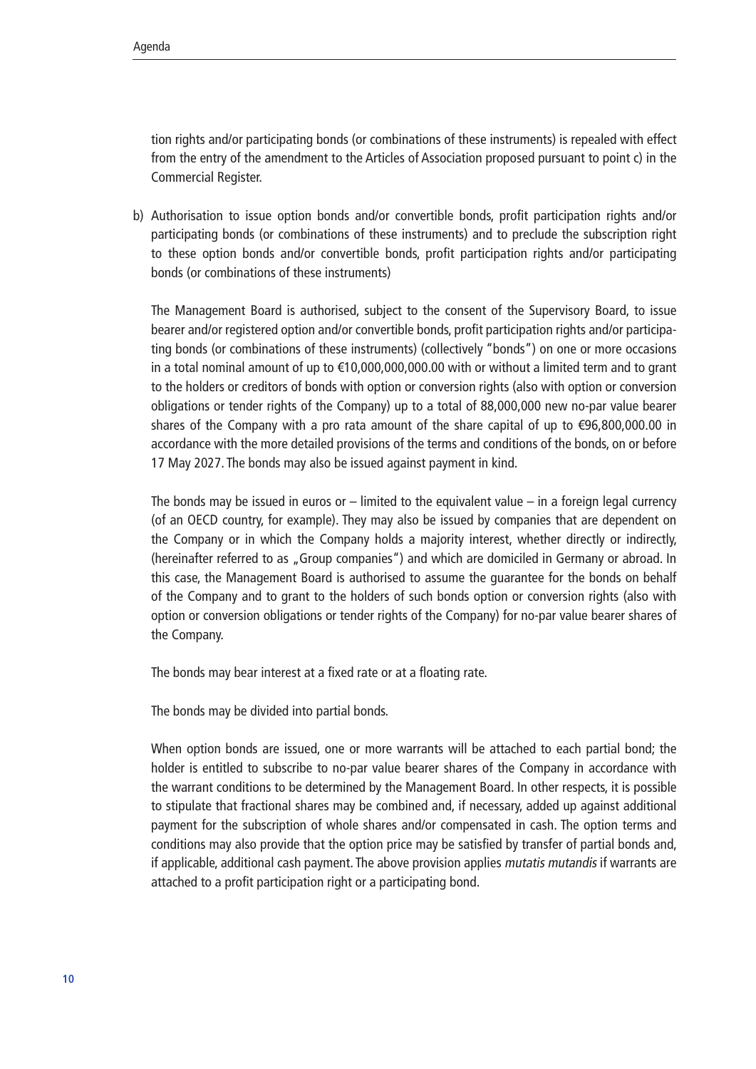tion rights and/or participating bonds (or combinations of these instruments) is repealed with effect from the entry of the amendment to the Articles of Association proposed pursuant to point c) in the Commercial Register.

b) Authorisation to issue option bonds and/or convertible bonds, profit participation rights and/or participating bonds (or combinations of these instruments) and to preclude the subscription right to these option bonds and/or convertible bonds, profit participation rights and/or participating bonds (or combinations of these instruments)

   The Management Board is authorised, subject to the consent of the Supervisory Board, to issue bearer and/or registered option and/or convertible bonds, profit participation rights and/or participating bonds (or combinations of these instruments) (collectively "bonds") on one or more occasions in a total nominal amount of up to €10,000,000,000.00 with or without a limited term and to grant to the holders or creditors of bonds with option or conversion rights (also with option or conversion obligations or tender rights of the Company) up to a total of 88,000,000 new no-par value bearer shares of the Company with a pro rata amount of the share capital of up to €96,800,000.00 in accordance with the more detailed provisions of the terms and conditions of the bonds, on or before 17 May 2027. The bonds may also be issued against payment in kind.

   The bonds may be issued in euros or – limited to the equivalent value – in a foreign legal currency (of an OECD country, for example). They may also be issued by companies that are dependent on the Company or in which the Company holds a majority interest, whether directly or indirectly, (hereinafter referred to as „Group companies") and which are domiciled in Germany or abroad. In this case, the Management Board is authorised to assume the guarantee for the bonds on behalf of the Company and to grant to the holders of such bonds option or conversion rights (also with option or conversion obligations or tender rights of the Company) for no-par value bearer shares of the Company.

   The bonds may bear interest at a fixed rate or at a floating rate.

   The bonds may be divided into partial bonds.

   When option bonds are issued, one or more warrants will be attached to each partial bond; the holder is entitled to subscribe to no-par value bearer shares of the Company in accordance with the warrant conditions to be determined by the Management Board. In other respects, it is possible to stipulate that fractional shares may be combined and, if necessary, added up against additional payment for the subscription of whole shares and/or compensated in cash. The option terms and conditions may also provide that the option price may be satisfied by transfer of partial bonds and, if applicable, additional cash payment. The above provision applies *mutatis mutandis* if warrants are attached to a profit participation right or a participating bond.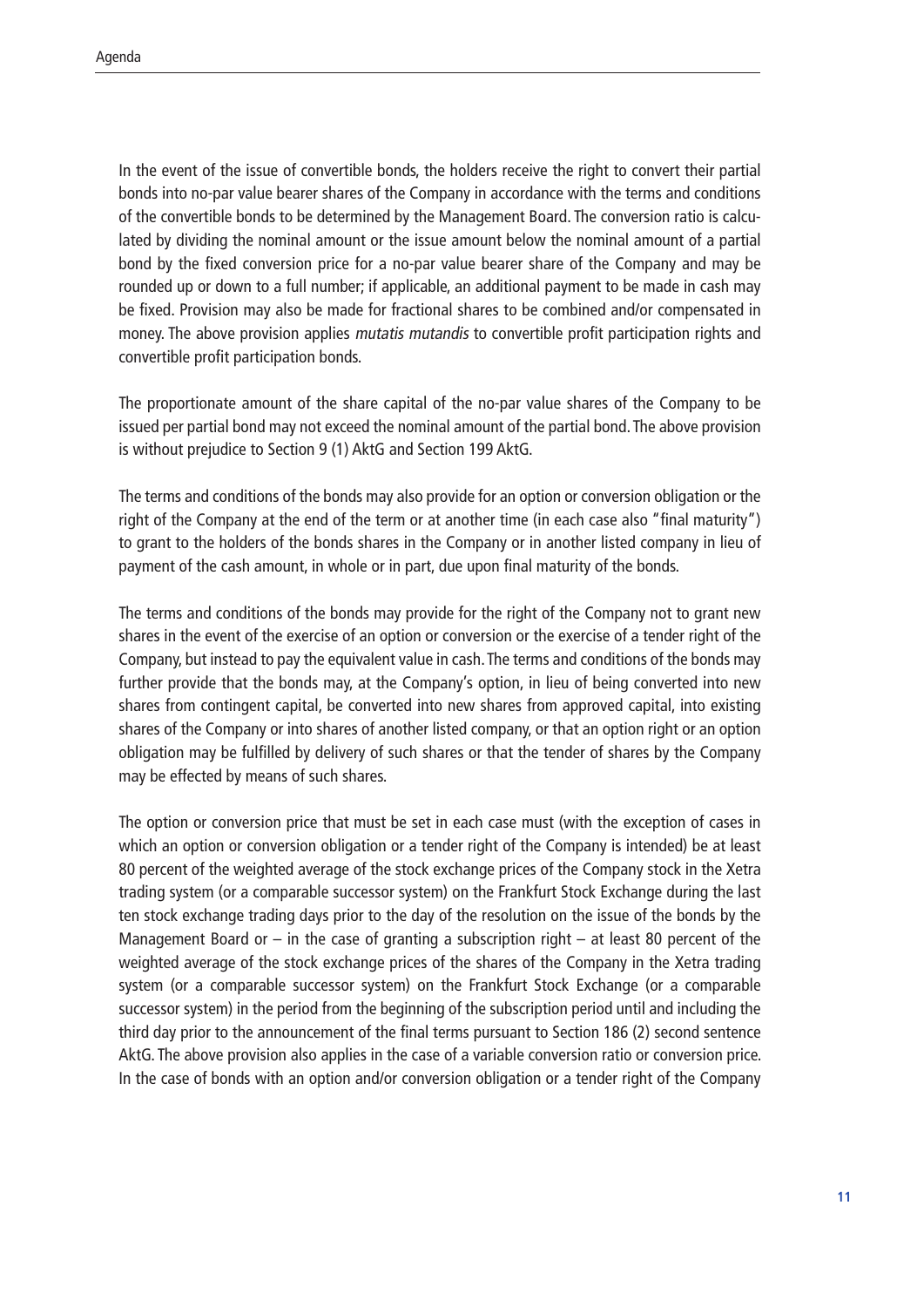In the event of the issue of convertible bonds, the holders receive the right to convert their partial bonds into no-par value bearer shares of the Company in accordance with the terms and conditions of the convertible bonds to be determined by the Management Board. The conversion ratio is calculated by dividing the nominal amount or the issue amount below the nominal amount of a partial bond by the fixed conversion price for a no-par value bearer share of the Company and may be rounded up or down to a full number; if applicable, an additional payment to be made in cash may be fixed. Provision may also be made for fractional shares to be combined and/or compensated in money. The above provision applies *mutatis mutandis* to convertible profit participation rights and convertible profit participation bonds.

The proportionate amount of the share capital of the no-par value shares of the Company to be issued per partial bond may not exceed the nominal amount of the partial bond. The above provision is without prejudice to Section 9 (1) AktG and Section 199 AktG.

The terms and conditions of the bonds may also provide for an option or conversion obligation or the right of the Company at the end of the term or at another time (in each case also "final maturity") to grant to the holders of the bonds shares in the Company or in another listed company in lieu of payment of the cash amount, in whole or in part, due upon final maturity of the bonds.

The terms and conditions of the bonds may provide for the right of the Company not to grant new shares in the event of the exercise of an option or conversion or the exercise of a tender right of the Company, but instead to pay the equivalent value in cash. The terms and conditions of the bonds may further provide that the bonds may, at the Company's option, in lieu of being converted into new shares from contingent capital, be converted into new shares from approved capital, into existing shares of the Company or into shares of another listed company, or that an option right or an option obligation may be fulfilled by delivery of such shares or that the tender of shares by the Company may be effected by means of such shares.

The option or conversion price that must be set in each case must (with the exception of cases in which an option or conversion obligation or a tender right of the Company is intended) be at least 80 percent of the weighted average of the stock exchange prices of the Company stock in the Xetra trading system (or a comparable successor system) on the Frankfurt Stock Exchange during the last ten stock exchange trading days prior to the day of the resolution on the issue of the bonds by the Management Board or – in the case of granting a subscription right – at least 80 percent of the weighted average of the stock exchange prices of the shares of the Company in the Xetra trading system (or a comparable successor system) on the Frankfurt Stock Exchange (or a comparable successor system) in the period from the beginning of the subscription period until and including the third day prior to the announcement of the final terms pursuant to Section 186 (2) second sentence AktG. The above provision also applies in the case of a variable conversion ratio or conversion price. In the case of bonds with an option and/or conversion obligation or a tender right of the Company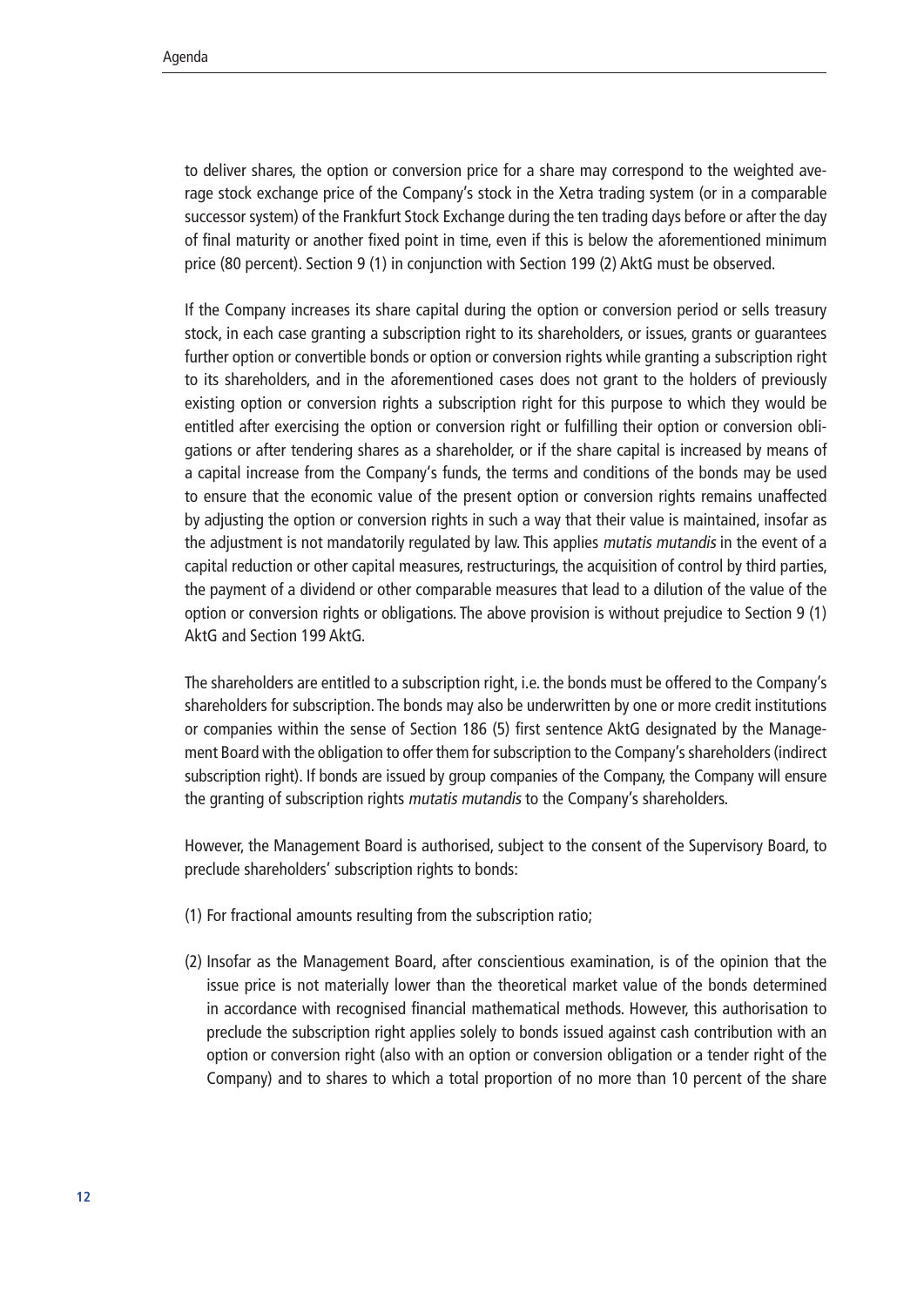to deliver shares, the option or conversion price for a share may correspond to the weighted average stock exchange price of the Company's stock in the Xetra trading system (or in a comparable successor system) of the Frankfurt Stock Exchange during the ten trading days before or after the day of final maturity or another fixed point in time, even if this is below the aforementioned minimum price (80 percent). Section 9 (1) in conjunction with Section 199 (2) AktG must be observed.

If the Company increases its share capital during the option or conversion period or sells treasury stock, in each case granting a subscription right to its shareholders, or issues, grants or guarantees further option or convertible bonds or option or conversion rights while granting a subscription right to its shareholders, and in the aforementioned cases does not grant to the holders of previously existing option or conversion rights a subscription right for this purpose to which they would be entitled after exercising the option or conversion right or fulfilling their option or conversion obligations or after tendering shares as a shareholder, or if the share capital is increased by means of a capital increase from the Company's funds, the terms and conditions of the bonds may be used to ensure that the economic value of the present option or conversion rights remains unaffected by adjusting the option or conversion rights in such a way that their value is maintained, insofar as the adjustment is not mandatorily regulated by law. This applies *mutatis mutandis* in the event of a capital reduction or other capital measures, restructurings, the acquisition of control by third parties, the payment of a dividend or other comparable measures that lead to a dilution of the value of the option or conversion rights or obligations. The above provision is without prejudice to Section 9 (1) AktG and Section 199 AktG.

The shareholders are entitled to a subscription right, i.e. the bonds must be offered to the Company's shareholders for subscription. The bonds may also be underwritten by one or more credit institutions or companies within the sense of Section 186 (5) first sentence AktG designated by the Management Board with the obligation to offer them for subscription to the Company's shareholders (indirect subscription right). If bonds are issued by group companies of the Company, the Company will ensure the granting of subscription rights *mutatis mutandis* to the Company's shareholders.

However, the Management Board is authorised, subject to the consent of the Supervisory Board, to preclude shareholders' subscription rights to bonds:

(1) For fractional amounts resulting from the subscription ratio;

(2) Insofar as the Management Board, after conscientious examination, is of the opinion that the issue price is not materially lower than the theoretical market value of the bonds determined in accordance with recognised financial mathematical methods. However, this authorisation to preclude the subscription right applies solely to bonds issued against cash contribution with an option or conversion right (also with an option or conversion obligation or a tender right of the Company) and to shares to which a total proportion of no more than 10 percent of the share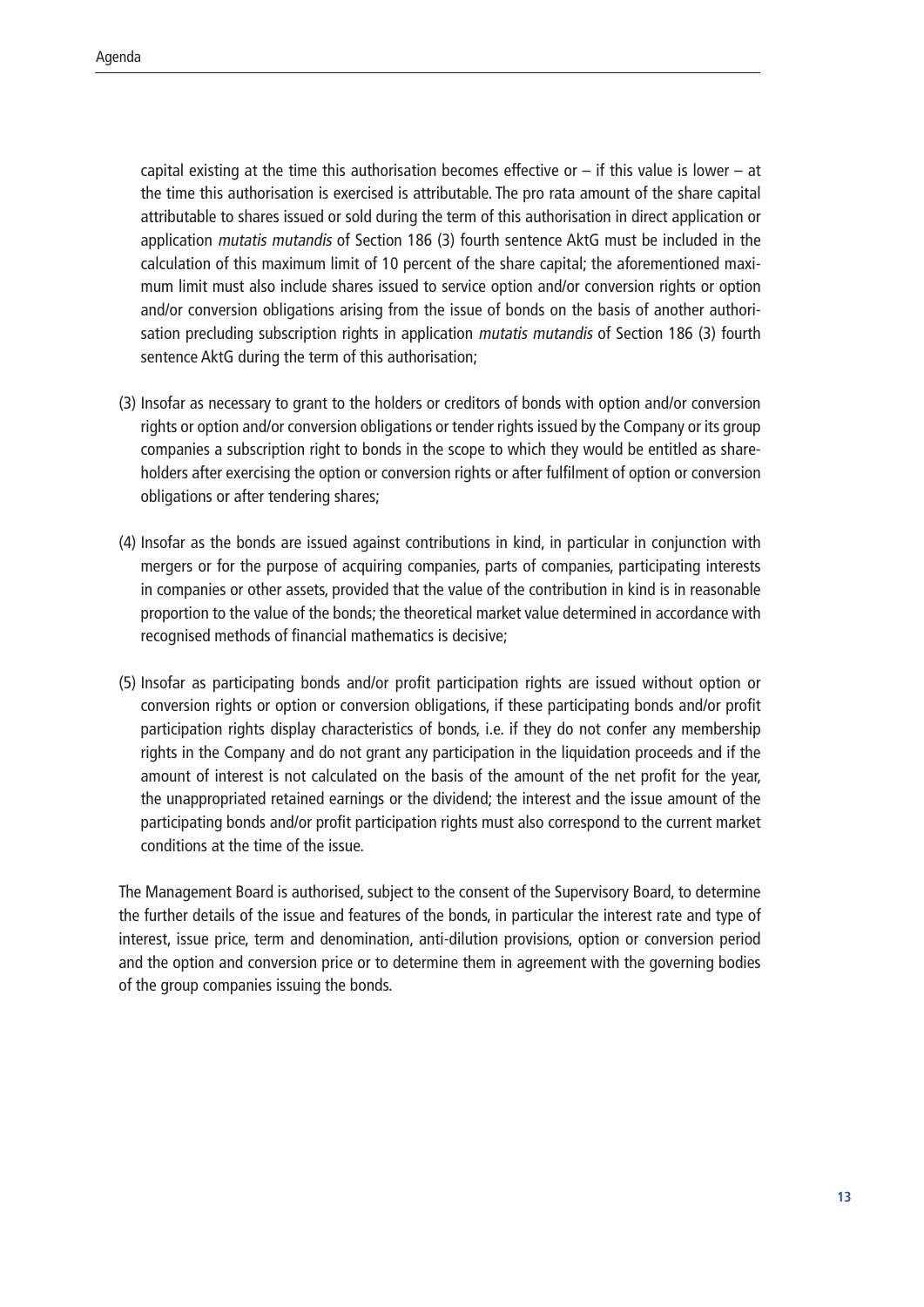capital existing at the time this authorisation becomes effective or – if this value is lower – at the time this authorisation is exercised is attributable. The pro rata amount of the share capital attributable to shares issued or sold during the term of this authorisation in direct application or application *mutatis mutandis* of Section 186 (3) fourth sentence AktG must be included in the calculation of this maximum limit of 10 percent of the share capital; the aforementioned maximum limit must also include shares issued to service option and/or conversion rights or option and/or conversion obligations arising from the issue of bonds on the basis of another authorisation precluding subscription rights in application *mutatis mutandis* of Section 186 (3) fourth sentence AktG during the term of this authorisation;

(3) Insofar as necessary to grant to the holders or creditors of bonds with option and/or conversion rights or option and/or conversion obligations or tender rights issued by the Company or its group companies a subscription right to bonds in the scope to which they would be entitled as shareholders after exercising the option or conversion rights or after fulfilment of option or conversion obligations or after tendering shares;

(4) Insofar as the bonds are issued against contributions in kind, in particular in conjunction with mergers or for the purpose of acquiring companies, parts of companies, participating interests in companies or other assets, provided that the value of the contribution in kind is in reasonable proportion to the value of the bonds; the theoretical market value determined in accordance with recognised methods of financial mathematics is decisive;

(5) Insofar as participating bonds and/or profit participation rights are issued without option or conversion rights or option or conversion obligations, if these participating bonds and/or profit participation rights display characteristics of bonds, i.e. if they do not confer any membership rights in the Company and do not grant any participation in the liquidation proceeds and if the amount of interest is not calculated on the basis of the amount of the net profit for the year, the unappropriated retained earnings or the dividend; the interest and the issue amount of the participating bonds and/or profit participation rights must also correspond to the current market conditions at the time of the issue.

The Management Board is authorised, subject to the consent of the Supervisory Board, to determine the further details of the issue and features of the bonds, in particular the interest rate and type of interest, issue price, term and denomination, anti-dilution provisions, option or conversion period and the option and conversion price or to determine them in agreement with the governing bodies of the group companies issuing the bonds.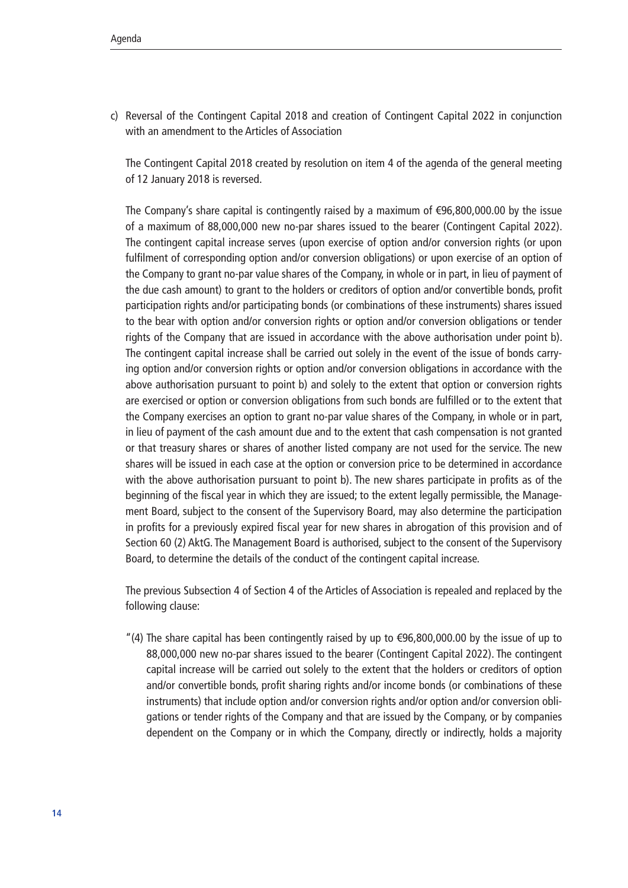c) Reversal of the Contingent Capital 2018 and creation of Contingent Capital 2022 in conjunction with an amendment to the Articles of Association

The Contingent Capital 2018 created by resolution on item 4 of the agenda of the general meeting of 12 January 2018 is reversed.

The Company's share capital is contingently raised by a maximum of €96,800,000.00 by the issue of a maximum of 88,000,000 new no-par shares issued to the bearer (Contingent Capital 2022). The contingent capital increase serves (upon exercise of option and/or conversion rights (or upon fulfilment of corresponding option and/or conversion obligations) or upon exercise of an option of the Company to grant no-par value shares of the Company, in whole or in part, in lieu of payment of the due cash amount) to grant to the holders or creditors of option and/or convertible bonds, profit participation rights and/or participating bonds (or combinations of these instruments) shares issued to the bear with option and/or conversion rights or option and/or conversion obligations or tender rights of the Company that are issued in accordance with the above authorisation under point b). The contingent capital increase shall be carried out solely in the event of the issue of bonds carrying option and/or conversion rights or option and/or conversion obligations in accordance with the above authorisation pursuant to point b) and solely to the extent that option or conversion rights are exercised or option or conversion obligations from such bonds are fulfilled or to the extent that the Company exercises an option to grant no-par value shares of the Company, in whole or in part, in lieu of payment of the cash amount due and to the extent that cash compensation is not granted or that treasury shares or shares of another listed company are not used for the service. The new shares will be issued in each case at the option or conversion price to be determined in accordance with the above authorisation pursuant to point b). The new shares participate in profits as of the beginning of the fiscal year in which they are issued; to the extent legally permissible, the Management Board, subject to the consent of the Supervisory Board, may also determine the participation in profits for a previously expired fiscal year for new shares in abrogation of this provision and of Section 60 (2) AktG. The Management Board is authorised, subject to the consent of the Supervisory Board, to determine the details of the conduct of the contingent capital increase.

The previous Subsection 4 of Section 4 of the Articles of Association is repealed and replaced by the following clause:

"(4) The share capital has been contingently raised by up to €96,800,000.00 by the issue of up to 88,000,000 new no-par shares issued to the bearer (Contingent Capital 2022). The contingent capital increase will be carried out solely to the extent that the holders or creditors of option and/or convertible bonds, profit sharing rights and/or income bonds (or combinations of these instruments) that include option and/or conversion rights and/or option and/or conversion obligations or tender rights of the Company and that are issued by the Company, or by companies dependent on the Company or in which the Company, directly or indirectly, holds a majority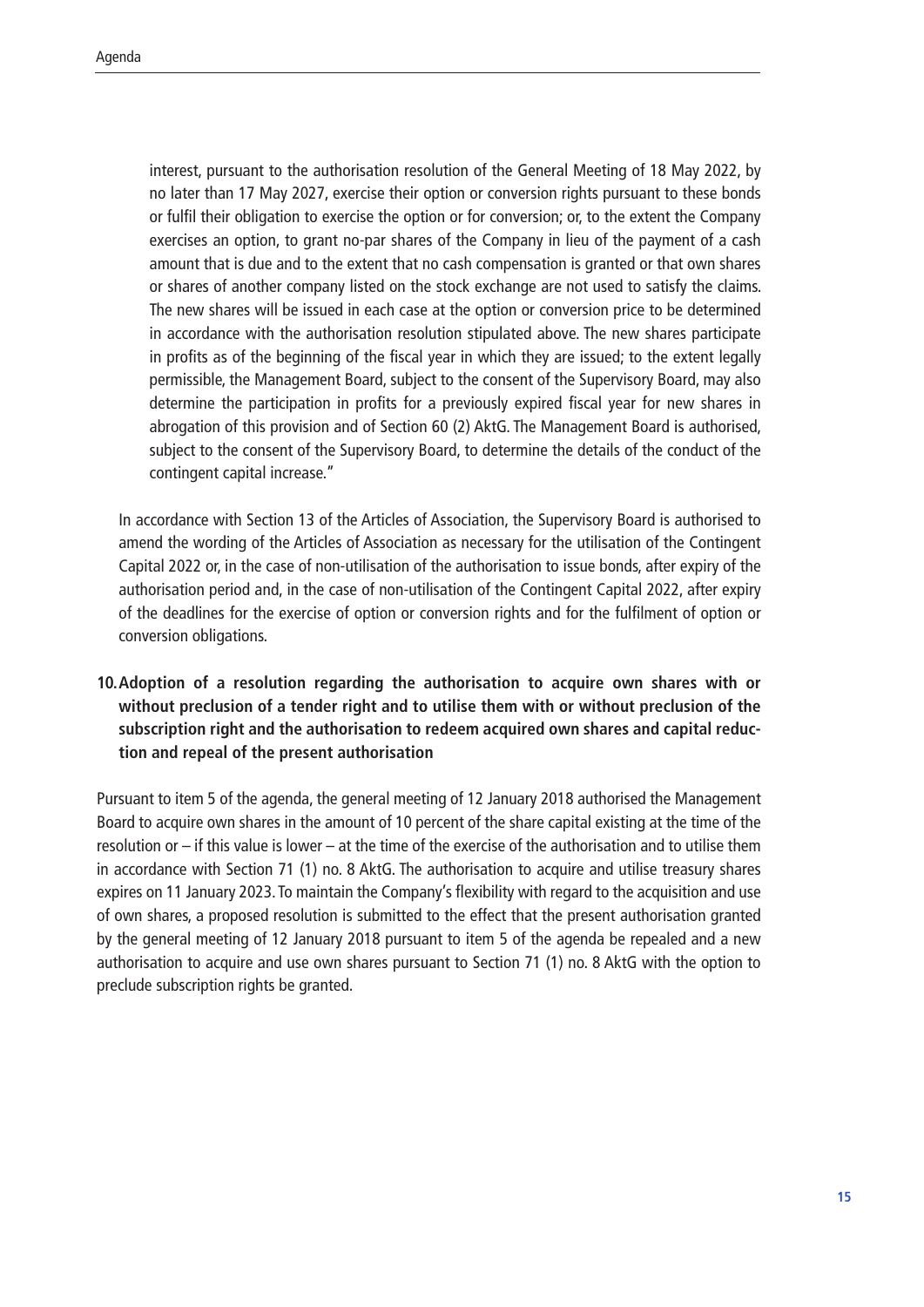interest, pursuant to the authorisation resolution of the General Meeting of 18 May 2022, by no later than 17 May 2027, exercise their option or conversion rights pursuant to these bonds or fulfil their obligation to exercise the option or for conversion; or, to the extent the Company exercises an option, to grant no-par shares of the Company in lieu of the payment of a cash amount that is due and to the extent that no cash compensation is granted or that own shares or shares of another company listed on the stock exchange are not used to satisfy the claims. The new shares will be issued in each case at the option or conversion price to be determined in accordance with the authorisation resolution stipulated above. The new shares participate in profits as of the beginning of the fiscal year in which they are issued; to the extent legally permissible, the Management Board, subject to the consent of the Supervisory Board, may also determine the participation in profits for a previously expired fiscal year for new shares in abrogation of this provision and of Section 60 (2) AktG. The Management Board is authorised, subject to the consent of the Supervisory Board, to determine the details of the conduct of the contingent capital increase."

In accordance with Section 13 of the Articles of Association, the Supervisory Board is authorised to amend the wording of the Articles of Association as necessary for the utilisation of the Contingent Capital 2022 or, in the case of non-utilisation of the authorisation to issue bonds, after expiry of the authorisation period and, in the case of non-utilisation of the Contingent Capital 2022, after expiry of the deadlines for the exercise of option or conversion rights and for the fulfilment of option or conversion obligations.

## 10. Adoption of a resolution regarding the authorisation to acquire own shares with or without preclusion of a tender right and to utilise them with or without preclusion of the subscription right and the authorisation to redeem acquired own shares and capital reduction and repeal of the present authorisation

Pursuant to item 5 of the agenda, the general meeting of 12 January 2018 authorised the Management Board to acquire own shares in the amount of 10 percent of the share capital existing at the time of the resolution or – if this value is lower – at the time of the exercise of the authorisation and to utilise them in accordance with Section 71 (1) no. 8 AktG. The authorisation to acquire and utilise treasury shares expires on 11 January 2023. To maintain the Company's flexibility with regard to the acquisition and use of own shares, a proposed resolution is submitted to the effect that the present authorisation granted by the general meeting of 12 January 2018 pursuant to item 5 of the agenda be repealed and a new authorisation to acquire and use own shares pursuant to Section 71 (1) no. 8 AktG with the option to preclude subscription rights be granted.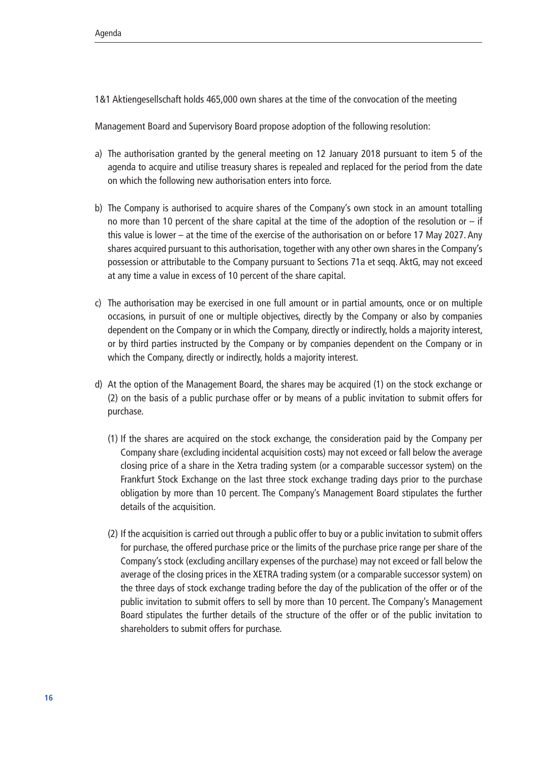1&1 Aktiengesellschaft holds 465,000 own shares at the time of the convocation of the meeting

Management Board and Supervisory Board propose adoption of the following resolution:

a) The authorisation granted by the general meeting on 12 January 2018 pursuant to item 5 of the agenda to acquire and utilise treasury shares is repealed and replaced for the period from the date on which the following new authorisation enters into force.

b) The Company is authorised to acquire shares of the Company's own stock in an amount totalling no more than 10 percent of the share capital at the time of the adoption of the resolution or – if this value is lower – at the time of the exercise of the authorisation on or before 17 May 2027. Any shares acquired pursuant to this authorisation, together with any other own shares in the Company's possession or attributable to the Company pursuant to Sections 71a et seqq. AktG, may not exceed at any time a value in excess of 10 percent of the share capital.

c) The authorisation may be exercised in one full amount or in partial amounts, once or on multiple occasions, in pursuit of one or multiple objectives, directly by the Company or also by companies dependent on the Company or in which the Company, directly or indirectly, holds a majority interest, or by third parties instructed by the Company or by companies dependent on the Company or in which the Company, directly or indirectly, holds a majority interest.

d) At the option of the Management Board, the shares may be acquired (1) on the stock exchange or (2) on the basis of a public purchase offer or by means of a public invitation to submit offers for purchase.

   (1) If the shares are acquired on the stock exchange, the consideration paid by the Company per Company share (excluding incidental acquisition costs) may not exceed or fall below the average closing price of a share in the Xetra trading system (or a comparable successor system) on the Frankfurt Stock Exchange on the last three stock exchange trading days prior to the purchase obligation by more than 10 percent. The Company's Management Board stipulates the further details of the acquisition.

   (2) If the acquisition is carried out through a public offer to buy or a public invitation to submit offers for purchase, the offered purchase price or the limits of the purchase price range per share of the Company's stock (excluding ancillary expenses of the purchase) may not exceed or fall below the average of the closing prices in the XETRA trading system (or a comparable successor system) on the three days of stock exchange trading before the day of the publication of the offer or of the public invitation to submit offers to sell by more than 10 percent. The Company's Management Board stipulates the further details of the structure of the offer or of the public invitation to shareholders to submit offers for purchase.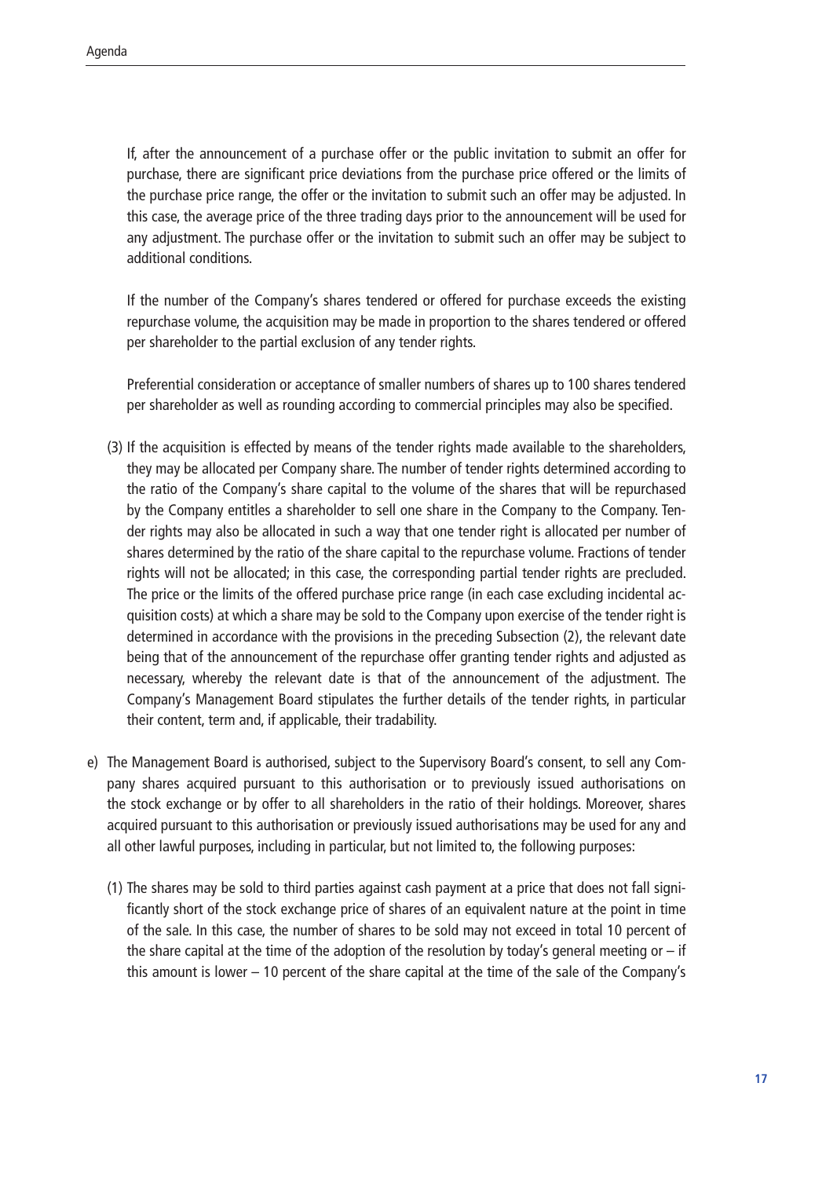If, after the announcement of a purchase offer or the public invitation to submit an offer for purchase, there are significant price deviations from the purchase price offered or the limits of the purchase price range, the offer or the invitation to submit such an offer may be adjusted. In this case, the average price of the three trading days prior to the announcement will be used for any adjustment. The purchase offer or the invitation to submit such an offer may be subject to additional conditions.

If the number of the Company's shares tendered or offered for purchase exceeds the existing repurchase volume, the acquisition may be made in proportion to the shares tendered or offered per shareholder to the partial exclusion of any tender rights.

Preferential consideration or acceptance of smaller numbers of shares up to 100 shares tendered per shareholder as well as rounding according to commercial principles may also be specified.

(3) If the acquisition is effected by means of the tender rights made available to the shareholders, they may be allocated per Company share. The number of tender rights determined according to the ratio of the Company's share capital to the volume of the shares that will be repurchased by the Company entitles a shareholder to sell one share in the Company to the Company. Tender rights may also be allocated in such a way that one tender right is allocated per number of shares determined by the ratio of the share capital to the repurchase volume. Fractions of tender rights will not be allocated; in this case, the corresponding partial tender rights are precluded. The price or the limits of the offered purchase price range (in each case excluding incidental acquisition costs) at which a share may be sold to the Company upon exercise of the tender right is determined in accordance with the provisions in the preceding Subsection (2), the relevant date being that of the announcement of the repurchase offer granting tender rights and adjusted as necessary, whereby the relevant date is that of the announcement of the adjustment. The Company's Management Board stipulates the further details of the tender rights, in particular their content, term and, if applicable, their tradability.

e) The Management Board is authorised, subject to the Supervisory Board's consent, to sell any Company shares acquired pursuant to this authorisation or to previously issued authorisations on the stock exchange or by offer to all shareholders in the ratio of their holdings. Moreover, shares acquired pursuant to this authorisation or previously issued authorisations may be used for any and all other lawful purposes, including in particular, but not limited to, the following purposes:

(1) The shares may be sold to third parties against cash payment at a price that does not fall significantly short of the stock exchange price of shares of an equivalent nature at the point in time of the sale. In this case, the number of shares to be sold may not exceed in total 10 percent of the share capital at the time of the adoption of the resolution by today's general meeting or – if this amount is lower – 10 percent of the share capital at the time of the sale of the Company's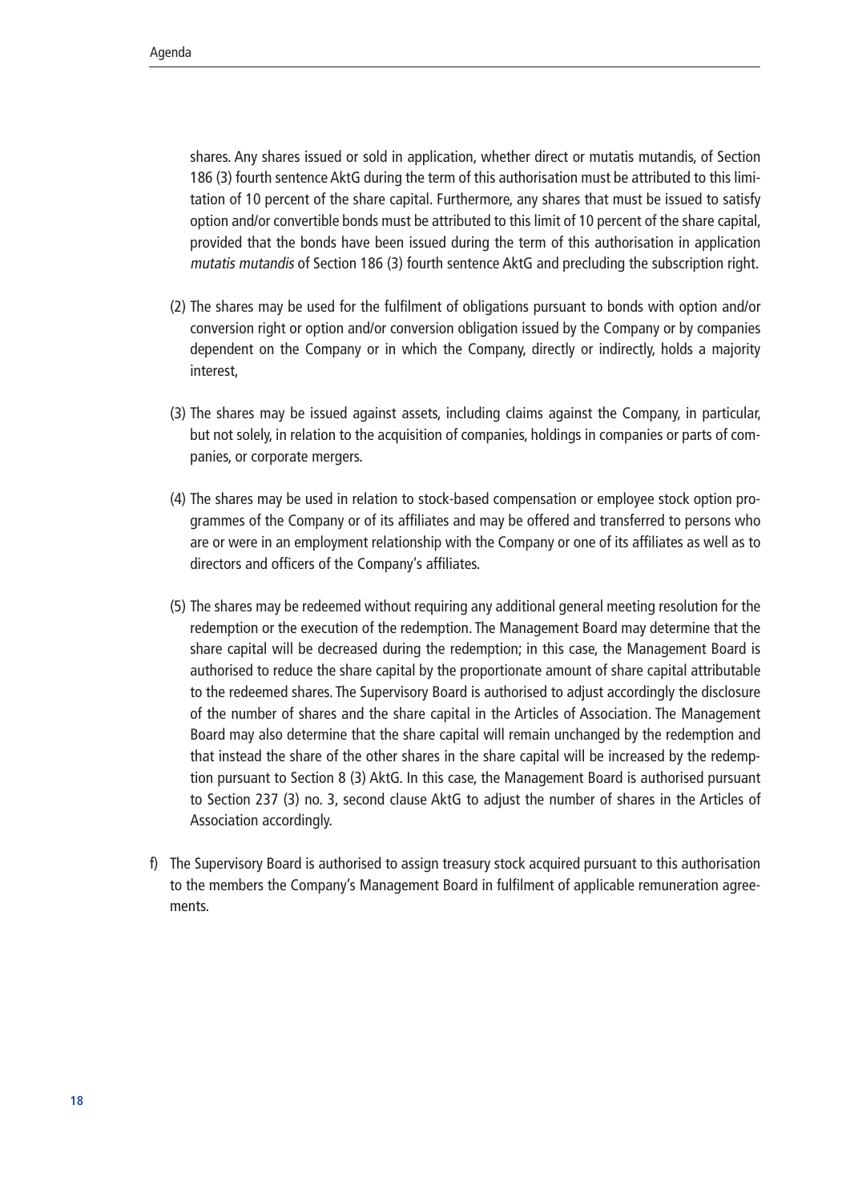shares. Any shares issued or sold in application, whether direct or mutatis mutandis, of Section 186 (3) fourth sentence AktG during the term of this authorisation must be attributed to this limitation of 10 percent of the share capital. Furthermore, any shares that must be issued to satisfy option and/or convertible bonds must be attributed to this limit of 10 percent of the share capital, provided that the bonds have been issued during the term of this authorisation in application *mutatis mutandis* of Section 186 (3) fourth sentence AktG and precluding the subscription right.

(2) The shares may be used for the fulfilment of obligations pursuant to bonds with option and/or conversion right or option and/or conversion obligation issued by the Company or by companies dependent on the Company or in which the Company, directly or indirectly, holds a majority interest,

(3) The shares may be issued against assets, including claims against the Company, in particular, but not solely, in relation to the acquisition of companies, holdings in companies or parts of companies, or corporate mergers.

(4) The shares may be used in relation to stock-based compensation or employee stock option programmes of the Company or of its affiliates and may be offered and transferred to persons who are or were in an employment relationship with the Company or one of its affiliates as well as to directors and officers of the Company's affiliates.

(5) The shares may be redeemed without requiring any additional general meeting resolution for the redemption or the execution of the redemption. The Management Board may determine that the share capital will be decreased during the redemption; in this case, the Management Board is authorised to reduce the share capital by the proportionate amount of share capital attributable to the redeemed shares. The Supervisory Board is authorised to adjust accordingly the disclosure of the number of shares and the share capital in the Articles of Association. The Management Board may also determine that the share capital will remain unchanged by the redemption and that instead the share of the other shares in the share capital will be increased by the redemption pursuant to Section 8 (3) AktG. In this case, the Management Board is authorised pursuant to Section 237 (3) no. 3, second clause AktG to adjust the number of shares in the Articles of Association accordingly.

f) The Supervisory Board is authorised to assign treasury stock acquired pursuant to this authorisation to the members the Company's Management Board in fulfilment of applicable remuneration agreements.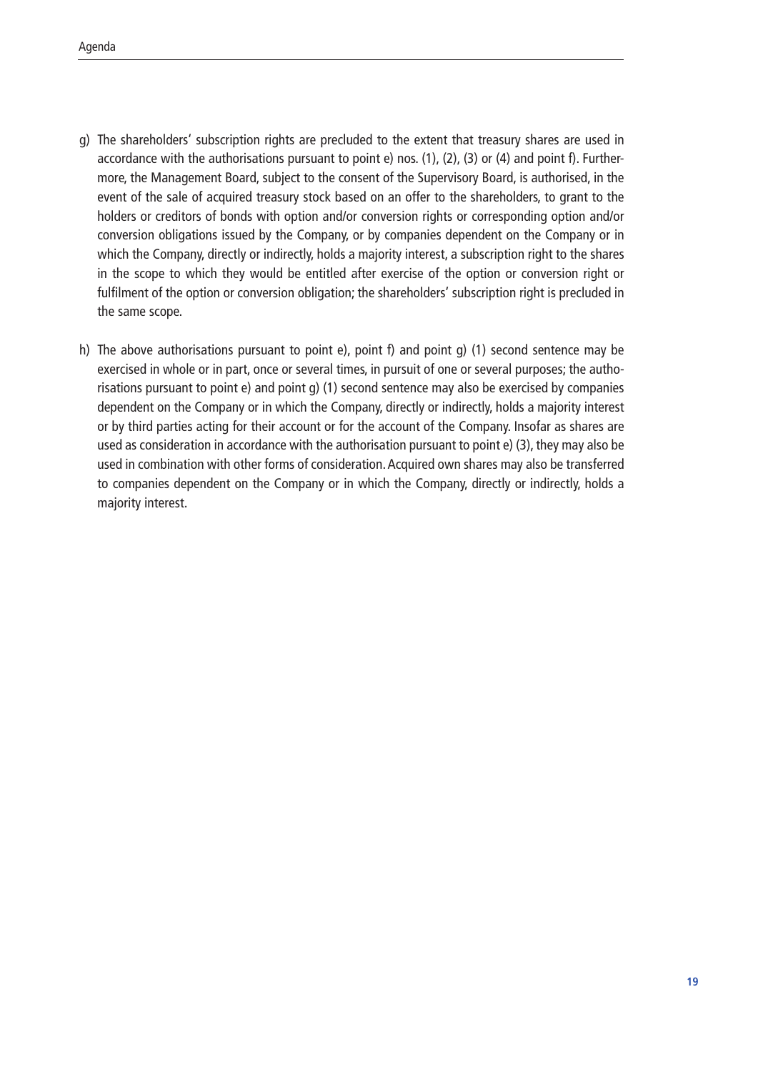g) The shareholders' subscription rights are precluded to the extent that treasury shares are used in accordance with the authorisations pursuant to point e) nos. (1), (2), (3) or (4) and point f). Furthermore, the Management Board, subject to the consent of the Supervisory Board, is authorised, in the event of the sale of acquired treasury stock based on an offer to the shareholders, to grant to the holders or creditors of bonds with option and/or conversion rights or corresponding option and/or conversion obligations issued by the Company, or by companies dependent on the Company or in which the Company, directly or indirectly, holds a majority interest, a subscription right to the shares in the scope to which they would be entitled after exercise of the option or conversion right or fulfilment of the option or conversion obligation; the shareholders' subscription right is precluded in the same scope.

h) The above authorisations pursuant to point e), point f) and point g) (1) second sentence may be exercised in whole or in part, once or several times, in pursuit of one or several purposes; the authorisations pursuant to point e) and point g) (1) second sentence may also be exercised by companies dependent on the Company or in which the Company, directly or indirectly, holds a majority interest or by third parties acting for their account or for the account of the Company. Insofar as shares are used as consideration in accordance with the authorisation pursuant to point e) (3), they may also be used in combination with other forms of consideration. Acquired own shares may also be transferred to companies dependent on the Company or in which the Company, directly or indirectly, holds a majority interest.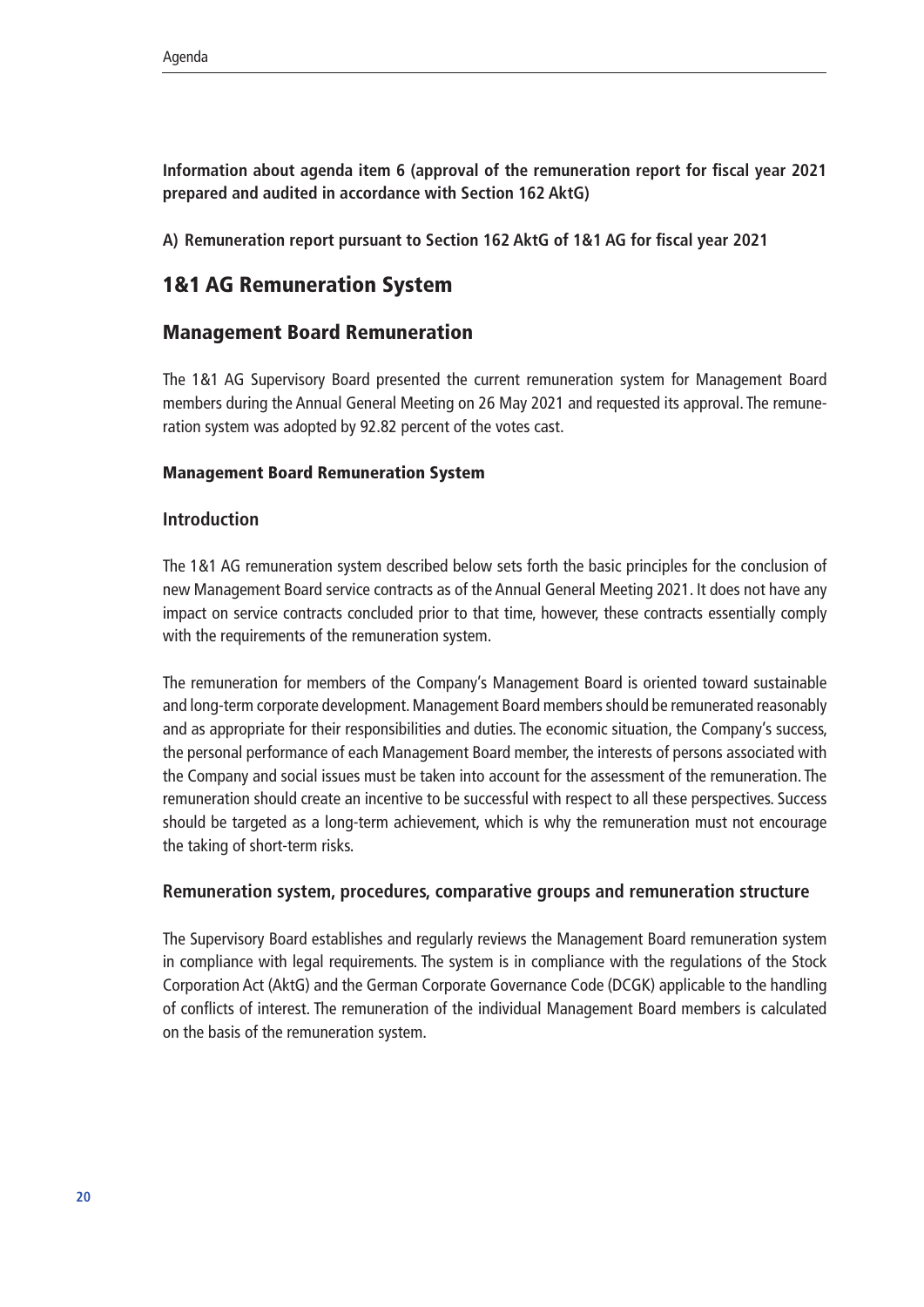**Information about agenda item 6 (approval of the remuneration report for fiscal year 2021 prepared and audited in accordance with Section 162 AktG)**

**A) Remuneration report pursuant to Section 162 AktG of 1&1 AG for fiscal year 2021**

# 1&1 AG Remuneration System

## Management Board Remuneration

The 1&1 AG Supervisory Board presented the current remuneration system for Management Board members during the Annual General Meeting on 26 May 2021 and requested its approval. The remuneration system was adopted by 92.82 percent of the votes cast.

### Management Board Remuneration System

#### Introduction

The 1&1 AG remuneration system described below sets forth the basic principles for the conclusion of new Management Board service contracts as of the Annual General Meeting 2021. It does not have any impact on service contracts concluded prior to that time, however, these contracts essentially comply with the requirements of the remuneration system.

The remuneration for members of the Company's Management Board is oriented toward sustainable and long-term corporate development. Management Board members should be remunerated reasonably and as appropriate for their responsibilities and duties. The economic situation, the Company's success, the personal performance of each Management Board member, the interests of persons associated with the Company and social issues must be taken into account for the assessment of the remuneration. The remuneration should create an incentive to be successful with respect to all these perspectives. Success should be targeted as a long-term achievement, which is why the remuneration must not encourage the taking of short-term risks.

#### Remuneration system, procedures, comparative groups and remuneration structure

The Supervisory Board establishes and regularly reviews the Management Board remuneration system in compliance with legal requirements. The system is in compliance with the regulations of the Stock Corporation Act (AktG) and the German Corporate Governance Code (DCGK) applicable to the handling of conflicts of interest. The remuneration of the individual Management Board members is calculated on the basis of the remuneration system.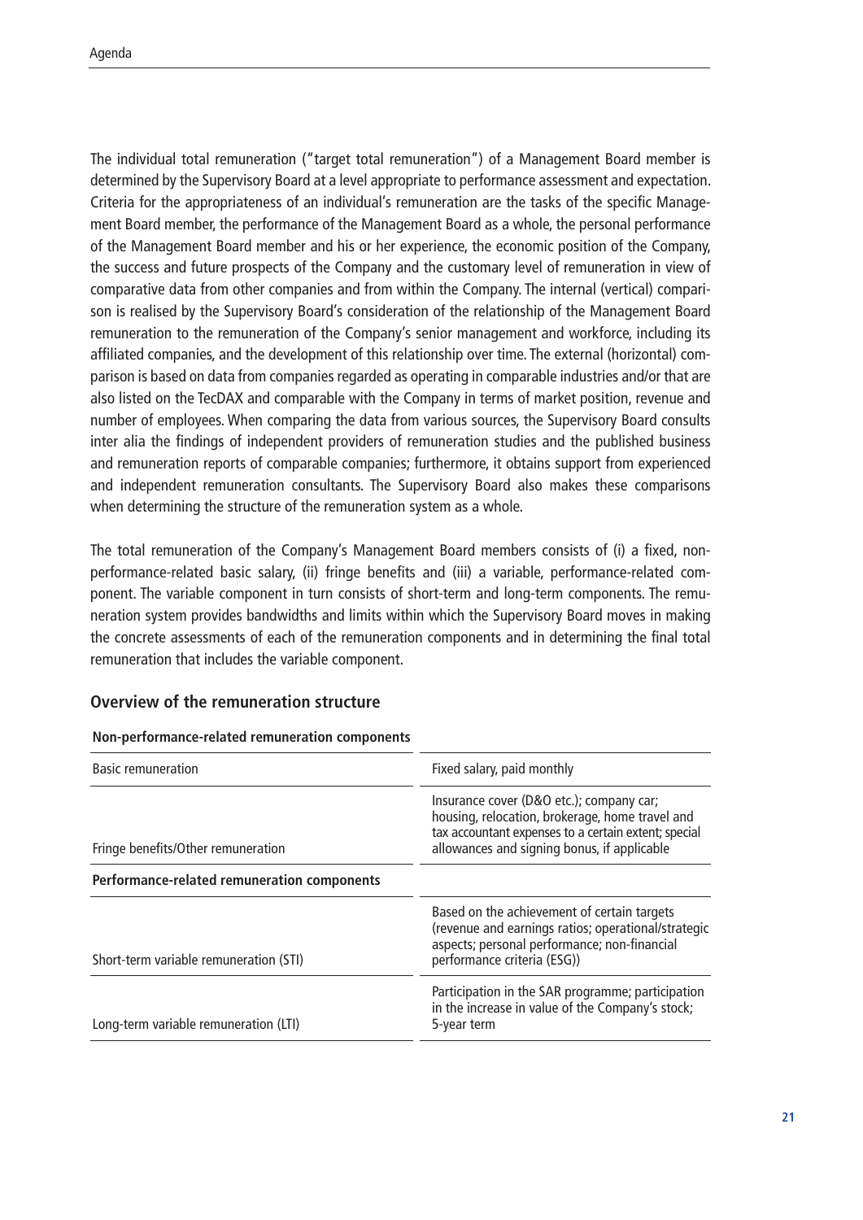The individual total remuneration ("target total remuneration") of a Management Board member is determined by the Supervisory Board at a level appropriate to performance assessment and expectation. Criteria for the appropriateness of an individual's remuneration are the tasks of the specific Management Board member, the performance of the Management Board as a whole, the personal performance of the Management Board member and his or her experience, the economic position of the Company, the success and future prospects of the Company and the customary level of remuneration in view of comparative data from other companies and from within the Company. The internal (vertical) comparison is realised by the Supervisory Board's consideration of the relationship of the Management Board remuneration to the remuneration of the Company's senior management and workforce, including its affiliated companies, and the development of this relationship over time. The external (horizontal) comparison is based on data from companies regarded as operating in comparable industries and/or that are also listed on the TecDAX and comparable with the Company in terms of market position, revenue and number of employees. When comparing the data from various sources, the Supervisory Board consults inter alia the findings of independent providers of remuneration studies and the published business and remuneration reports of comparable companies; furthermore, it obtains support from experienced and independent remuneration consultants. The Supervisory Board also makes these comparisons when determining the structure of the remuneration system as a whole.

The total remuneration of the Company's Management Board members consists of (i) a fixed, non-performance-related basic salary, (ii) fringe benefits and (iii) a variable, performance-related component. The variable component in turn consists of short-term and long-term components. The remuneration system provides bandwidths and limits within which the Supervisory Board moves in making the concrete assessments of each of the remuneration components and in determining the final total remuneration that includes the variable component.

## Overview of the remuneration structure

| **Non-performance-related remuneration components** | |
|---|---|
| Basic remuneration | Fixed salary, paid monthly |
| Fringe benefits/Other remuneration | Insurance cover (D&O etc.); company car; housing, relocation, brokerage, home travel and tax accountant expenses to a certain extent; special allowances and signing bonus, if applicable |
| **Performance-related remuneration components** | |
| Short-term variable remuneration (STI) | Based on the achievement of certain targets (revenue and earnings ratios; operational/strategic aspects; personal performance; non-financial performance criteria (ESG)) |
| Long-term variable remuneration (LTI) | Participation in the SAR programme; participation in the increase in value of the Company's stock; 5-year term |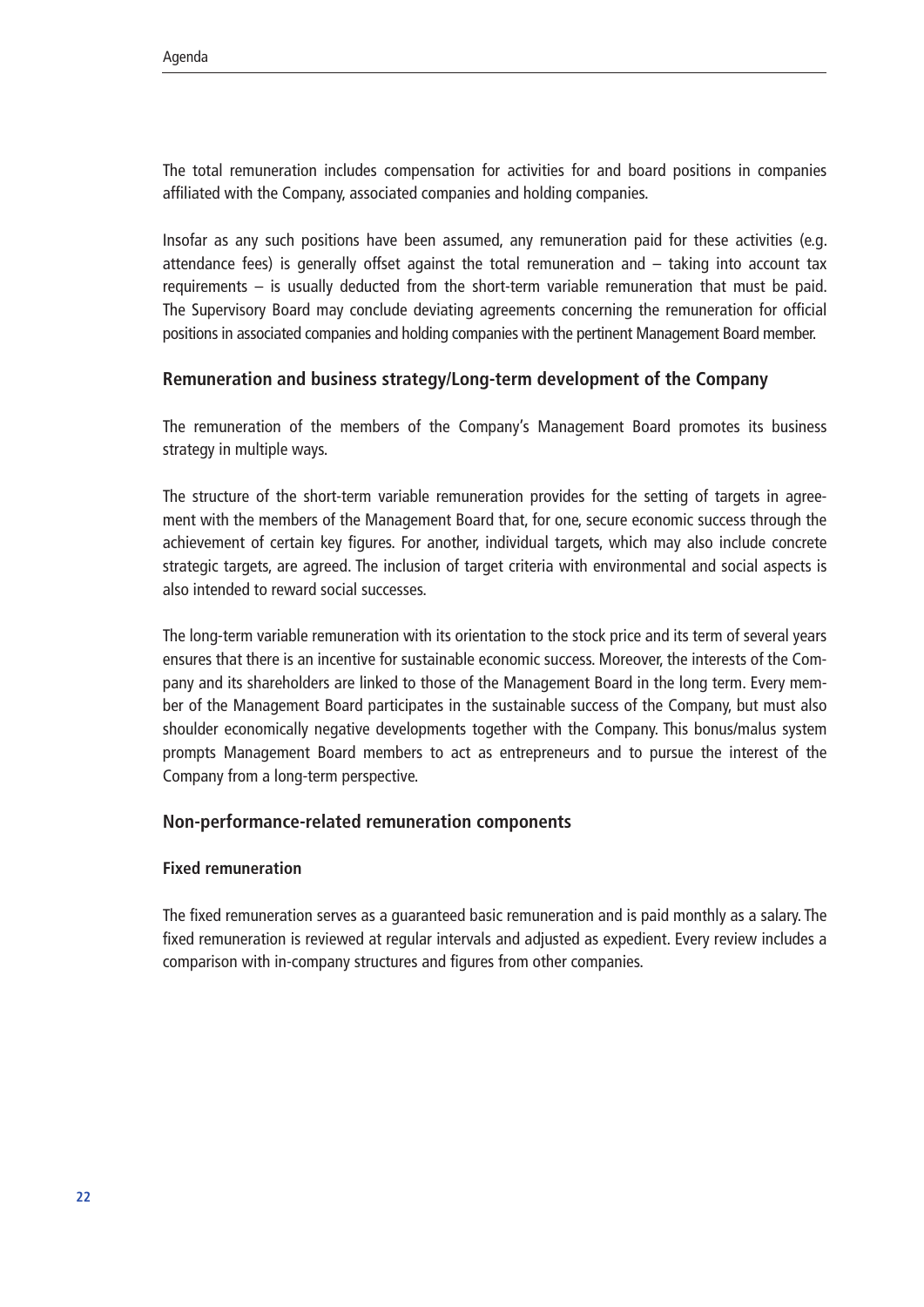The total remuneration includes compensation for activities for and board positions in companies affiliated with the Company, associated companies and holding companies.

Insofar as any such positions have been assumed, any remuneration paid for these activities (e.g. attendance fees) is generally offset against the total remuneration and – taking into account tax requirements – is usually deducted from the short-term variable remuneration that must be paid. The Supervisory Board may conclude deviating agreements concerning the remuneration for official positions in associated companies and holding companies with the pertinent Management Board member.

## Remuneration and business strategy/Long-term development of the Company

The remuneration of the members of the Company's Management Board promotes its business strategy in multiple ways.

The structure of the short-term variable remuneration provides for the setting of targets in agreement with the members of the Management Board that, for one, secure economic success through the achievement of certain key figures. For another, individual targets, which may also include concrete strategic targets, are agreed. The inclusion of target criteria with environmental and social aspects is also intended to reward social successes.

The long-term variable remuneration with its orientation to the stock price and its term of several years ensures that there is an incentive for sustainable economic success. Moreover, the interests of the Company and its shareholders are linked to those of the Management Board in the long term. Every member of the Management Board participates in the sustainable success of the Company, but must also shoulder economically negative developments together with the Company. This bonus/malus system prompts Management Board members to act as entrepreneurs and to pursue the interest of the Company from a long-term perspective.

## Non-performance-related remuneration components

### Fixed remuneration

The fixed remuneration serves as a guaranteed basic remuneration and is paid monthly as a salary. The fixed remuneration is reviewed at regular intervals and adjusted as expedient. Every review includes a comparison with in-company structures and figures from other companies.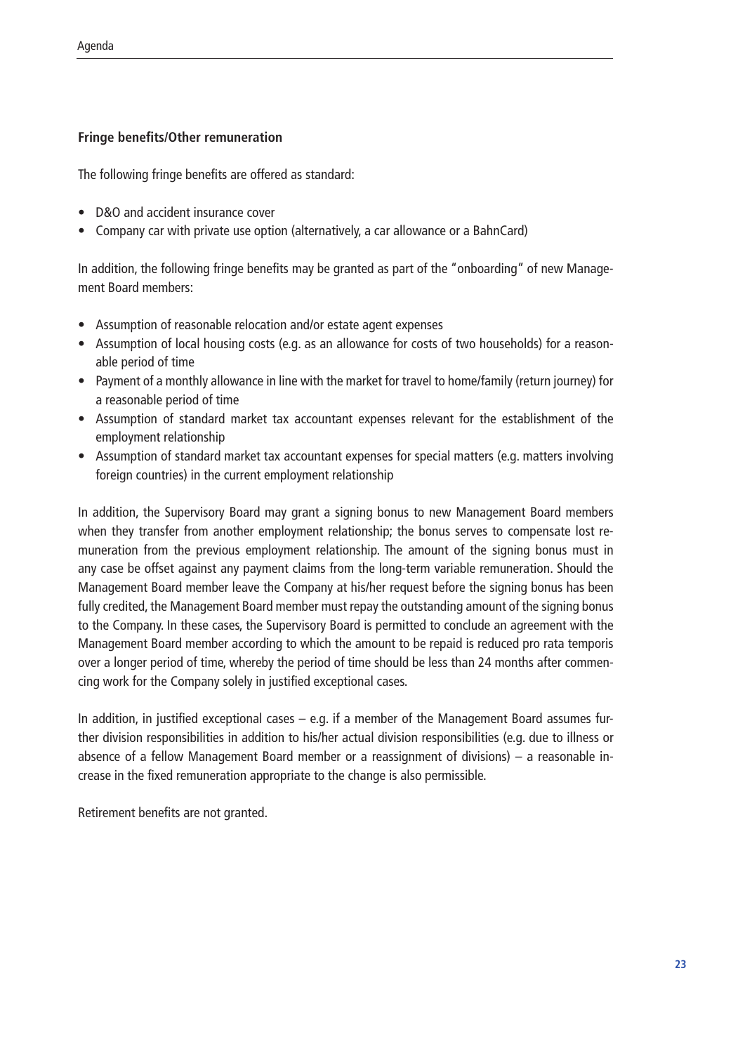**Fringe benefits/Other remuneration**

The following fringe benefits are offered as standard:

- D&O and accident insurance cover
- Company car with private use option (alternatively, a car allowance or a BahnCard)

In addition, the following fringe benefits may be granted as part of the "onboarding" of new Management Board members:

- Assumption of reasonable relocation and/or estate agent expenses
- Assumption of local housing costs (e.g. as an allowance for costs of two households) for a reasonable period of time
- Payment of a monthly allowance in line with the market for travel to home/family (return journey) for a reasonable period of time
- Assumption of standard market tax accountant expenses relevant for the establishment of the employment relationship
- Assumption of standard market tax accountant expenses for special matters (e.g. matters involving foreign countries) in the current employment relationship

In addition, the Supervisory Board may grant a signing bonus to new Management Board members when they transfer from another employment relationship; the bonus serves to compensate lost remuneration from the previous employment relationship. The amount of the signing bonus must in any case be offset against any payment claims from the long-term variable remuneration. Should the Management Board member leave the Company at his/her request before the signing bonus has been fully credited, the Management Board member must repay the outstanding amount of the signing bonus to the Company. In these cases, the Supervisory Board is permitted to conclude an agreement with the Management Board member according to which the amount to be repaid is reduced pro rata temporis over a longer period of time, whereby the period of time should be less than 24 months after commencing work for the Company solely in justified exceptional cases.

In addition, in justified exceptional cases – e.g. if a member of the Management Board assumes further division responsibilities in addition to his/her actual division responsibilities (e.g. due to illness or absence of a fellow Management Board member or a reassignment of divisions) – a reasonable increase in the fixed remuneration appropriate to the change is also permissible.

Retirement benefits are not granted.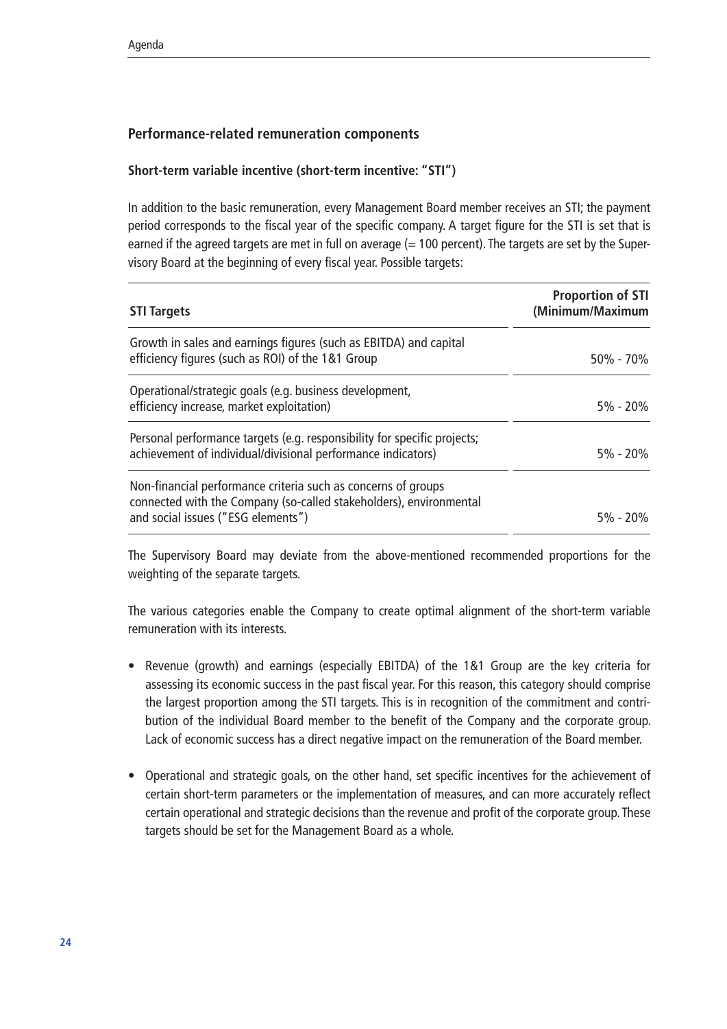## Performance-related remuneration components

### Short-term variable incentive (short-term incentive: "STI")

In addition to the basic remuneration, every Management Board member receives an STI; the payment period corresponds to the fiscal year of the specific company. A target figure for the STI is set that is earned if the agreed targets are met in full on average (= 100 percent). The targets are set by the Supervisory Board at the beginning of every fiscal year. Possible targets:

| STI Targets | Proportion of STI (Minimum/Maximum |
|---|---|
| Growth in sales and earnings figures (such as EBITDA) and capital efficiency figures (such as ROI) of the 1&1 Group | 50% - 70% |
| Operational/strategic goals (e.g. business development, efficiency increase, market exploitation) | 5% - 20% |
| Personal performance targets (e.g. responsibility for specific projects; achievement of individual/divisional performance indicators) | 5% - 20% |
| Non-financial performance criteria such as concerns of groups connected with the Company (so-called stakeholders), environmental and social issues ("ESG elements") | 5% - 20% |

The Supervisory Board may deviate from the above-mentioned recommended proportions for the weighting of the separate targets.

The various categories enable the Company to create optimal alignment of the short-term variable remuneration with its interests.

- Revenue (growth) and earnings (especially EBITDA) of the 1&1 Group are the key criteria for assessing its economic success in the past fiscal year. For this reason, this category should comprise the largest proportion among the STI targets. This is in recognition of the commitment and contribution of the individual Board member to the benefit of the Company and the corporate group. Lack of economic success has a direct negative impact on the remuneration of the Board member.

- Operational and strategic goals, on the other hand, set specific incentives for the achievement of certain short-term parameters or the implementation of measures, and can more accurately reflect certain operational and strategic decisions than the revenue and profit of the corporate group. These targets should be set for the Management Board as a whole.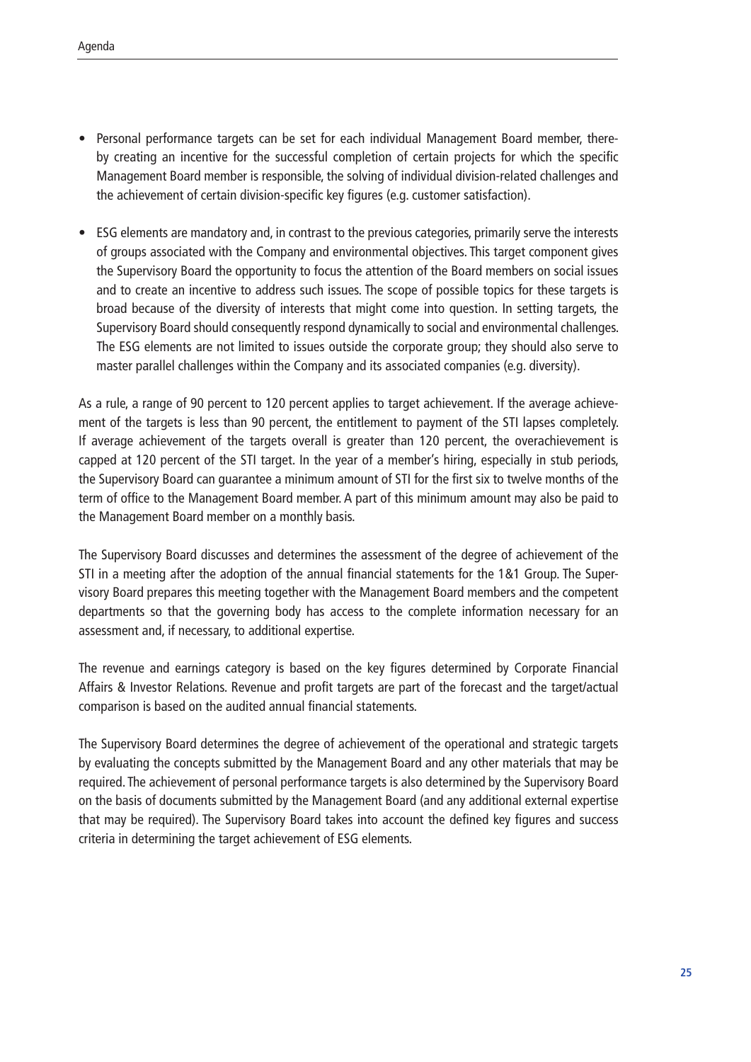- Personal performance targets can be set for each individual Management Board member, thereby creating an incentive for the successful completion of certain projects for which the specific Management Board member is responsible, the solving of individual division-related challenges and the achievement of certain division-specific key figures (e.g. customer satisfaction).

- ESG elements are mandatory and, in contrast to the previous categories, primarily serve the interests of groups associated with the Company and environmental objectives. This target component gives the Supervisory Board the opportunity to focus the attention of the Board members on social issues and to create an incentive to address such issues. The scope of possible topics for these targets is broad because of the diversity of interests that might come into question. In setting targets, the Supervisory Board should consequently respond dynamically to social and environmental challenges. The ESG elements are not limited to issues outside the corporate group; they should also serve to master parallel challenges within the Company and its associated companies (e.g. diversity).

As a rule, a range of 90 percent to 120 percent applies to target achievement. If the average achievement of the targets is less than 90 percent, the entitlement to payment of the STI lapses completely. If average achievement of the targets overall is greater than 120 percent, the overachievement is capped at 120 percent of the STI target. In the year of a member's hiring, especially in stub periods, the Supervisory Board can guarantee a minimum amount of STI for the first six to twelve months of the term of office to the Management Board member. A part of this minimum amount may also be paid to the Management Board member on a monthly basis.

The Supervisory Board discusses and determines the assessment of the degree of achievement of the STI in a meeting after the adoption of the annual financial statements for the 1&1 Group. The Supervisory Board prepares this meeting together with the Management Board members and the competent departments so that the governing body has access to the complete information necessary for an assessment and, if necessary, to additional expertise.

The revenue and earnings category is based on the key figures determined by Corporate Financial Affairs & Investor Relations. Revenue and profit targets are part of the forecast and the target/actual comparison is based on the audited annual financial statements.

The Supervisory Board determines the degree of achievement of the operational and strategic targets by evaluating the concepts submitted by the Management Board and any other materials that may be required. The achievement of personal performance targets is also determined by the Supervisory Board on the basis of documents submitted by the Management Board (and any additional external expertise that may be required). The Supervisory Board takes into account the defined key figures and success criteria in determining the target achievement of ESG elements.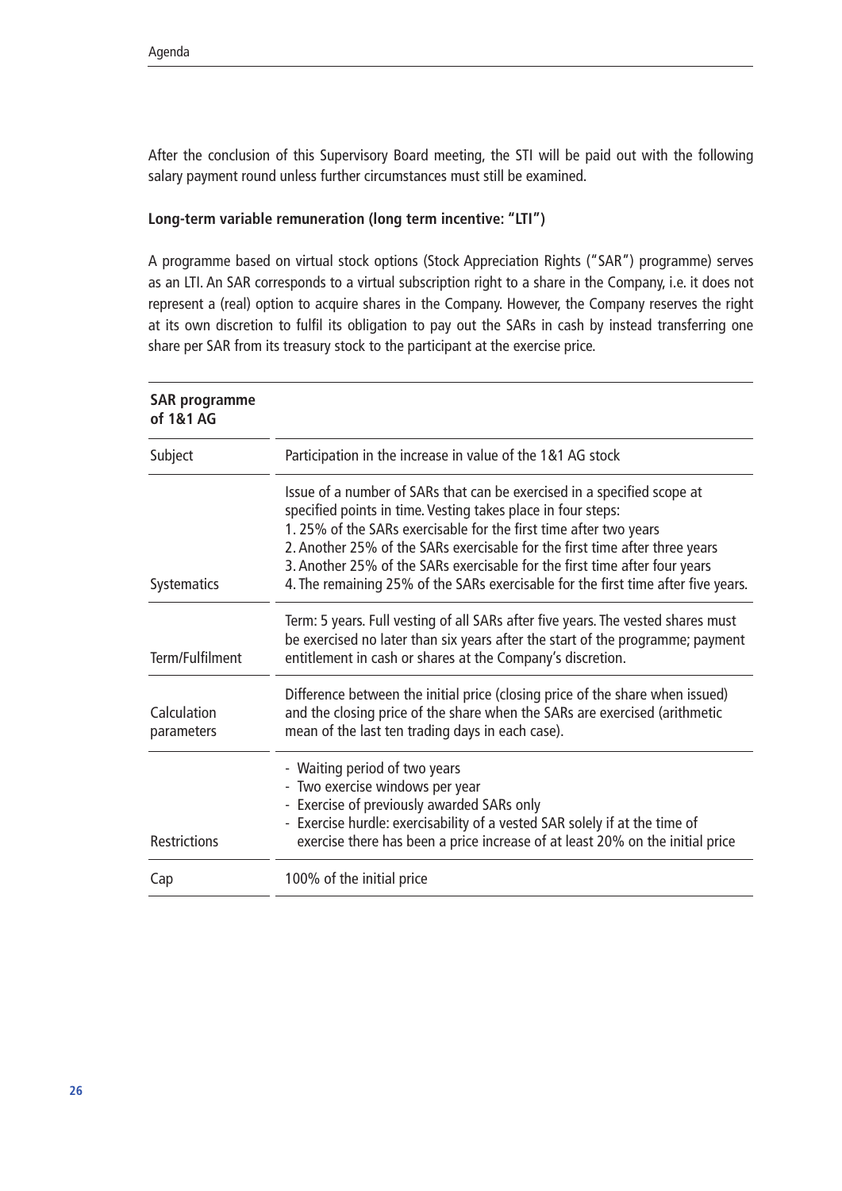After the conclusion of this Supervisory Board meeting, the STI will be paid out with the following salary payment round unless further circumstances must still be examined.

**Long-term variable remuneration (long term incentive: "LTI")**

A programme based on virtual stock options (Stock Appreciation Rights ("SAR") programme) serves as an LTI. An SAR corresponds to a virtual subscription right to a share in the Company, i.e. it does not represent a (real) option to acquire shares in the Company. However, the Company reserves the right at its own discretion to fulfil its obligation to pay out the SARs in cash by instead transferring one share per SAR from its treasury stock to the participant at the exercise price.

| **SAR programme of 1&1 AG** | |
|---|---|
| Subject | Participation in the increase in value of the 1&1 AG stock |
| Systematics | Issue of a number of SARs that can be exercised in a specified scope at specified points in time. Vesting takes place in four steps:<br>1. 25% of the SARs exercisable for the first time after two years<br>2. Another 25% of the SARs exercisable for the first time after three years<br>3. Another 25% of the SARs exercisable for the first time after four years<br>4. The remaining 25% of the SARs exercisable for the first time after five years. |
| Term/Fulfilment | Term: 5 years. Full vesting of all SARs after five years. The vested shares must be exercised no later than six years after the start of the programme; payment entitlement in cash or shares at the Company's discretion. |
| Calculation parameters | Difference between the initial price (closing price of the share when issued) and the closing price of the share when the SARs are exercised (arithmetic mean of the last ten trading days in each case). |
| Restrictions | - Waiting period of two years<br>- Two exercise windows per year<br>- Exercise of previously awarded SARs only<br>- Exercise hurdle: exercisability of a vested SAR solely if at the time of exercise there has been a price increase of at least 20% on the initial price |
| Cap | 100% of the initial price |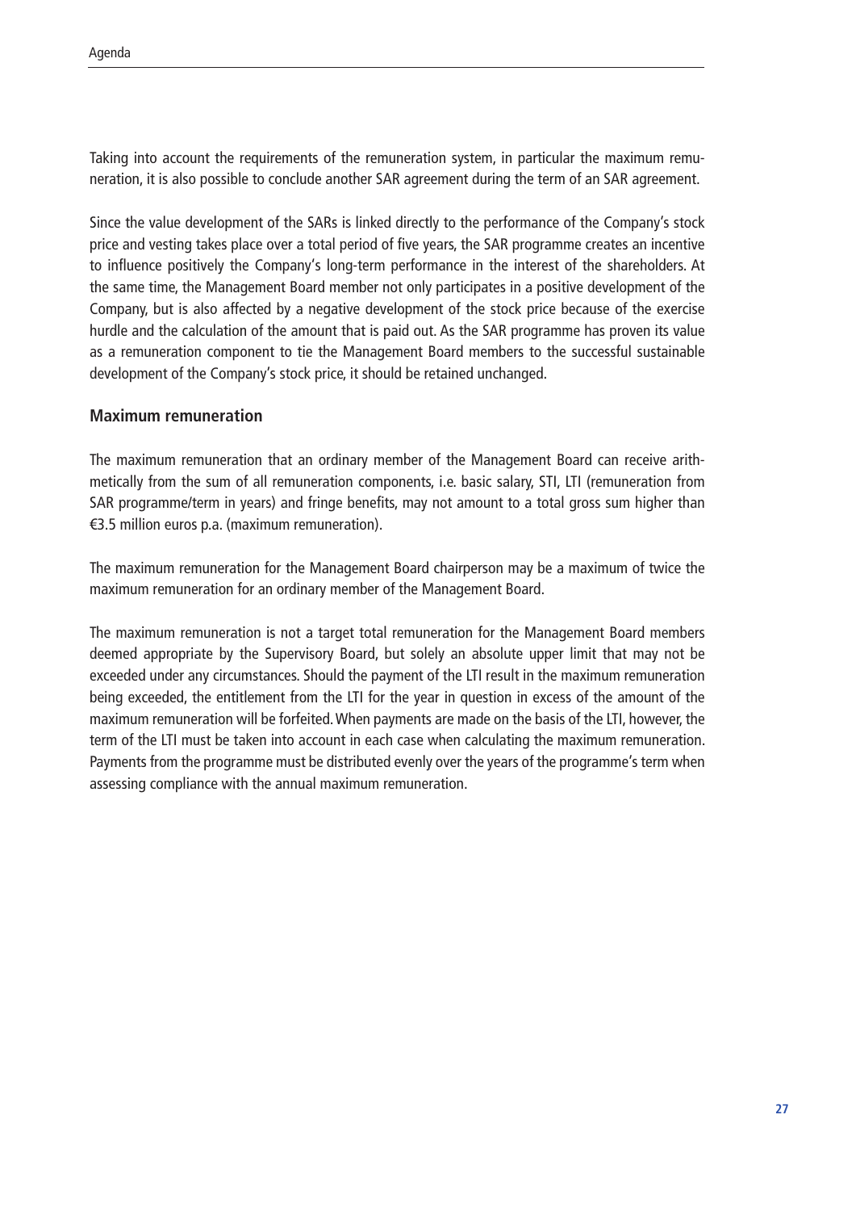Taking into account the requirements of the remuneration system, in particular the maximum remuneration, it is also possible to conclude another SAR agreement during the term of an SAR agreement.

Since the value development of the SARs is linked directly to the performance of the Company's stock price and vesting takes place over a total period of five years, the SAR programme creates an incentive to influence positively the Company's long-term performance in the interest of the shareholders. At the same time, the Management Board member not only participates in a positive development of the Company, but is also affected by a negative development of the stock price because of the exercise hurdle and the calculation of the amount that is paid out. As the SAR programme has proven its value as a remuneration component to tie the Management Board members to the successful sustainable development of the Company's stock price, it should be retained unchanged.

### Maximum remuneration

The maximum remuneration that an ordinary member of the Management Board can receive arithmetically from the sum of all remuneration components, i.e. basic salary, STI, LTI (remuneration from SAR programme/term in years) and fringe benefits, may not amount to a total gross sum higher than €3.5 million euros p.a. (maximum remuneration).

The maximum remuneration for the Management Board chairperson may be a maximum of twice the maximum remuneration for an ordinary member of the Management Board.

The maximum remuneration is not a target total remuneration for the Management Board members deemed appropriate by the Supervisory Board, but solely an absolute upper limit that may not be exceeded under any circumstances. Should the payment of the LTI result in the maximum remuneration being exceeded, the entitlement from the LTI for the year in question in excess of the amount of the maximum remuneration will be forfeited. When payments are made on the basis of the LTI, however, the term of the LTI must be taken into account in each case when calculating the maximum remuneration. Payments from the programme must be distributed evenly over the years of the programme's term when assessing compliance with the annual maximum remuneration.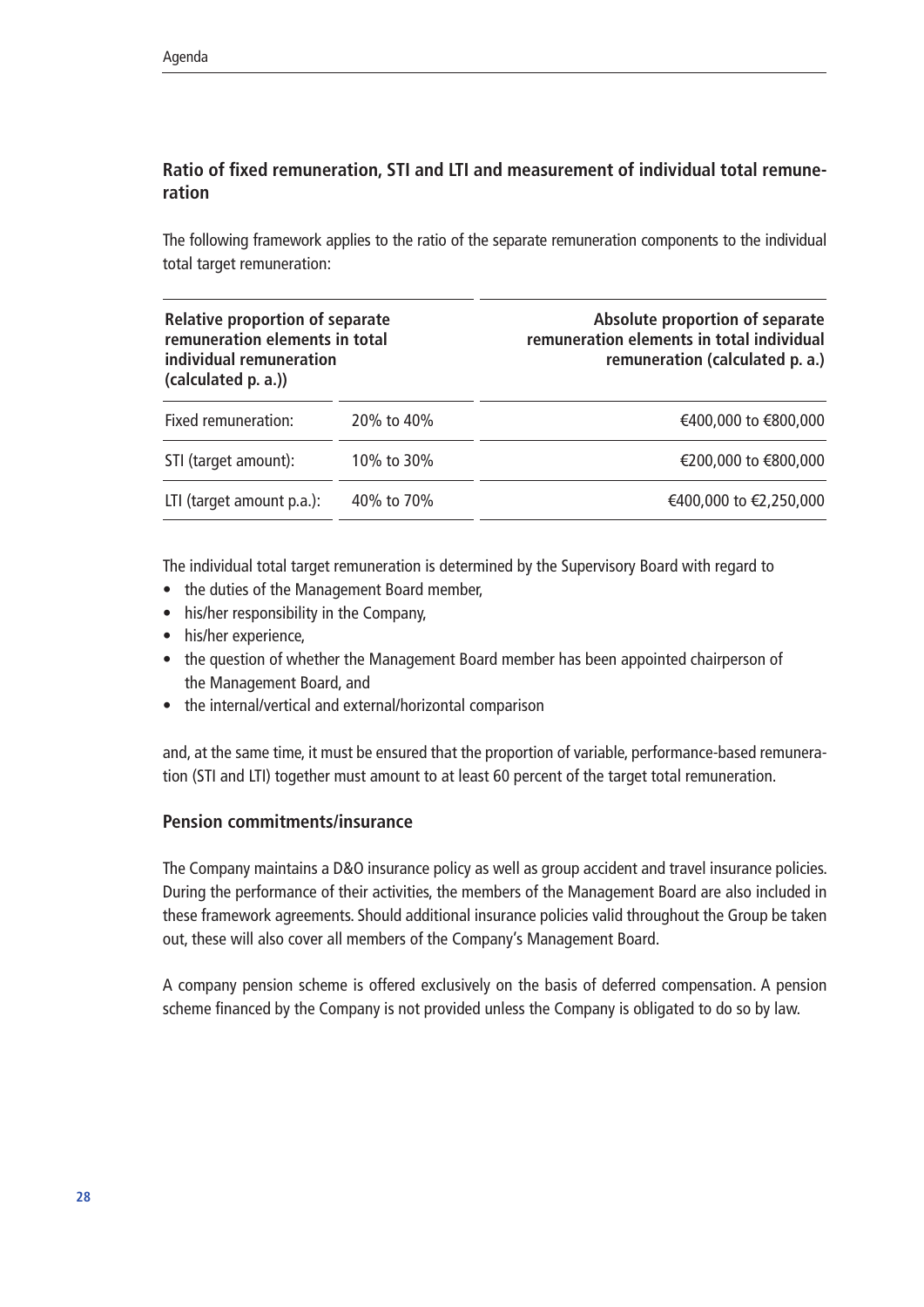## Ratio of fixed remuneration, STI and LTI and measurement of individual total remuneration

The following framework applies to the ratio of the separate remuneration components to the individual total target remuneration:

| Relative proportion of separate remuneration elements in total individual remuneration (calculated p. a.)) | | Absolute proportion of separate remuneration elements in total individual remuneration (calculated p. a.) |
|---|---|---|
| Fixed remuneration: | 20% to 40% | €400,000 to €800,000 |
| STI (target amount): | 10% to 30% | €200,000 to €800,000 |
| LTI (target amount p.a.): | 40% to 70% | €400,000 to €2,250,000 |

The individual total target remuneration is determined by the Supervisory Board with regard to

- the duties of the Management Board member,
- his/her responsibility in the Company,
- his/her experience,
- the question of whether the Management Board member has been appointed chairperson of the Management Board, and
- the internal/vertical and external/horizontal comparison

and, at the same time, it must be ensured that the proportion of variable, performance-based remuneration (STI and LTI) together must amount to at least 60 percent of the target total remuneration.

### Pension commitments/insurance

The Company maintains a D&O insurance policy as well as group accident and travel insurance policies. During the performance of their activities, the members of the Management Board are also included in these framework agreements. Should additional insurance policies valid throughout the Group be taken out, these will also cover all members of the Company's Management Board.

A company pension scheme is offered exclusively on the basis of deferred compensation. A pension scheme financed by the Company is not provided unless the Company is obligated to do so by law.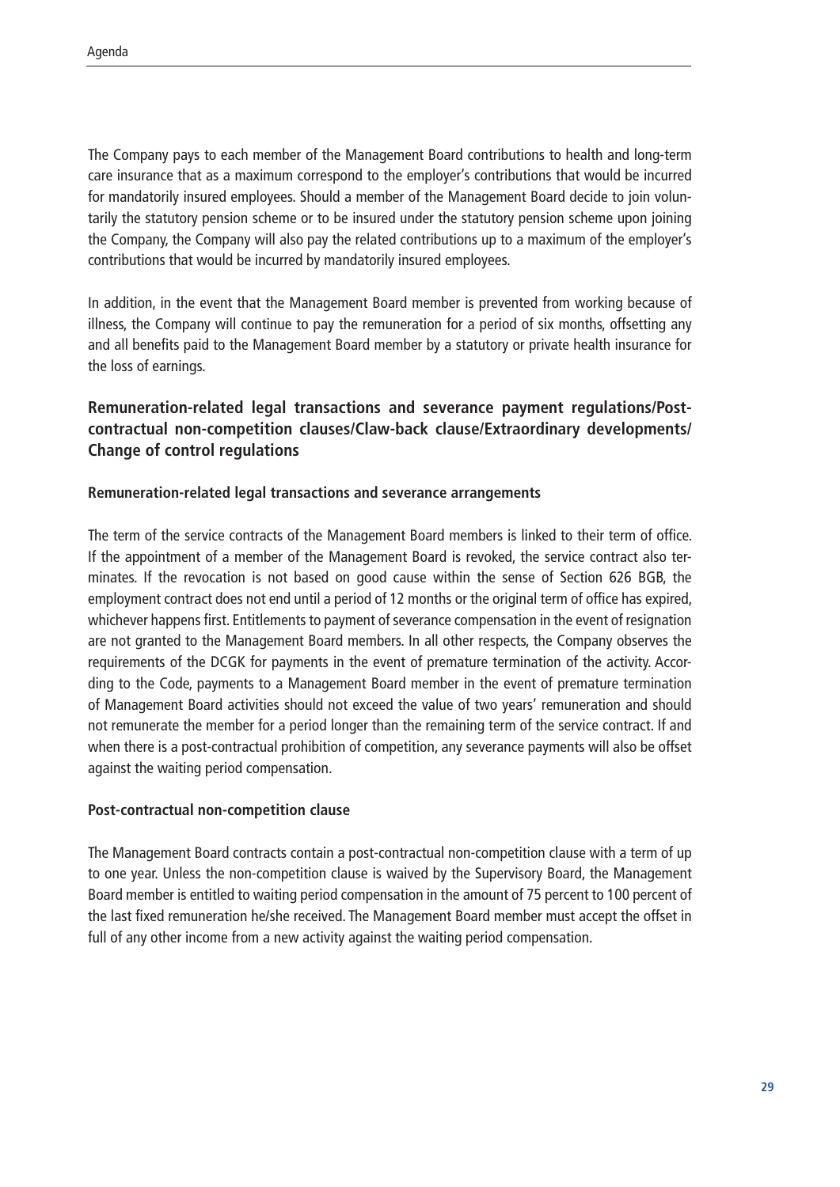The Company pays to each member of the Management Board contributions to health and long-term care insurance that as a maximum correspond to the employer's contributions that would be incurred for mandatorily insured employees. Should a member of the Management Board decide to join voluntarily the statutory pension scheme or to be insured under the statutory pension scheme upon joining the Company, the Company will also pay the related contributions up to a maximum of the employer's contributions that would be incurred by mandatorily insured employees.

In addition, in the event that the Management Board member is prevented from working because of illness, the Company will continue to pay the remuneration for a period of six months, offsetting any and all benefits paid to the Management Board member by a statutory or private health insurance for the loss of earnings.

## Remuneration-related legal transactions and severance payment regulations/Post-contractual non-competition clauses/Claw-back clause/Extraordinary developments/Change of control regulations

### Remuneration-related legal transactions and severance arrangements

The term of the service contracts of the Management Board members is linked to their term of office. If the appointment of a member of the Management Board is revoked, the service contract also terminates. If the revocation is not based on good cause within the sense of Section 626 BGB, the employment contract does not end until a period of 12 months or the original term of office has expired, whichever happens first. Entitlements to payment of severance compensation in the event of resignation are not granted to the Management Board members. In all other respects, the Company observes the requirements of the DCGK for payments in the event of premature termination of the activity. According to the Code, payments to a Management Board member in the event of premature termination of Management Board activities should not exceed the value of two years' remuneration and should not remunerate the member for a period longer than the remaining term of the service contract. If and when there is a post-contractual prohibition of competition, any severance payments will also be offset against the waiting period compensation.

### Post-contractual non-competition clause

The Management Board contracts contain a post-contractual non-competition clause with a term of up to one year. Unless the non-competition clause is waived by the Supervisory Board, the Management Board member is entitled to waiting period compensation in the amount of 75 percent to 100 percent of the last fixed remuneration he/she received. The Management Board member must accept the offset in full of any other income from a new activity against the waiting period compensation.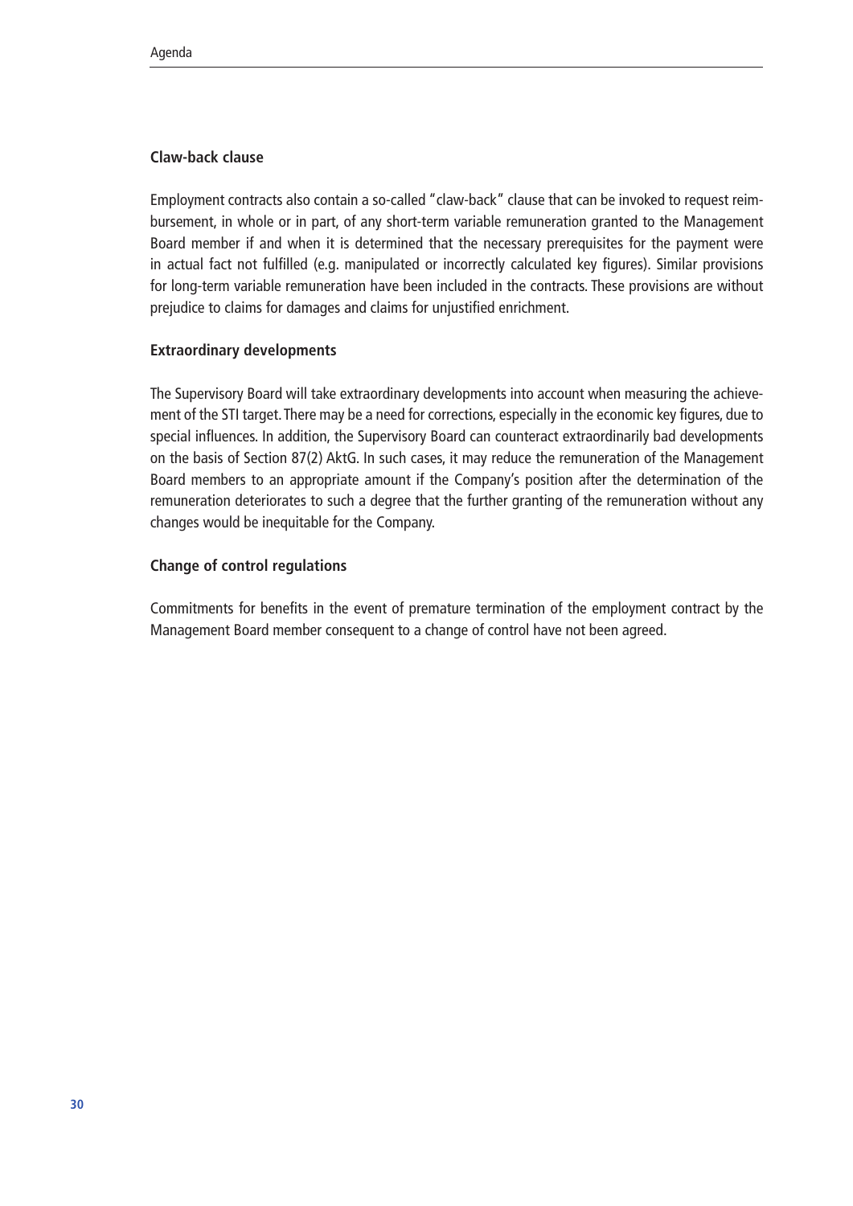### Claw-back clause

Employment contracts also contain a so-called "claw-back" clause that can be invoked to request reimbursement, in whole or in part, of any short-term variable remuneration granted to the Management Board member if and when it is determined that the necessary prerequisites for the payment were in actual fact not fulfilled (e.g. manipulated or incorrectly calculated key figures). Similar provisions for long-term variable remuneration have been included in the contracts. These provisions are without prejudice to claims for damages and claims for unjustified enrichment.

### Extraordinary developments

The Supervisory Board will take extraordinary developments into account when measuring the achievement of the STI target. There may be a need for corrections, especially in the economic key figures, due to special influences. In addition, the Supervisory Board can counteract extraordinarily bad developments on the basis of Section 87(2) AktG. In such cases, it may reduce the remuneration of the Management Board members to an appropriate amount if the Company's position after the determination of the remuneration deteriorates to such a degree that the further granting of the remuneration without any changes would be inequitable for the Company.

### Change of control regulations

Commitments for benefits in the event of premature termination of the employment contract by the Management Board member consequent to a change of control have not been agreed.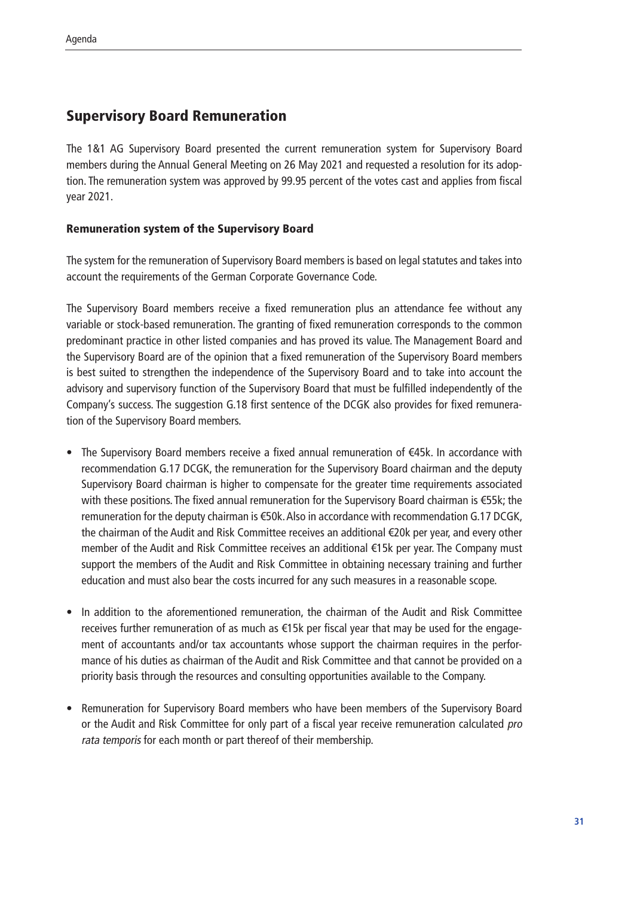## Supervisory Board Remuneration

The 1&1 AG Supervisory Board presented the current remuneration system for Supervisory Board members during the Annual General Meeting on 26 May 2021 and requested a resolution for its adoption. The remuneration system was approved by 99.95 percent of the votes cast and applies from fiscal year 2021.

### Remuneration system of the Supervisory Board

The system for the remuneration of Supervisory Board members is based on legal statutes and takes into account the requirements of the German Corporate Governance Code.

The Supervisory Board members receive a fixed remuneration plus an attendance fee without any variable or stock-based remuneration. The granting of fixed remuneration corresponds to the common predominant practice in other listed companies and has proved its value. The Management Board and the Supervisory Board are of the opinion that a fixed remuneration of the Supervisory Board members is best suited to strengthen the independence of the Supervisory Board and to take into account the advisory and supervisory function of the Supervisory Board that must be fulfilled independently of the Company's success. The suggestion G.18 first sentence of the DCGK also provides for fixed remuneration of the Supervisory Board members.

- The Supervisory Board members receive a fixed annual remuneration of €45k. In accordance with recommendation G.17 DCGK, the remuneration for the Supervisory Board chairman and the deputy Supervisory Board chairman is higher to compensate for the greater time requirements associated with these positions. The fixed annual remuneration for the Supervisory Board chairman is €55k; the remuneration for the deputy chairman is €50k. Also in accordance with recommendation G.17 DCGK, the chairman of the Audit and Risk Committee receives an additional €20k per year, and every other member of the Audit and Risk Committee receives an additional €15k per year. The Company must support the members of the Audit and Risk Committee in obtaining necessary training and further education and must also bear the costs incurred for any such measures in a reasonable scope.

- In addition to the aforementioned remuneration, the chairman of the Audit and Risk Committee receives further remuneration of as much as €15k per fiscal year that may be used for the engagement of accountants and/or tax accountants whose support the chairman requires in the performance of his duties as chairman of the Audit and Risk Committee and that cannot be provided on a priority basis through the resources and consulting opportunities available to the Company.

- Remuneration for Supervisory Board members who have been members of the Supervisory Board or the Audit and Risk Committee for only part of a fiscal year receive remuneration calculated *pro rata temporis* for each month or part thereof of their membership.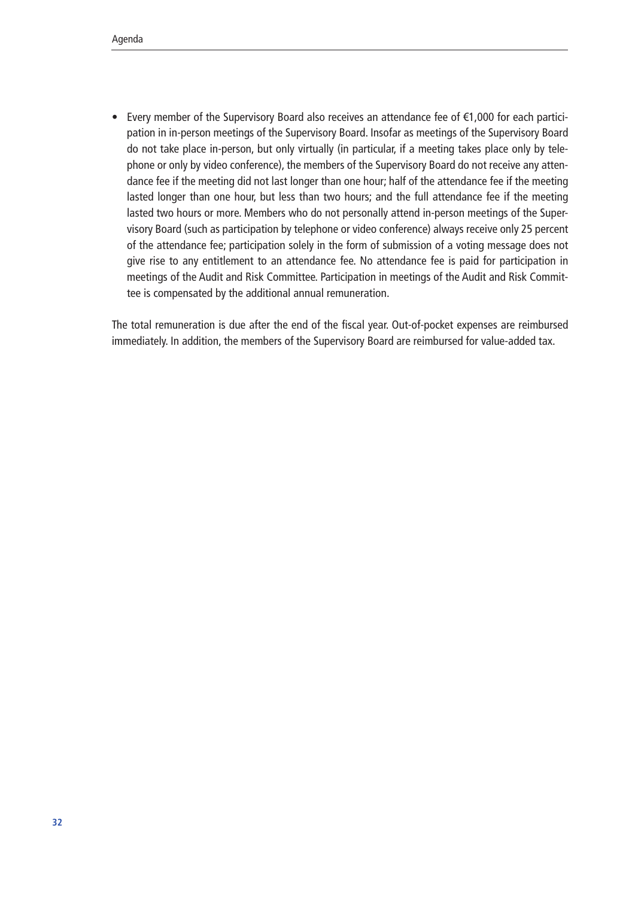- Every member of the Supervisory Board also receives an attendance fee of €1,000 for each participation in in-person meetings of the Supervisory Board. Insofar as meetings of the Supervisory Board do not take place in-person, but only virtually (in particular, if a meeting takes place only by telephone or only by video conference), the members of the Supervisory Board do not receive any attendance fee if the meeting did not last longer than one hour; half of the attendance fee if the meeting lasted longer than one hour, but less than two hours; and the full attendance fee if the meeting lasted two hours or more. Members who do not personally attend in-person meetings of the Supervisory Board (such as participation by telephone or video conference) always receive only 25 percent of the attendance fee; participation solely in the form of submission of a voting message does not give rise to any entitlement to an attendance fee. No attendance fee is paid for participation in meetings of the Audit and Risk Committee. Participation in meetings of the Audit and Risk Committee is compensated by the additional annual remuneration.

The total remuneration is due after the end of the fiscal year. Out-of-pocket expenses are reimbursed immediately. In addition, the members of the Supervisory Board are reimbursed for value-added tax.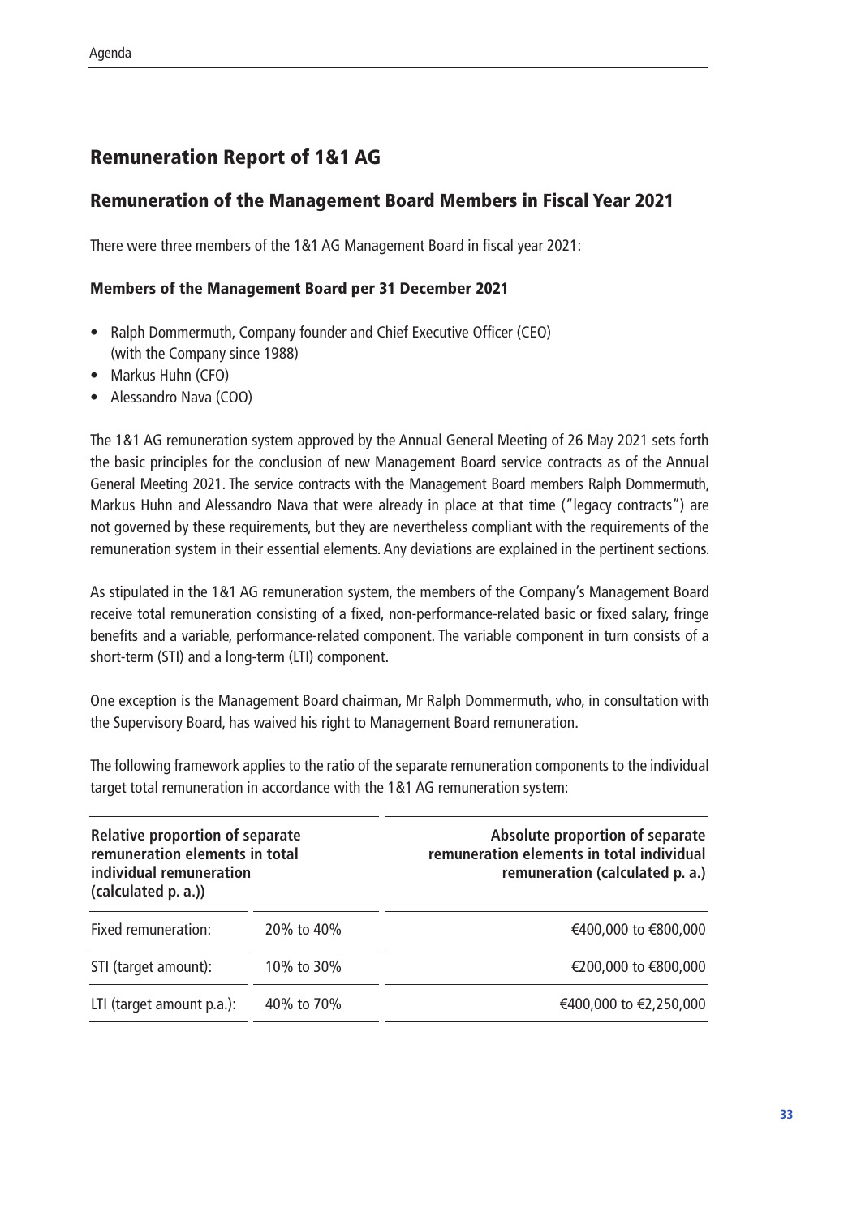# Remuneration Report of 1&1 AG

## Remuneration of the Management Board Members in Fiscal Year 2021

There were three members of the 1&1 AG Management Board in fiscal year 2021:

### Members of the Management Board per 31 December 2021

- Ralph Dommermuth, Company founder and Chief Executive Officer (CEO) (with the Company since 1988)
- Markus Huhn (CFO)
- Alessandro Nava (COO)

The 1&1 AG remuneration system approved by the Annual General Meeting of 26 May 2021 sets forth the basic principles for the conclusion of new Management Board service contracts as of the Annual General Meeting 2021. The service contracts with the Management Board members Ralph Dommermuth, Markus Huhn and Alessandro Nava that were already in place at that time ("legacy contracts") are not governed by these requirements, but they are nevertheless compliant with the requirements of the remuneration system in their essential elements. Any deviations are explained in the pertinent sections.

As stipulated in the 1&1 AG remuneration system, the members of the Company's Management Board receive total remuneration consisting of a fixed, non-performance-related basic or fixed salary, fringe benefits and a variable, performance-related component. The variable component in turn consists of a short-term (STI) and a long-term (LTI) component.

One exception is the Management Board chairman, Mr Ralph Dommermuth, who, in consultation with the Supervisory Board, has waived his right to Management Board remuneration.

The following framework applies to the ratio of the separate remuneration components to the individual target total remuneration in accordance with the 1&1 AG remuneration system:

| Relative proportion of separate remuneration elements in total individual remuneration (calculated p. a.)) | | Absolute proportion of separate remuneration elements in total individual remuneration (calculated p. a.) |
|---|---|---|
| Fixed remuneration: | 20% to 40% | €400,000 to €800,000 |
| STI (target amount): | 10% to 30% | €200,000 to €800,000 |
| LTI (target amount p.a.): | 40% to 70% | €400,000 to €2,250,000 |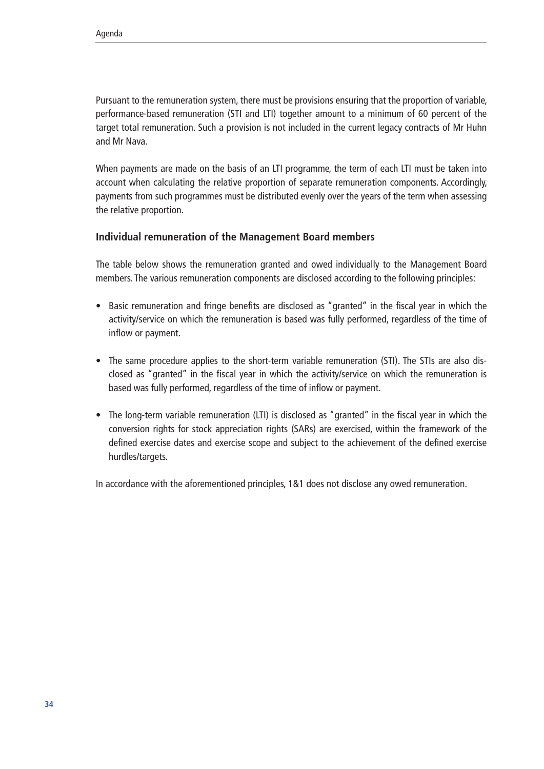Pursuant to the remuneration system, there must be provisions ensuring that the proportion of variable, performance-based remuneration (STI and LTI) together amount to a minimum of 60 percent of the target total remuneration. Such a provision is not included in the current legacy contracts of Mr Huhn and Mr Nava.

When payments are made on the basis of an LTI programme, the term of each LTI must be taken into account when calculating the relative proportion of separate remuneration components. Accordingly, payments from such programmes must be distributed evenly over the years of the term when assessing the relative proportion.

### Individual remuneration of the Management Board members

The table below shows the remuneration granted and owed individually to the Management Board members. The various remuneration components are disclosed according to the following principles:

- Basic remuneration and fringe benefits are disclosed as "granted" in the fiscal year in which the activity/service on which the remuneration is based was fully performed, regardless of the time of inflow or payment.

- The same procedure applies to the short-term variable remuneration (STI). The STIs are also disclosed as "granted" in the fiscal year in which the activity/service on which the remuneration is based was fully performed, regardless of the time of inflow or payment.

- The long-term variable remuneration (LTI) is disclosed as "granted" in the fiscal year in which the conversion rights for stock appreciation rights (SARs) are exercised, within the framework of the defined exercise dates and exercise scope and subject to the achievement of the defined exercise hurdles/targets.

In accordance with the aforementioned principles, 1&1 does not disclose any owed remuneration.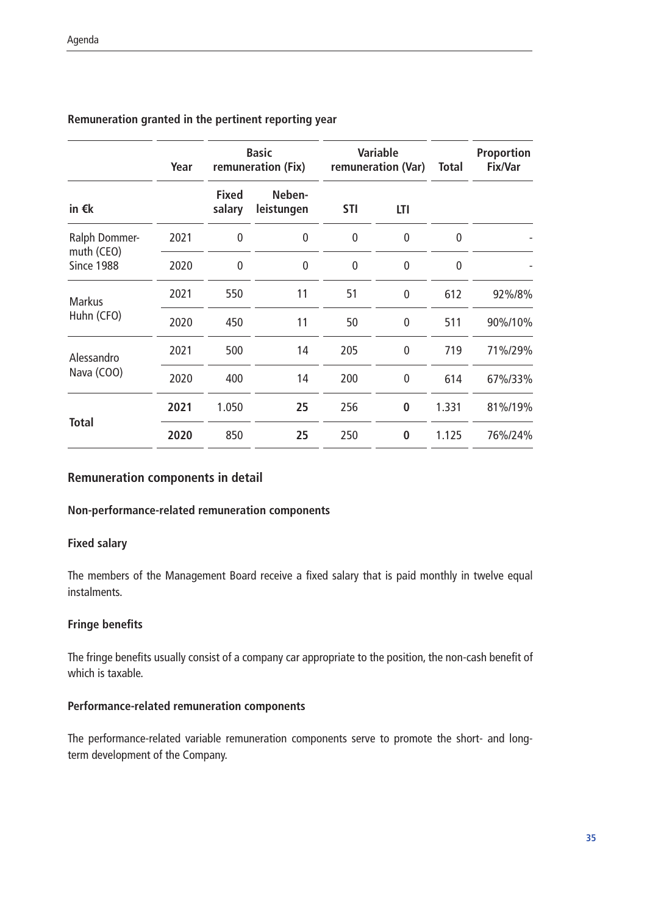#### Remuneration granted in the pertinent reporting year

| | Year | Basic remuneration (Fix) | | Variable remuneration (Var) | | Total | Proportion Fix/Var |
|---|---|---|---|---|---|---|---|
| in €k | | Fixed salary | Neben-leistungen | STI | LTI | | |
| Ralph Dommer-muth (CEO) Since 1988 | 2021 | 0 | 0 | 0 | 0 | 0 | - |
| | 2020 | 0 | 0 | 0 | 0 | 0 | - |
| Markus Huhn (CFO) | 2021 | 550 | 11 | 51 | 0 | 612 | 92%/8% |
| | 2020 | 450 | 11 | 50 | 0 | 511 | 90%/10% |
| Alessandro Nava (COO) | 2021 | 500 | 14 | 205 | 0 | 719 | 71%/29% |
| | 2020 | 400 | 14 | 200 | 0 | 614 | 67%/33% |
| **Total** | **2021** | 1.050 | **25** | 256 | **0** | 1.331 | 81%/19% |
| | **2020** | 850 | **25** | 250 | **0** | 1.125 | 76%/24% |

### Remuneration components in detail

#### Non-performance-related remuneration components

#### Fixed salary

The members of the Management Board receive a fixed salary that is paid monthly in twelve equal instalments.

#### Fringe benefits

The fringe benefits usually consist of a company car appropriate to the position, the non-cash benefit of which is taxable.

#### Performance-related remuneration components

The performance-related variable remuneration components serve to promote the short- and long-term development of the Company.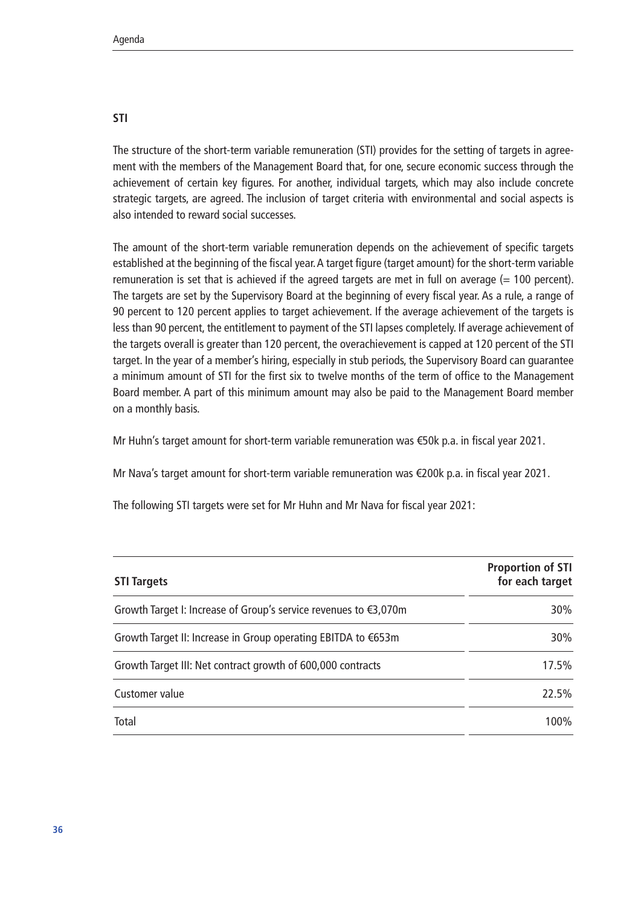### STI

The structure of the short-term variable remuneration (STI) provides for the setting of targets in agreement with the members of the Management Board that, for one, secure economic success through the achievement of certain key figures. For another, individual targets, which may also include concrete strategic targets, are agreed. The inclusion of target criteria with environmental and social aspects is also intended to reward social successes.

The amount of the short-term variable remuneration depends on the achievement of specific targets established at the beginning of the fiscal year. A target figure (target amount) for the short-term variable remuneration is set that is achieved if the agreed targets are met in full on average (= 100 percent). The targets are set by the Supervisory Board at the beginning of every fiscal year. As a rule, a range of 90 percent to 120 percent applies to target achievement. If the average achievement of the targets is less than 90 percent, the entitlement to payment of the STI lapses completely. If average achievement of the targets overall is greater than 120 percent, the overachievement is capped at 120 percent of the STI target. In the year of a member's hiring, especially in stub periods, the Supervisory Board can guarantee a minimum amount of STI for the first six to twelve months of the term of office to the Management Board member. A part of this minimum amount may also be paid to the Management Board member on a monthly basis.

Mr Huhn's target amount for short-term variable remuneration was €50k p.a. in fiscal year 2021.

Mr Nava's target amount for short-term variable remuneration was €200k p.a. in fiscal year 2021.

The following STI targets were set for Mr Huhn and Mr Nava for fiscal year 2021:

| STI Targets | Proportion of STI for each target |
|---|---|
| Growth Target I: Increase of Group's service revenues to €3,070m | 30% |
| Growth Target II: Increase in Group operating EBITDA to €653m | 30% |
| Growth Target III: Net contract growth of 600,000 contracts | 17.5% |
| Customer value | 22.5% |
| Total | 100% |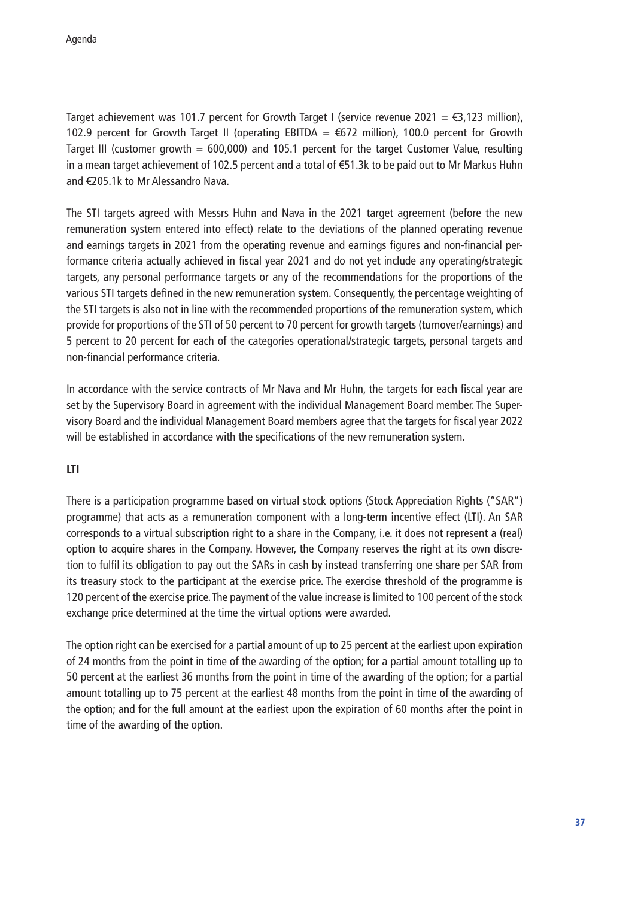Target achievement was 101.7 percent for Growth Target I (service revenue 2021 = €3,123 million), 102.9 percent for Growth Target II (operating EBITDA = €672 million), 100.0 percent for Growth Target III (customer growth = 600,000) and 105.1 percent for the target Customer Value, resulting in a mean target achievement of 102.5 percent and a total of €51.3k to be paid out to Mr Markus Huhn and €205.1k to Mr Alessandro Nava.

The STI targets agreed with Messrs Huhn and Nava in the 2021 target agreement (before the new remuneration system entered into effect) relate to the deviations of the planned operating revenue and earnings targets in 2021 from the operating revenue and earnings figures and non-financial performance criteria actually achieved in fiscal year 2021 and do not yet include any operating/strategic targets, any personal performance targets or any of the recommendations for the proportions of the various STI targets defined in the new remuneration system. Consequently, the percentage weighting of the STI targets is also not in line with the recommended proportions of the remuneration system, which provide for proportions of the STI of 50 percent to 70 percent for growth targets (turnover/earnings) and 5 percent to 20 percent for each of the categories operational/strategic targets, personal targets and non-financial performance criteria.

In accordance with the service contracts of Mr Nava and Mr Huhn, the targets for each fiscal year are set by the Supervisory Board in agreement with the individual Management Board member. The Supervisory Board and the individual Management Board members agree that the targets for fiscal year 2022 will be established in accordance with the specifications of the new remuneration system.

**LTI**

There is a participation programme based on virtual stock options (Stock Appreciation Rights ("SAR") programme) that acts as a remuneration component with a long-term incentive effect (LTI). An SAR corresponds to a virtual subscription right to a share in the Company, i.e. it does not represent a (real) option to acquire shares in the Company. However, the Company reserves the right at its own discretion to fulfil its obligation to pay out the SARs in cash by instead transferring one share per SAR from its treasury stock to the participant at the exercise price. The exercise threshold of the programme is 120 percent of the exercise price. The payment of the value increase is limited to 100 percent of the stock exchange price determined at the time the virtual options were awarded.

The option right can be exercised for a partial amount of up to 25 percent at the earliest upon expiration of 24 months from the point in time of the awarding of the option; for a partial amount totalling up to 50 percent at the earliest 36 months from the point in time of the awarding of the option; for a partial amount totalling up to 75 percent at the earliest 48 months from the point in time of the awarding of the option; and for the full amount at the earliest upon the expiration of 60 months after the point in time of the awarding of the option.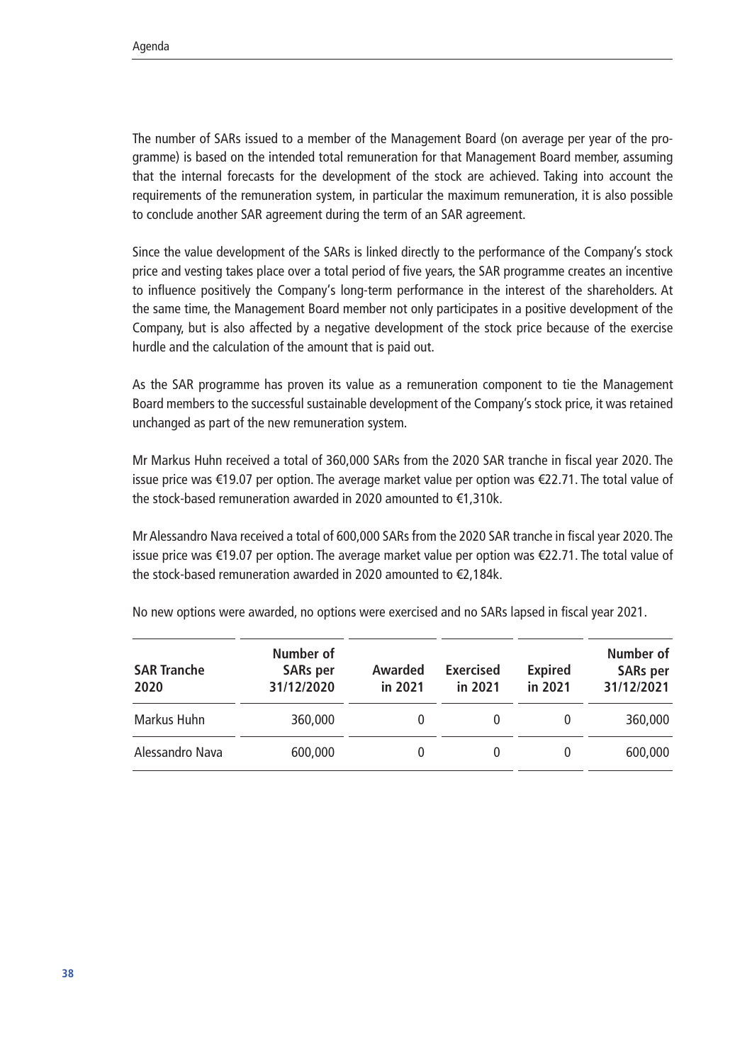The number of SARs issued to a member of the Management Board (on average per year of the programme) is based on the intended total remuneration for that Management Board member, assuming that the internal forecasts for the development of the stock are achieved. Taking into account the requirements of the remuneration system, in particular the maximum remuneration, it is also possible to conclude another SAR agreement during the term of an SAR agreement.

Since the value development of the SARs is linked directly to the performance of the Company's stock price and vesting takes place over a total period of five years, the SAR programme creates an incentive to influence positively the Company's long-term performance in the interest of the shareholders. At the same time, the Management Board member not only participates in a positive development of the Company, but is also affected by a negative development of the stock price because of the exercise hurdle and the calculation of the amount that is paid out.

As the SAR programme has proven its value as a remuneration component to tie the Management Board members to the successful sustainable development of the Company's stock price, it was retained unchanged as part of the new remuneration system.

Mr Markus Huhn received a total of 360,000 SARs from the 2020 SAR tranche in fiscal year 2020. The issue price was €19.07 per option. The average market value per option was €22.71. The total value of the stock-based remuneration awarded in 2020 amounted to €1,310k.

Mr Alessandro Nava received a total of 600,000 SARs from the 2020 SAR tranche in fiscal year 2020. The issue price was €19.07 per option. The average market value per option was €22.71. The total value of the stock-based remuneration awarded in 2020 amounted to €2,184k.

No new options were awarded, no options were exercised and no SARs lapsed in fiscal year 2021.

| SAR Tranche 2020 | Number of SARs per 31/12/2020 | Awarded in 2021 | Exercised in 2021 | Expired in 2021 | Number of SARs per 31/12/2021 |
|---|---|---|---|---|---|
| Markus Huhn | 360,000 | 0 | 0 | 0 | 360,000 |
| Alessandro Nava | 600,000 | 0 | 0 | 0 | 600,000 |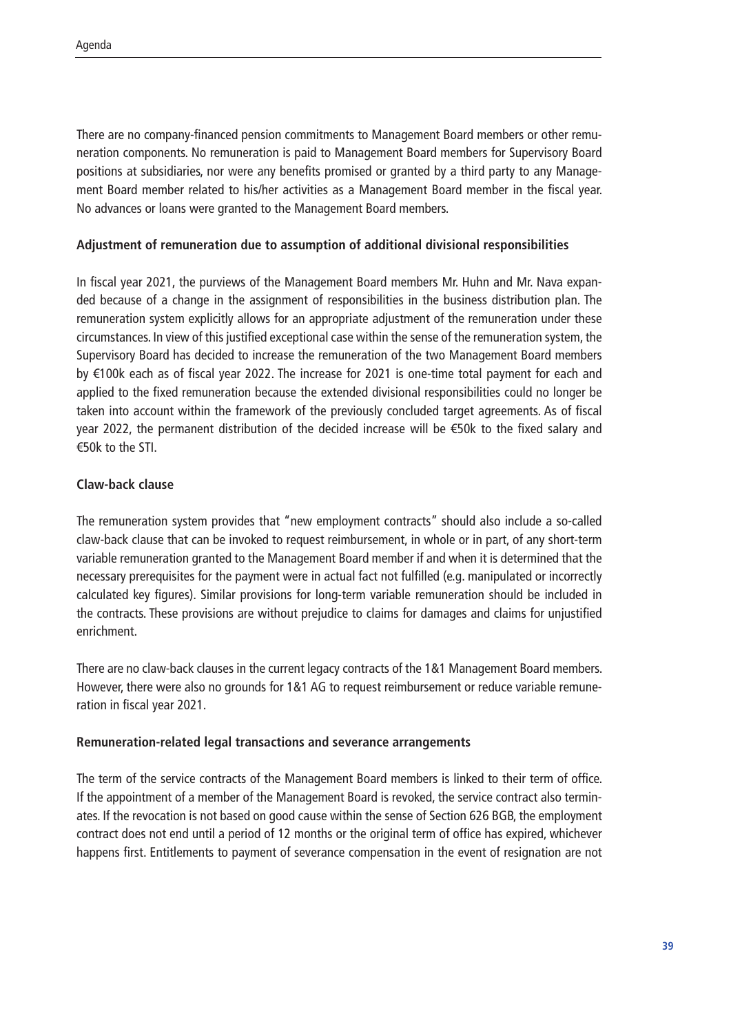There are no company-financed pension commitments to Management Board members or other remuneration components. No remuneration is paid to Management Board members for Supervisory Board positions at subsidiaries, nor were any benefits promised or granted by a third party to any Management Board member related to his/her activities as a Management Board member in the fiscal year. No advances or loans were granted to the Management Board members.

**Adjustment of remuneration due to assumption of additional divisional responsibilities**

In fiscal year 2021, the purviews of the Management Board members Mr. Huhn and Mr. Nava expanded because of a change in the assignment of responsibilities in the business distribution plan. The remuneration system explicitly allows for an appropriate adjustment of the remuneration under these circumstances. In view of this justified exceptional case within the sense of the remuneration system, the Supervisory Board has decided to increase the remuneration of the two Management Board members by €100k each as of fiscal year 2022. The increase for 2021 is one-time total payment for each and applied to the fixed remuneration because the extended divisional responsibilities could no longer be taken into account within the framework of the previously concluded target agreements. As of fiscal year 2022, the permanent distribution of the decided increase will be €50k to the fixed salary and €50k to the STI.

**Claw-back clause**

The remuneration system provides that "new employment contracts" should also include a so-called claw-back clause that can be invoked to request reimbursement, in whole or in part, of any short-term variable remuneration granted to the Management Board member if and when it is determined that the necessary prerequisites for the payment were in actual fact not fulfilled (e.g. manipulated or incorrectly calculated key figures). Similar provisions for long-term variable remuneration should be included in the contracts. These provisions are without prejudice to claims for damages and claims for unjustified enrichment.

There are no claw-back clauses in the current legacy contracts of the 1&1 Management Board members. However, there were also no grounds for 1&1 AG to request reimbursement or reduce variable remuneration in fiscal year 2021.

**Remuneration-related legal transactions and severance arrangements**

The term of the service contracts of the Management Board members is linked to their term of office. If the appointment of a member of the Management Board is revoked, the service contract also terminates. If the revocation is not based on good cause within the sense of Section 626 BGB, the employment contract does not end until a period of 12 months or the original term of office has expired, whichever happens first. Entitlements to payment of severance compensation in the event of resignation are not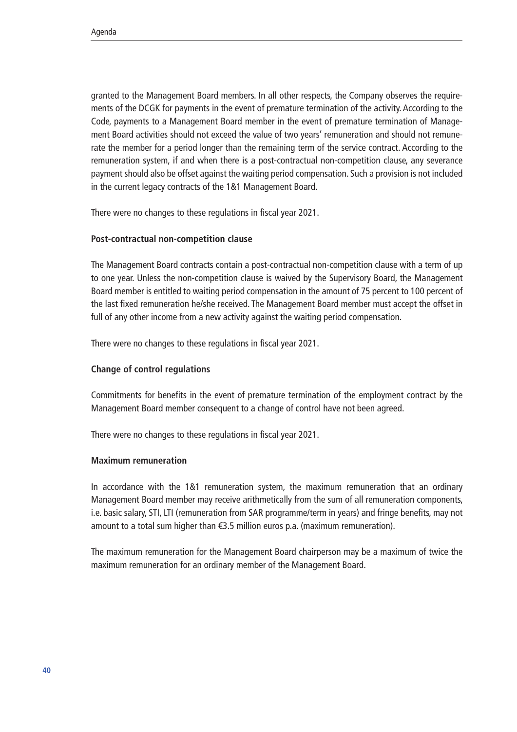granted to the Management Board members. In all other respects, the Company observes the requirements of the DCGK for payments in the event of premature termination of the activity. According to the Code, payments to a Management Board member in the event of premature termination of Management Board activities should not exceed the value of two years' remuneration and should not remunerate the member for a period longer than the remaining term of the service contract. According to the remuneration system, if and when there is a post-contractual non-competition clause, any severance payment should also be offset against the waiting period compensation. Such a provision is not included in the current legacy contracts of the 1&1 Management Board.

There were no changes to these regulations in fiscal year 2021.

**Post-contractual non-competition clause**

The Management Board contracts contain a post-contractual non-competition clause with a term of up to one year. Unless the non-competition clause is waived by the Supervisory Board, the Management Board member is entitled to waiting period compensation in the amount of 75 percent to 100 percent of the last fixed remuneration he/she received. The Management Board member must accept the offset in full of any other income from a new activity against the waiting period compensation.

There were no changes to these regulations in fiscal year 2021.

**Change of control regulations**

Commitments for benefits in the event of premature termination of the employment contract by the Management Board member consequent to a change of control have not been agreed.

There were no changes to these regulations in fiscal year 2021.

**Maximum remuneration**

In accordance with the 1&1 remuneration system, the maximum remuneration that an ordinary Management Board member may receive arithmetically from the sum of all remuneration components, i.e. basic salary, STI, LTI (remuneration from SAR programme/term in years) and fringe benefits, may not amount to a total sum higher than €3.5 million euros p.a. (maximum remuneration).

The maximum remuneration for the Management Board chairperson may be a maximum of twice the maximum remuneration for an ordinary member of the Management Board.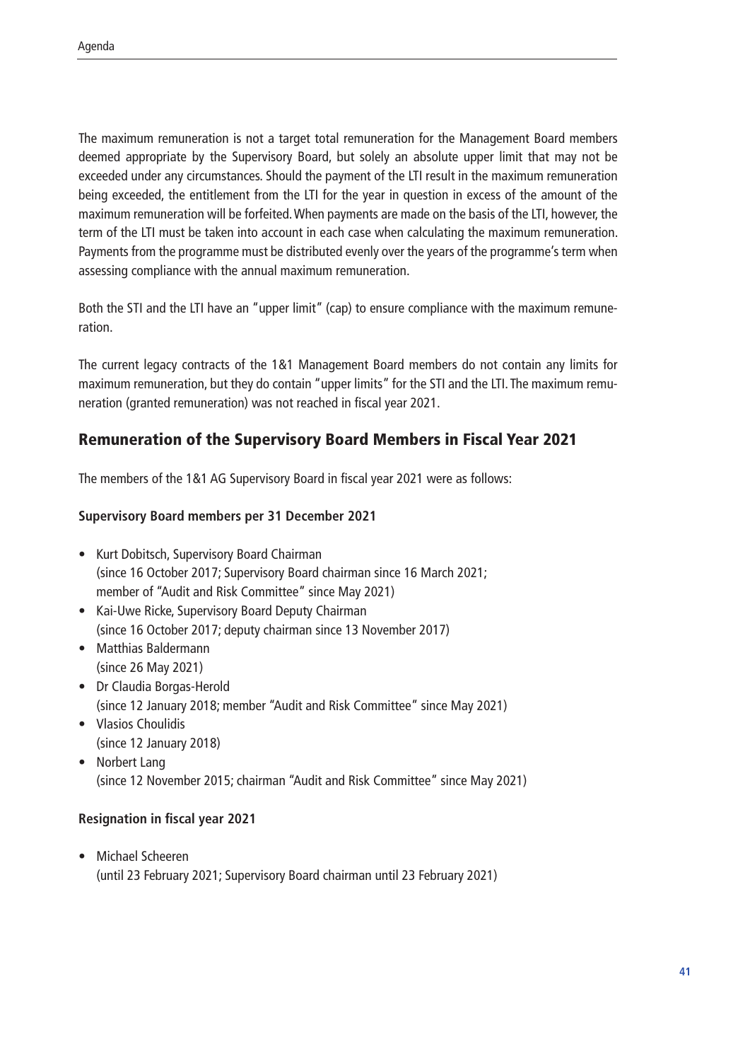The maximum remuneration is not a target total remuneration for the Management Board members deemed appropriate by the Supervisory Board, but solely an absolute upper limit that may not be exceeded under any circumstances. Should the payment of the LTI result in the maximum remuneration being exceeded, the entitlement from the LTI for the year in question in excess of the amount of the maximum remuneration will be forfeited. When payments are made on the basis of the LTI, however, the term of the LTI must be taken into account in each case when calculating the maximum remuneration. Payments from the programme must be distributed evenly over the years of the programme's term when assessing compliance with the annual maximum remuneration.

Both the STI and the LTI have an "upper limit" (cap) to ensure compliance with the maximum remuneration.

The current legacy contracts of the 1&1 Management Board members do not contain any limits for maximum remuneration, but they do contain "upper limits" for the STI and the LTI. The maximum remuneration (granted remuneration) was not reached in fiscal year 2021.

## Remuneration of the Supervisory Board Members in Fiscal Year 2021

The members of the 1&1 AG Supervisory Board in fiscal year 2021 were as follows:

**Supervisory Board members per 31 December 2021**

- Kurt Dobitsch, Supervisory Board Chairman
  (since 16 October 2017; Supervisory Board chairman since 16 March 2021; member of "Audit and Risk Committee" since May 2021)
- Kai-Uwe Ricke, Supervisory Board Deputy Chairman
  (since 16 October 2017; deputy chairman since 13 November 2017)
- Matthias Baldermann
  (since 26 May 2021)
- Dr Claudia Borgas-Herold
  (since 12 January 2018; member "Audit and Risk Committee" since May 2021)
- Vlasios Choulidis
  (since 12 January 2018)
- Norbert Lang
  (since 12 November 2015; chairman "Audit and Risk Committee" since May 2021)

**Resignation in fiscal year 2021**

- Michael Scheeren
  (until 23 February 2021; Supervisory Board chairman until 23 February 2021)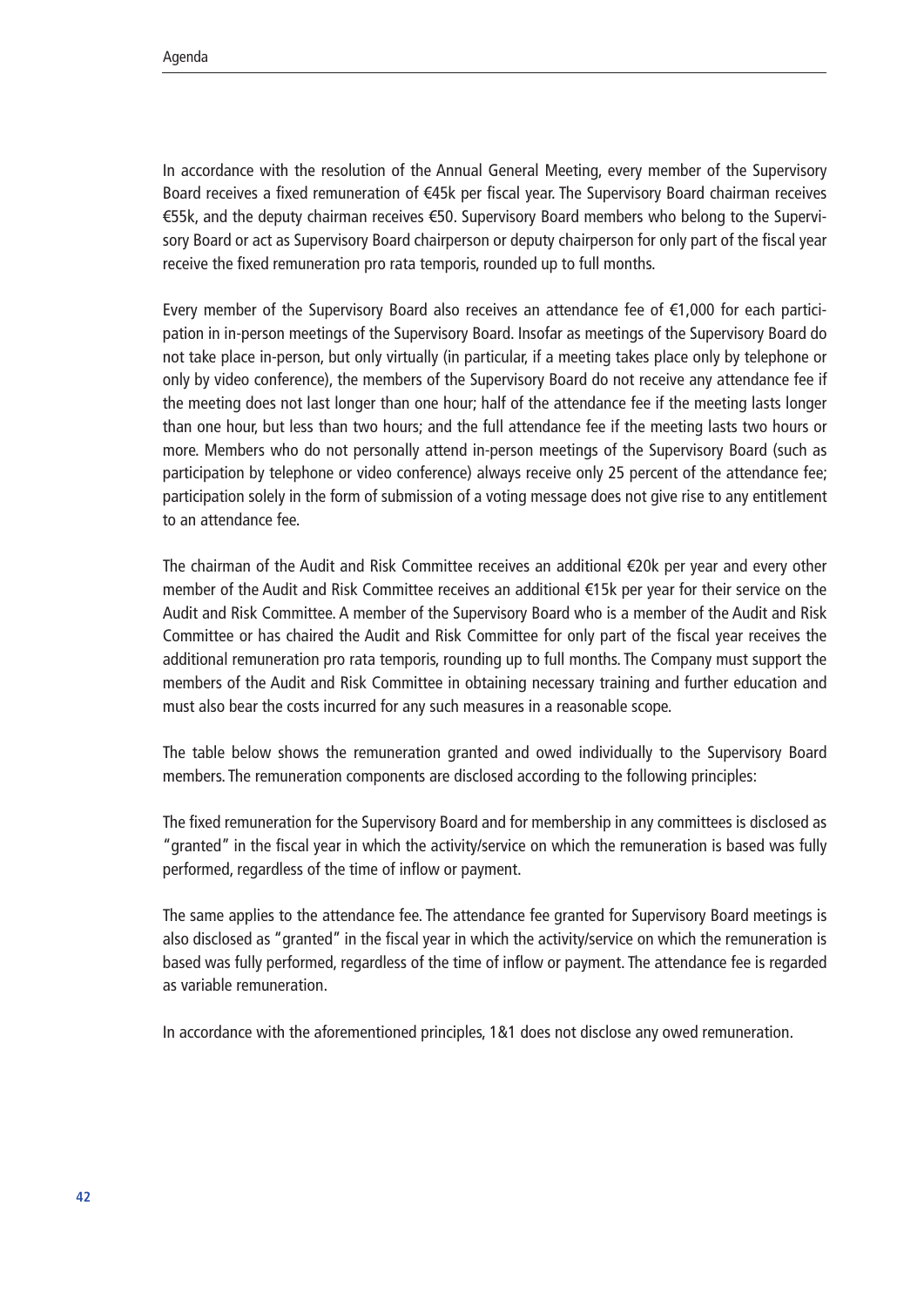In accordance with the resolution of the Annual General Meeting, every member of the Supervisory Board receives a fixed remuneration of €45k per fiscal year. The Supervisory Board chairman receives €55k, and the deputy chairman receives €50. Supervisory Board members who belong to the Supervisory Board or act as Supervisory Board chairperson or deputy chairperson for only part of the fiscal year receive the fixed remuneration pro rata temporis, rounded up to full months.

Every member of the Supervisory Board also receives an attendance fee of €1,000 for each participation in in-person meetings of the Supervisory Board. Insofar as meetings of the Supervisory Board do not take place in-person, but only virtually (in particular, if a meeting takes place only by telephone or only by video conference), the members of the Supervisory Board do not receive any attendance fee if the meeting does not last longer than one hour; half of the attendance fee if the meeting lasts longer than one hour, but less than two hours; and the full attendance fee if the meeting lasts two hours or more. Members who do not personally attend in-person meetings of the Supervisory Board (such as participation by telephone or video conference) always receive only 25 percent of the attendance fee; participation solely in the form of submission of a voting message does not give rise to any entitlement to an attendance fee.

The chairman of the Audit and Risk Committee receives an additional €20k per year and every other member of the Audit and Risk Committee receives an additional €15k per year for their service on the Audit and Risk Committee. A member of the Supervisory Board who is a member of the Audit and Risk Committee or has chaired the Audit and Risk Committee for only part of the fiscal year receives the additional remuneration pro rata temporis, rounding up to full months. The Company must support the members of the Audit and Risk Committee in obtaining necessary training and further education and must also bear the costs incurred for any such measures in a reasonable scope.

The table below shows the remuneration granted and owed individually to the Supervisory Board members. The remuneration components are disclosed according to the following principles:

The fixed remuneration for the Supervisory Board and for membership in any committees is disclosed as "granted" in the fiscal year in which the activity/service on which the remuneration is based was fully performed, regardless of the time of inflow or payment.

The same applies to the attendance fee. The attendance fee granted for Supervisory Board meetings is also disclosed as "granted" in the fiscal year in which the activity/service on which the remuneration is based was fully performed, regardless of the time of inflow or payment. The attendance fee is regarded as variable remuneration.

In accordance with the aforementioned principles, 1&1 does not disclose any owed remuneration.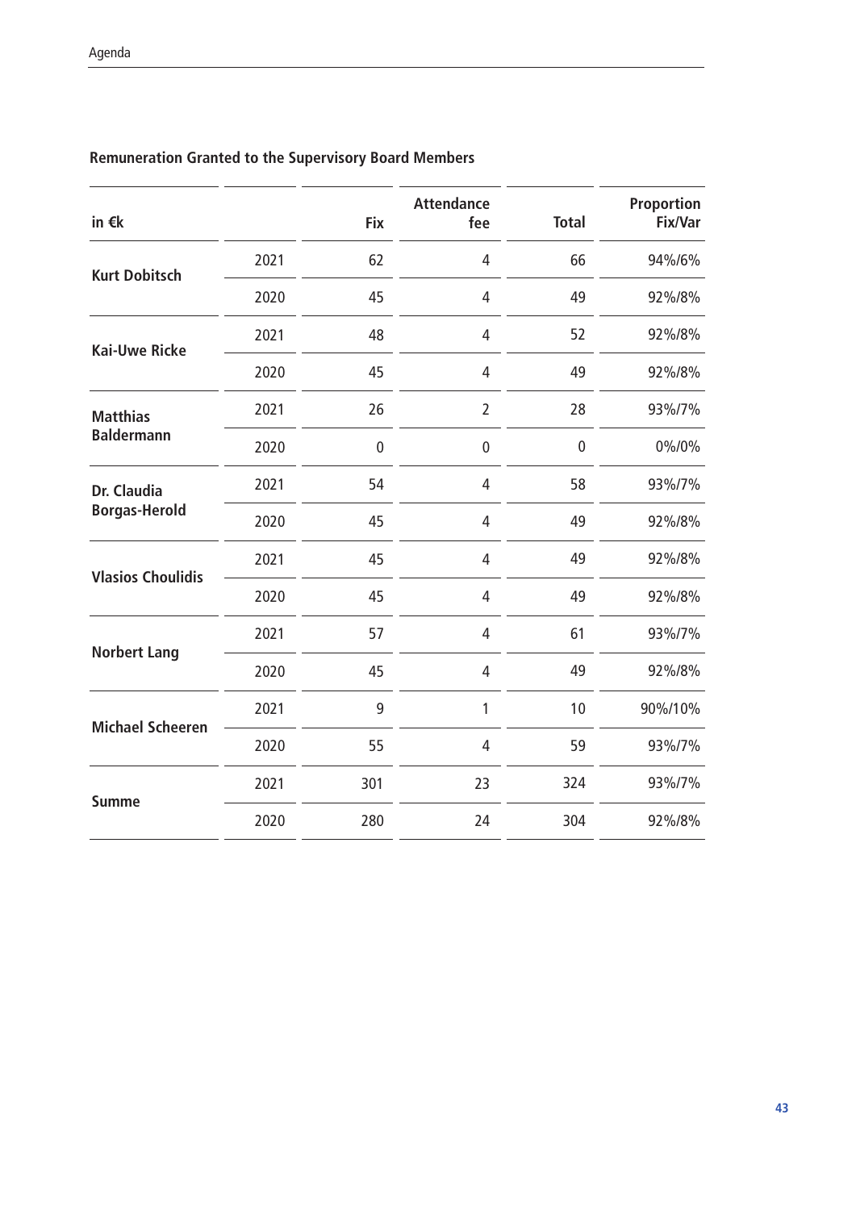### Remuneration Granted to the Supervisory Board Members

| in €k | | Fix | Attendance fee | Total | Proportion Fix/Var |
|---|---|---|---|---|---|
| Kurt Dobitsch | 2021 | 62 | 4 | 66 | 94%/6% |
| | 2020 | 45 | 4 | 49 | 92%/8% |
| Kai-Uwe Ricke | 2021 | 48 | 4 | 52 | 92%/8% |
| | 2020 | 45 | 4 | 49 | 92%/8% |
| Matthias Baldermann | 2021 | 26 | 2 | 28 | 93%/7% |
| | 2020 | 0 | 0 | 0 | 0%/0% |
| Dr. Claudia Borgas-Herold | 2021 | 54 | 4 | 58 | 93%/7% |
| | 2020 | 45 | 4 | 49 | 92%/8% |
| Vlasios Choulidis | 2021 | 45 | 4 | 49 | 92%/8% |
| | 2020 | 45 | 4 | 49 | 92%/8% |
| Norbert Lang | 2021 | 57 | 4 | 61 | 93%/7% |
| | 2020 | 45 | 4 | 49 | 92%/8% |
| Michael Scheeren | 2021 | 9 | 1 | 10 | 90%/10% |
| | 2020 | 55 | 4 | 59 | 93%/7% |
| Summe | 2021 | 301 | 23 | 324 | 93%/7% |
| | 2020 | 280 | 24 | 304 | 92%/8% |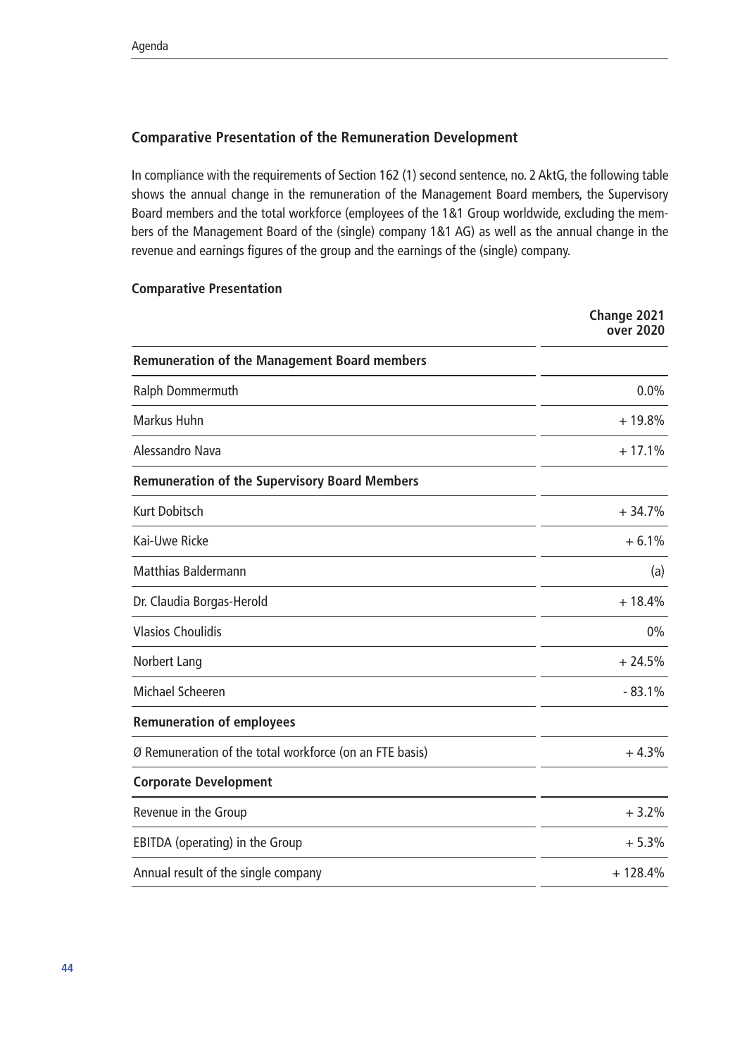## Comparative Presentation of the Remuneration Development

In compliance with the requirements of Section 162 (1) second sentence, no. 2 AktG, the following table shows the annual change in the remuneration of the Management Board members, the Supervisory Board members and the total workforce (employees of the 1&1 Group worldwide, excluding the members of the Management Board of the (single) company 1&1 AG) as well as the annual change in the revenue and earnings figures of the group and the earnings of the (single) company.

### Comparative Presentation

| | Change 2021 over 2020 |
|---|---|
| **Remuneration of the Management Board members** | |
| Ralph Dommermuth | 0.0% |
| Markus Huhn | + 19.8% |
| Alessandro Nava | + 17.1% |
| **Remuneration of the Supervisory Board Members** | |
| Kurt Dobitsch | + 34.7% |
| Kai-Uwe Ricke | + 6.1% |
| Matthias Baldermann | (a) |
| Dr. Claudia Borgas-Herold | + 18.4% |
| Vlasios Choulidis | 0% |
| Norbert Lang | + 24.5% |
| Michael Scheeren | - 83.1% |
| **Remuneration of employees** | |
| Ø Remuneration of the total workforce (on an FTE basis) | + 4.3% |
| **Corporate Development** | |
| Revenue in the Group | + 3.2% |
| EBITDA (operating) in the Group | + 5.3% |
| Annual result of the single company | + 128.4% |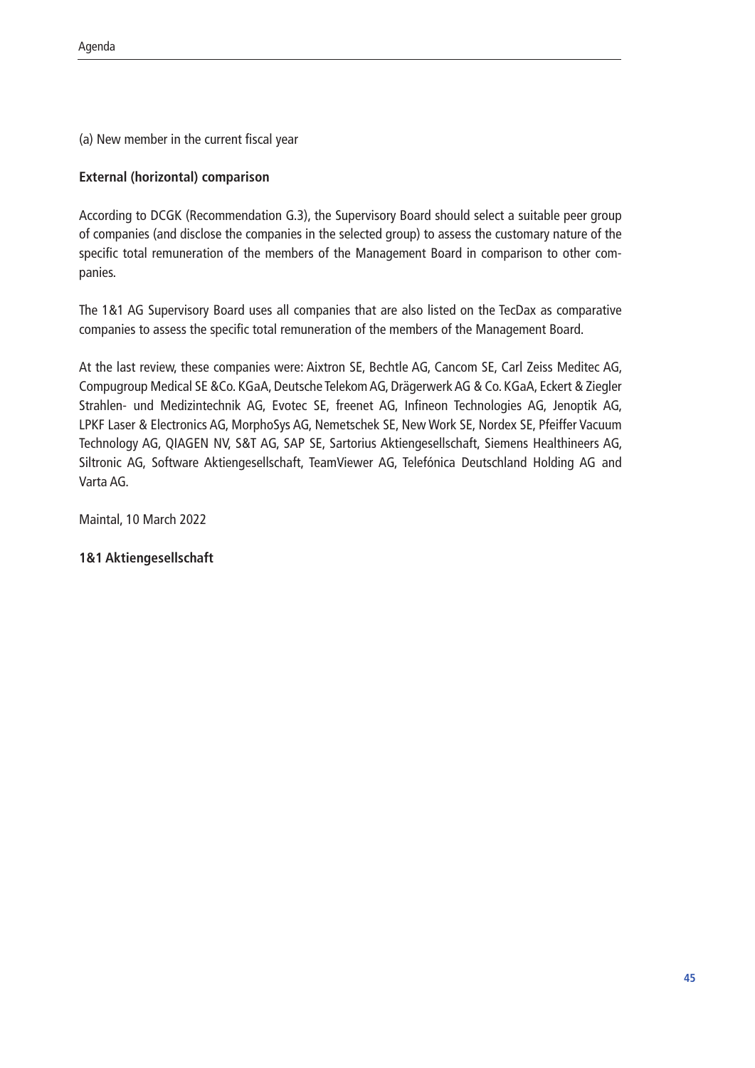(a) New member in the current fiscal year

**External (horizontal) comparison**

According to DCGK (Recommendation G.3), the Supervisory Board should select a suitable peer group of companies (and disclose the companies in the selected group) to assess the customary nature of the specific total remuneration of the members of the Management Board in comparison to other companies.

The 1&1 AG Supervisory Board uses all companies that are also listed on the TecDax as comparative companies to assess the specific total remuneration of the members of the Management Board.

At the last review, these companies were: Aixtron SE, Bechtle AG, Cancom SE, Carl Zeiss Meditec AG, Compugroup Medical SE &Co. KGaA, Deutsche Telekom AG, Drägerwerk AG & Co. KGaA, Eckert & Ziegler Strahlen- und Medizintechnik AG, Evotec SE, freenet AG, Infineon Technologies AG, Jenoptik AG, LPKF Laser & Electronics AG, MorphoSys AG, Nemetschek SE, New Work SE, Nordex SE, Pfeiffer Vacuum Technology AG, QIAGEN NV, S&T AG, SAP SE, Sartorius Aktiengesellschaft, Siemens Healthineers AG, Siltronic AG, Software Aktiengesellschaft, TeamViewer AG, Telefónica Deutschland Holding AG and Varta AG.

Maintal, 10 March 2022

**1&1 Aktiengesellschaft**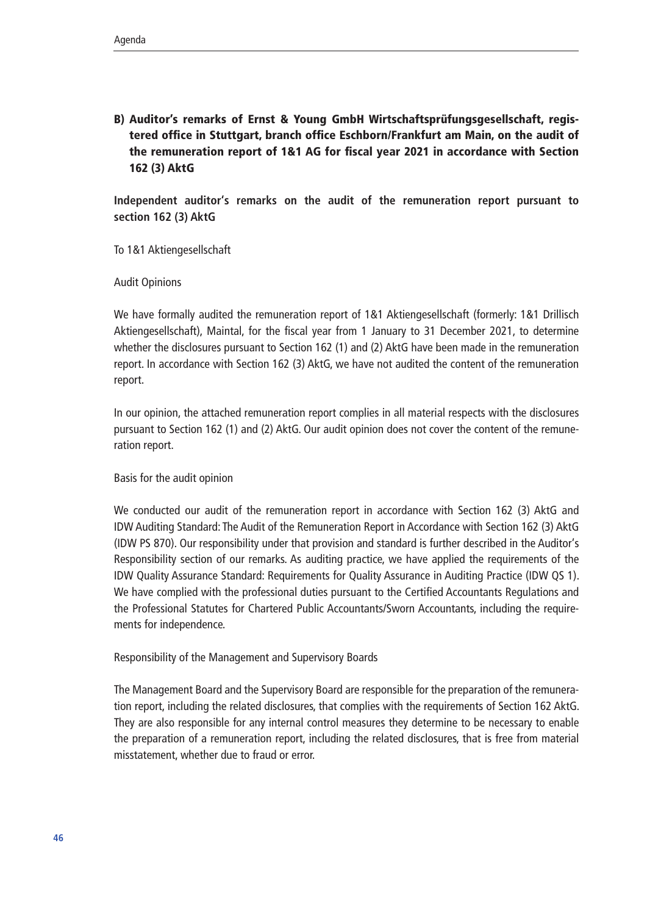## B) Auditor's remarks of Ernst & Young GmbH Wirtschaftsprüfungsgesellschaft, registered office in Stuttgart, branch office Eschborn/Frankfurt am Main, on the audit of the remuneration report of 1&1 AG for fiscal year 2021 in accordance with Section 162 (3) AktG

**Independent auditor's remarks on the audit of the remuneration report pursuant to section 162 (3) AktG**

To 1&1 Aktiengesellschaft

Audit Opinions

We have formally audited the remuneration report of 1&1 Aktiengesellschaft (formerly: 1&1 Drillisch Aktiengesellschaft), Maintal, for the fiscal year from 1 January to 31 December 2021, to determine whether the disclosures pursuant to Section 162 (1) and (2) AktG have been made in the remuneration report. In accordance with Section 162 (3) AktG, we have not audited the content of the remuneration report.

In our opinion, the attached remuneration report complies in all material respects with the disclosures pursuant to Section 162 (1) and (2) AktG. Our audit opinion does not cover the content of the remuneration report.

Basis for the audit opinion

We conducted our audit of the remuneration report in accordance with Section 162 (3) AktG and IDW Auditing Standard: The Audit of the Remuneration Report in Accordance with Section 162 (3) AktG (IDW PS 870). Our responsibility under that provision and standard is further described in the Auditor's Responsibility section of our remarks. As auditing practice, we have applied the requirements of the IDW Quality Assurance Standard: Requirements for Quality Assurance in Auditing Practice (IDW QS 1). We have complied with the professional duties pursuant to the Certified Accountants Regulations and the Professional Statutes for Chartered Public Accountants/Sworn Accountants, including the requirements for independence.

Responsibility of the Management and Supervisory Boards

The Management Board and the Supervisory Board are responsible for the preparation of the remuneration report, including the related disclosures, that complies with the requirements of Section 162 AktG. They are also responsible for any internal control measures they determine to be necessary to enable the preparation of a remuneration report, including the related disclosures, that is free from material misstatement, whether due to fraud or error.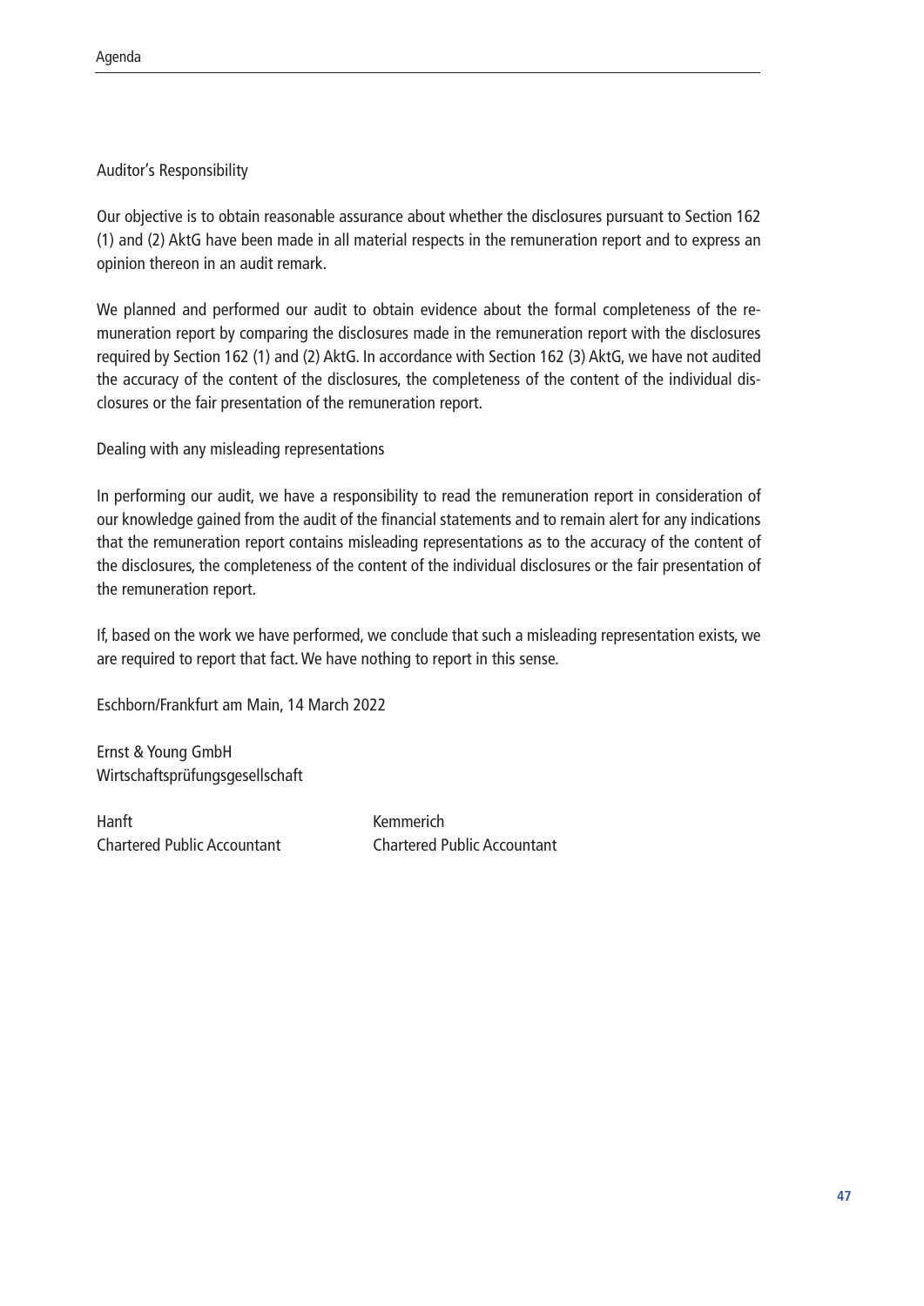Auditor's Responsibility

Our objective is to obtain reasonable assurance about whether the disclosures pursuant to Section 162 (1) and (2) AktG have been made in all material respects in the remuneration report and to express an opinion thereon in an audit remark.

We planned and performed our audit to obtain evidence about the formal completeness of the remuneration report by comparing the disclosures made in the remuneration report with the disclosures required by Section 162 (1) and (2) AktG. In accordance with Section 162 (3) AktG, we have not audited the accuracy of the content of the disclosures, the completeness of the content of the individual disclosures or the fair presentation of the remuneration report.

Dealing with any misleading representations

In performing our audit, we have a responsibility to read the remuneration report in consideration of our knowledge gained from the audit of the financial statements and to remain alert for any indications that the remuneration report contains misleading representations as to the accuracy of the content of the disclosures, the completeness of the content of the individual disclosures or the fair presentation of the remuneration report.

If, based on the work we have performed, we conclude that such a misleading representation exists, we are required to report that fact. We have nothing to report in this sense.

Eschborn/Frankfurt am Main, 14 March 2022

Ernst & Young GmbH
Wirtschaftsprüfungsgesellschaft

Hanft
Chartered Public Accountant

Kemmerich
Chartered Public Accountant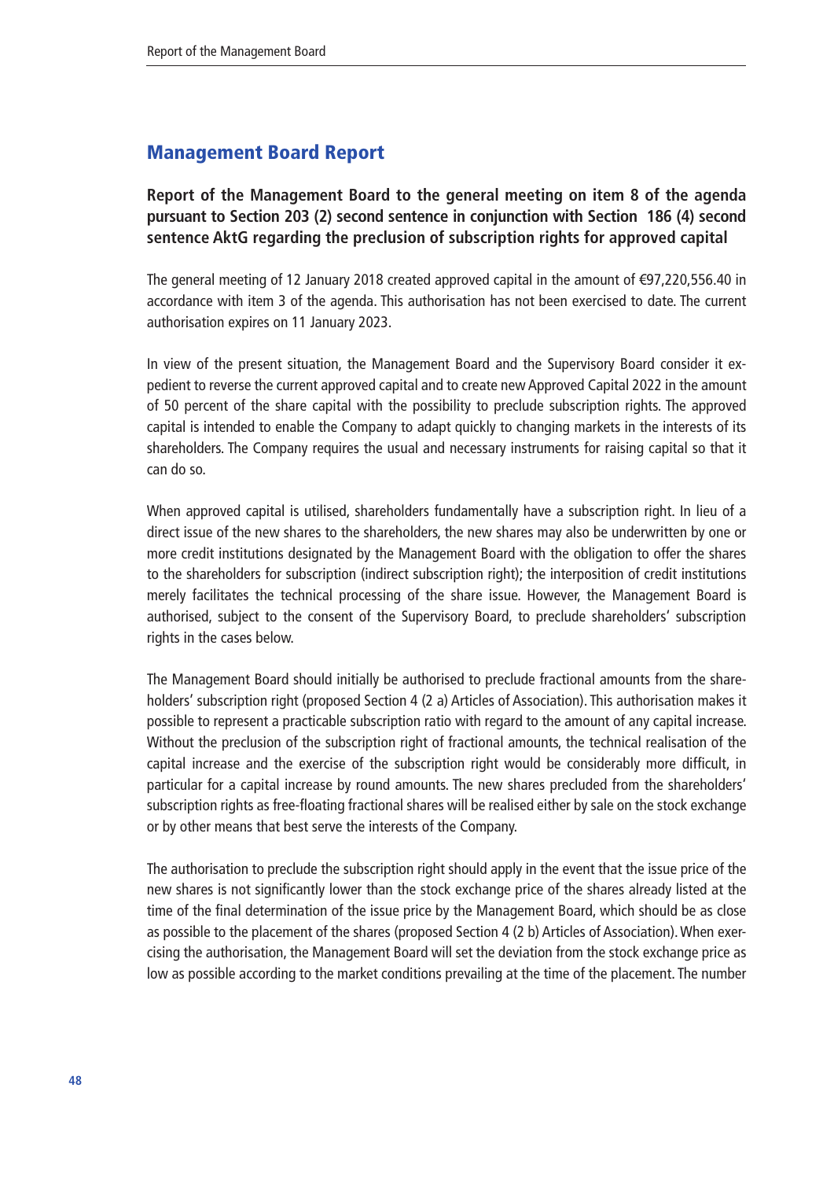## Management Board Report

**Report of the Management Board to the general meeting on item 8 of the agenda pursuant to Section 203 (2) second sentence in conjunction with Section 186 (4) second sentence AktG regarding the preclusion of subscription rights for approved capital**

The general meeting of 12 January 2018 created approved capital in the amount of €97,220,556.40 in accordance with item 3 of the agenda. This authorisation has not been exercised to date. The current authorisation expires on 11 January 2023.

In view of the present situation, the Management Board and the Supervisory Board consider it expedient to reverse the current approved capital and to create new Approved Capital 2022 in the amount of 50 percent of the share capital with the possibility to preclude subscription rights. The approved capital is intended to enable the Company to adapt quickly to changing markets in the interests of its shareholders. The Company requires the usual and necessary instruments for raising capital so that it can do so.

When approved capital is utilised, shareholders fundamentally have a subscription right. In lieu of a direct issue of the new shares to the shareholders, the new shares may also be underwritten by one or more credit institutions designated by the Management Board with the obligation to offer the shares to the shareholders for subscription (indirect subscription right); the interposition of credit institutions merely facilitates the technical processing of the share issue. However, the Management Board is authorised, subject to the consent of the Supervisory Board, to preclude shareholders' subscription rights in the cases below.

The Management Board should initially be authorised to preclude fractional amounts from the shareholders' subscription right (proposed Section 4 (2 a) Articles of Association). This authorisation makes it possible to represent a practicable subscription ratio with regard to the amount of any capital increase. Without the preclusion of the subscription right of fractional amounts, the technical realisation of the capital increase and the exercise of the subscription right would be considerably more difficult, in particular for a capital increase by round amounts. The new shares precluded from the shareholders' subscription rights as free-floating fractional shares will be realised either by sale on the stock exchange or by other means that best serve the interests of the Company.

The authorisation to preclude the subscription right should apply in the event that the issue price of the new shares is not significantly lower than the stock exchange price of the shares already listed at the time of the final determination of the issue price by the Management Board, which should be as close as possible to the placement of the shares (proposed Section 4 (2 b) Articles of Association). When exercising the authorisation, the Management Board will set the deviation from the stock exchange price as low as possible according to the market conditions prevailing at the time of the placement. The number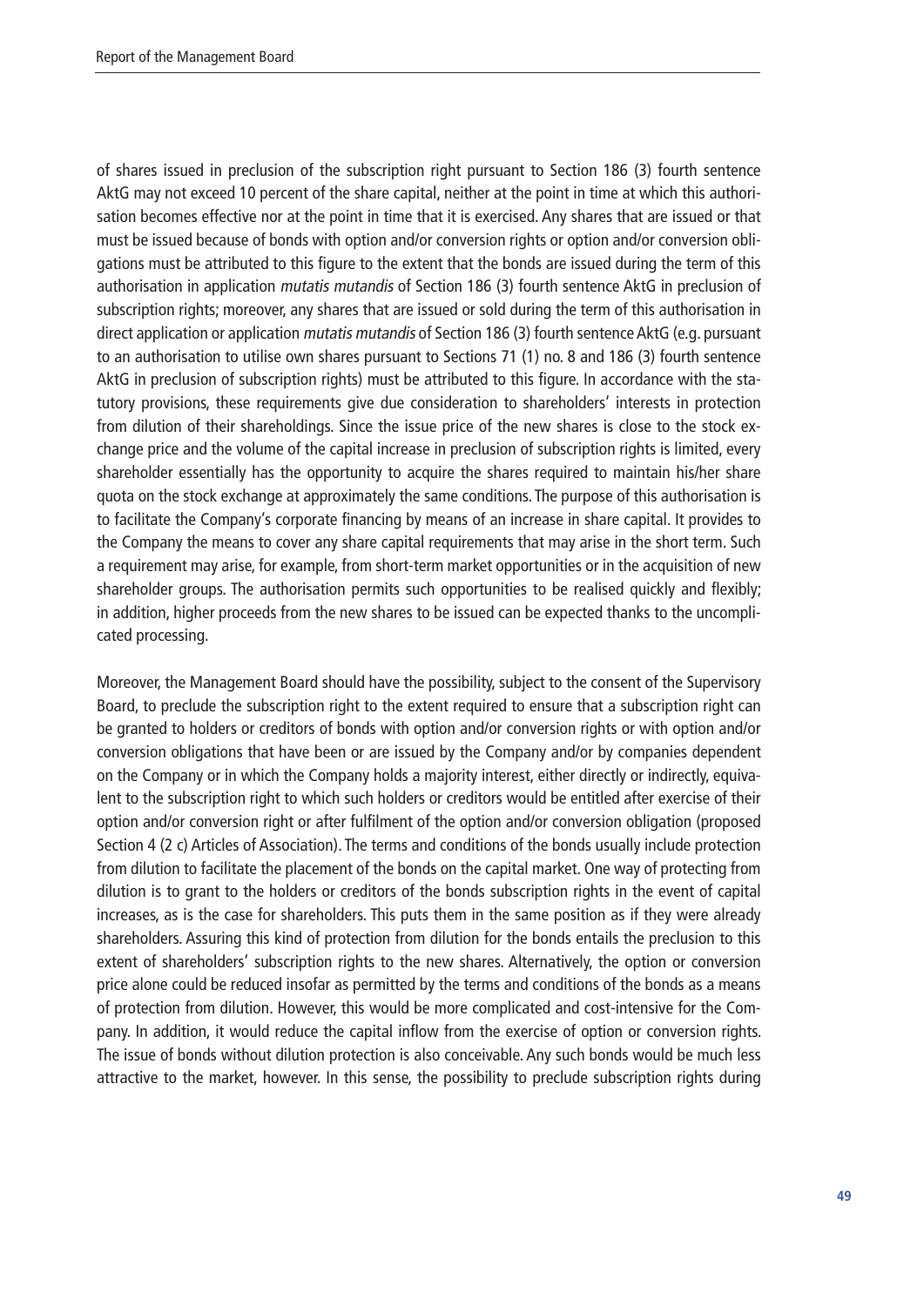of shares issued in preclusion of the subscription right pursuant to Section 186 (3) fourth sentence AktG may not exceed 10 percent of the share capital, neither at the point in time at which this authorisation becomes effective nor at the point in time that it is exercised. Any shares that are issued or that must be issued because of bonds with option and/or conversion rights or option and/or conversion obligations must be attributed to this figure to the extent that the bonds are issued during the term of this authorisation in application *mutatis mutandis* of Section 186 (3) fourth sentence AktG in preclusion of subscription rights; moreover, any shares that are issued or sold during the term of this authorisation in direct application or application *mutatis mutandis* of Section 186 (3) fourth sentence AktG (e.g. pursuant to an authorisation to utilise own shares pursuant to Sections 71 (1) no. 8 and 186 (3) fourth sentence AktG in preclusion of subscription rights) must be attributed to this figure. In accordance with the statutory provisions, these requirements give due consideration to shareholders' interests in protection from dilution of their shareholdings. Since the issue price of the new shares is close to the stock exchange price and the volume of the capital increase in preclusion of subscription rights is limited, every shareholder essentially has the opportunity to acquire the shares required to maintain his/her share quota on the stock exchange at approximately the same conditions. The purpose of this authorisation is to facilitate the Company's corporate financing by means of an increase in share capital. It provides to the Company the means to cover any share capital requirements that may arise in the short term. Such a requirement may arise, for example, from short-term market opportunities or in the acquisition of new shareholder groups. The authorisation permits such opportunities to be realised quickly and flexibly; in addition, higher proceeds from the new shares to be issued can be expected thanks to the uncomplicated processing.

Moreover, the Management Board should have the possibility, subject to the consent of the Supervisory Board, to preclude the subscription right to the extent required to ensure that a subscription right can be granted to holders or creditors of bonds with option and/or conversion rights or with option and/or conversion obligations that have been or are issued by the Company and/or by companies dependent on the Company or in which the Company holds a majority interest, either directly or indirectly, equivalent to the subscription right to which such holders or creditors would be entitled after exercise of their option and/or conversion right or after fulfilment of the option and/or conversion obligation (proposed Section 4 (2 c) Articles of Association). The terms and conditions of the bonds usually include protection from dilution to facilitate the placement of the bonds on the capital market. One way of protecting from dilution is to grant to the holders or creditors of the bonds subscription rights in the event of capital increases, as is the case for shareholders. This puts them in the same position as if they were already shareholders. Assuring this kind of protection from dilution for the bonds entails the preclusion to this extent of shareholders' subscription rights to the new shares. Alternatively, the option or conversion price alone could be reduced insofar as permitted by the terms and conditions of the bonds as a means of protection from dilution. However, this would be more complicated and cost-intensive for the Company. In addition, it would reduce the capital inflow from the exercise of option or conversion rights. The issue of bonds without dilution protection is also conceivable. Any such bonds would be much less attractive to the market, however. In this sense, the possibility to preclude subscription rights during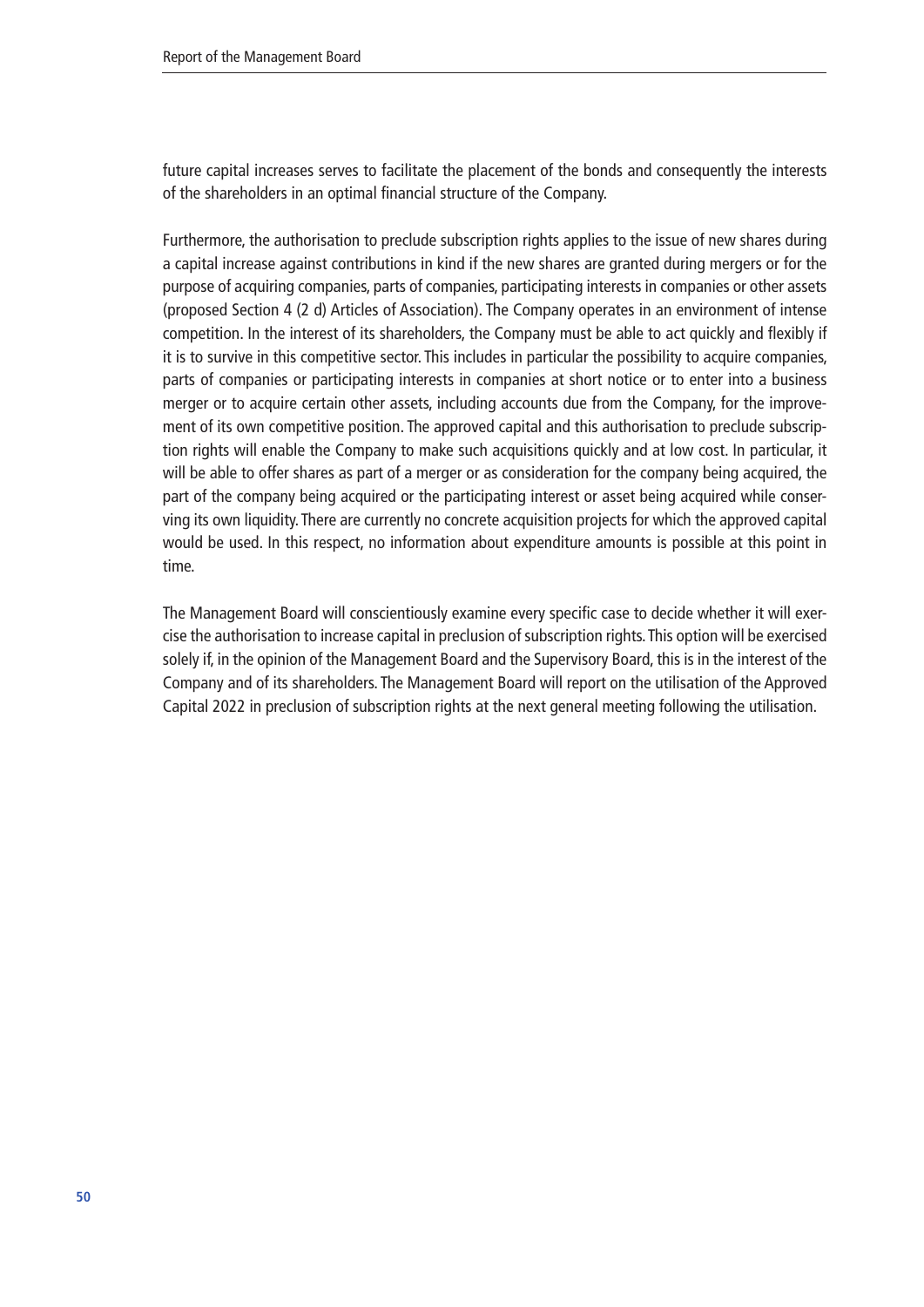future capital increases serves to facilitate the placement of the bonds and consequently the interests of the shareholders in an optimal financial structure of the Company.

Furthermore, the authorisation to preclude subscription rights applies to the issue of new shares during a capital increase against contributions in kind if the new shares are granted during mergers or for the purpose of acquiring companies, parts of companies, participating interests in companies or other assets (proposed Section 4 (2 d) Articles of Association). The Company operates in an environment of intense competition. In the interest of its shareholders, the Company must be able to act quickly and flexibly if it is to survive in this competitive sector. This includes in particular the possibility to acquire companies, parts of companies or participating interests in companies at short notice or to enter into a business merger or to acquire certain other assets, including accounts due from the Company, for the improvement of its own competitive position. The approved capital and this authorisation to preclude subscription rights will enable the Company to make such acquisitions quickly and at low cost. In particular, it will be able to offer shares as part of a merger or as consideration for the company being acquired, the part of the company being acquired or the participating interest or asset being acquired while conserving its own liquidity. There are currently no concrete acquisition projects for which the approved capital would be used. In this respect, no information about expenditure amounts is possible at this point in time.

The Management Board will conscientiously examine every specific case to decide whether it will exercise the authorisation to increase capital in preclusion of subscription rights. This option will be exercised solely if, in the opinion of the Management Board and the Supervisory Board, this is in the interest of the Company and of its shareholders. The Management Board will report on the utilisation of the Approved Capital 2022 in preclusion of subscription rights at the next general meeting following the utilisation.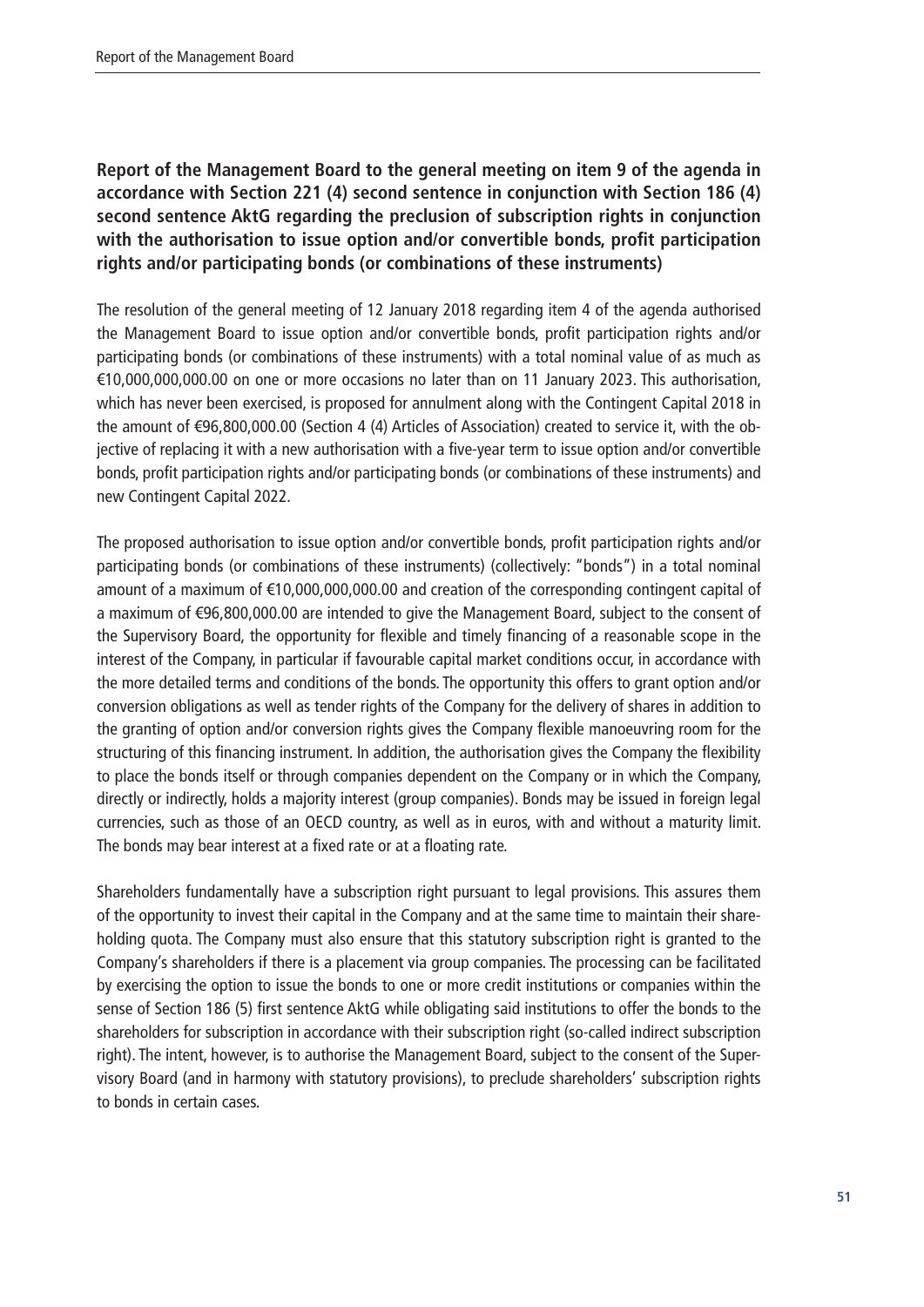## Report of the Management Board to the general meeting on item 9 of the agenda in accordance with Section 221 (4) second sentence in conjunction with Section 186 (4) second sentence AktG regarding the preclusion of subscription rights in conjunction with the authorisation to issue option and/or convertible bonds, profit participation rights and/or participating bonds (or combinations of these instruments)

The resolution of the general meeting of 12 January 2018 regarding item 4 of the agenda authorised the Management Board to issue option and/or convertible bonds, profit participation rights and/or participating bonds (or combinations of these instruments) with a total nominal value of as much as €10,000,000,000.00 on one or more occasions no later than on 11 January 2023. This authorisation, which has never been exercised, is proposed for annulment along with the Contingent Capital 2018 in the amount of €96,800,000.00 (Section 4 (4) Articles of Association) created to service it, with the objective of replacing it with a new authorisation with a five-year term to issue option and/or convertible bonds, profit participation rights and/or participating bonds (or combinations of these instruments) and new Contingent Capital 2022.

The proposed authorisation to issue option and/or convertible bonds, profit participation rights and/or participating bonds (or combinations of these instruments) (collectively: "bonds") in a total nominal amount of a maximum of €10,000,000,000.00 and creation of the corresponding contingent capital of a maximum of €96,800,000.00 are intended to give the Management Board, subject to the consent of the Supervisory Board, the opportunity for flexible and timely financing of a reasonable scope in the interest of the Company, in particular if favourable capital market conditions occur, in accordance with the more detailed terms and conditions of the bonds. The opportunity this offers to grant option and/or conversion obligations as well as tender rights of the Company for the delivery of shares in addition to the granting of option and/or conversion rights gives the Company flexible manoeuvring room for the structuring of this financing instrument. In addition, the authorisation gives the Company the flexibility to place the bonds itself or through companies dependent on the Company or in which the Company, directly or indirectly, holds a majority interest (group companies). Bonds may be issued in foreign legal currencies, such as those of an OECD country, as well as in euros, with and without a maturity limit. The bonds may bear interest at a fixed rate or at a floating rate.

Shareholders fundamentally have a subscription right pursuant to legal provisions. This assures them of the opportunity to invest their capital in the Company and at the same time to maintain their shareholding quota. The Company must also ensure that this statutory subscription right is granted to the Company's shareholders if there is a placement via group companies. The processing can be facilitated by exercising the option to issue the bonds to one or more credit institutions or companies within the sense of Section 186 (5) first sentence AktG while obligating said institutions to offer the bonds to the shareholders for subscription in accordance with their subscription right (so-called indirect subscription right). The intent, however, is to authorise the Management Board, subject to the consent of the Supervisory Board (and in harmony with statutory provisions), to preclude shareholders' subscription rights to bonds in certain cases.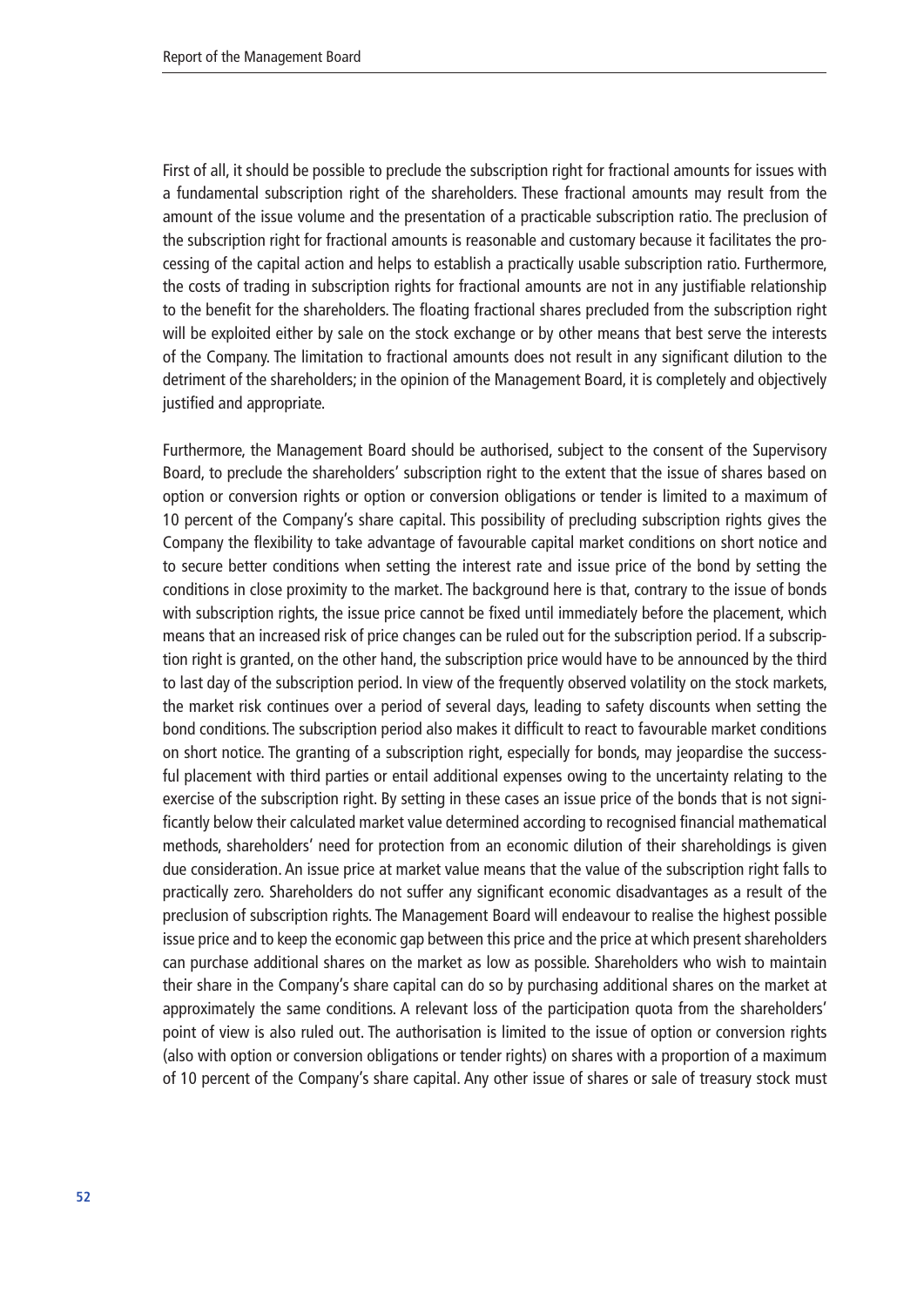First of all, it should be possible to preclude the subscription right for fractional amounts for issues with a fundamental subscription right of the shareholders. These fractional amounts may result from the amount of the issue volume and the presentation of a practicable subscription ratio. The preclusion of the subscription right for fractional amounts is reasonable and customary because it facilitates the processing of the capital action and helps to establish a practically usable subscription ratio. Furthermore, the costs of trading in subscription rights for fractional amounts are not in any justifiable relationship to the benefit for the shareholders. The floating fractional shares precluded from the subscription right will be exploited either by sale on the stock exchange or by other means that best serve the interests of the Company. The limitation to fractional amounts does not result in any significant dilution to the detriment of the shareholders; in the opinion of the Management Board, it is completely and objectively justified and appropriate.

Furthermore, the Management Board should be authorised, subject to the consent of the Supervisory Board, to preclude the shareholders' subscription right to the extent that the issue of shares based on option or conversion rights or option or conversion obligations or tender is limited to a maximum of 10 percent of the Company's share capital. This possibility of precluding subscription rights gives the Company the flexibility to take advantage of favourable capital market conditions on short notice and to secure better conditions when setting the interest rate and issue price of the bond by setting the conditions in close proximity to the market. The background here is that, contrary to the issue of bonds with subscription rights, the issue price cannot be fixed until immediately before the placement, which means that an increased risk of price changes can be ruled out for the subscription period. If a subscription right is granted, on the other hand, the subscription price would have to be announced by the third to last day of the subscription period. In view of the frequently observed volatility on the stock markets, the market risk continues over a period of several days, leading to safety discounts when setting the bond conditions. The subscription period also makes it difficult to react to favourable market conditions on short notice. The granting of a subscription right, especially for bonds, may jeopardise the successful placement with third parties or entail additional expenses owing to the uncertainty relating to the exercise of the subscription right. By setting in these cases an issue price of the bonds that is not significantly below their calculated market value determined according to recognised financial mathematical methods, shareholders' need for protection from an economic dilution of their shareholdings is given due consideration. An issue price at market value means that the value of the subscription right falls to practically zero. Shareholders do not suffer any significant economic disadvantages as a result of the preclusion of subscription rights. The Management Board will endeavour to realise the highest possible issue price and to keep the economic gap between this price and the price at which present shareholders can purchase additional shares on the market as low as possible. Shareholders who wish to maintain their share in the Company's share capital can do so by purchasing additional shares on the market at approximately the same conditions. A relevant loss of the participation quota from the shareholders' point of view is also ruled out. The authorisation is limited to the issue of option or conversion rights (also with option or conversion obligations or tender rights) on shares with a proportion of a maximum of 10 percent of the Company's share capital. Any other issue of shares or sale of treasury stock must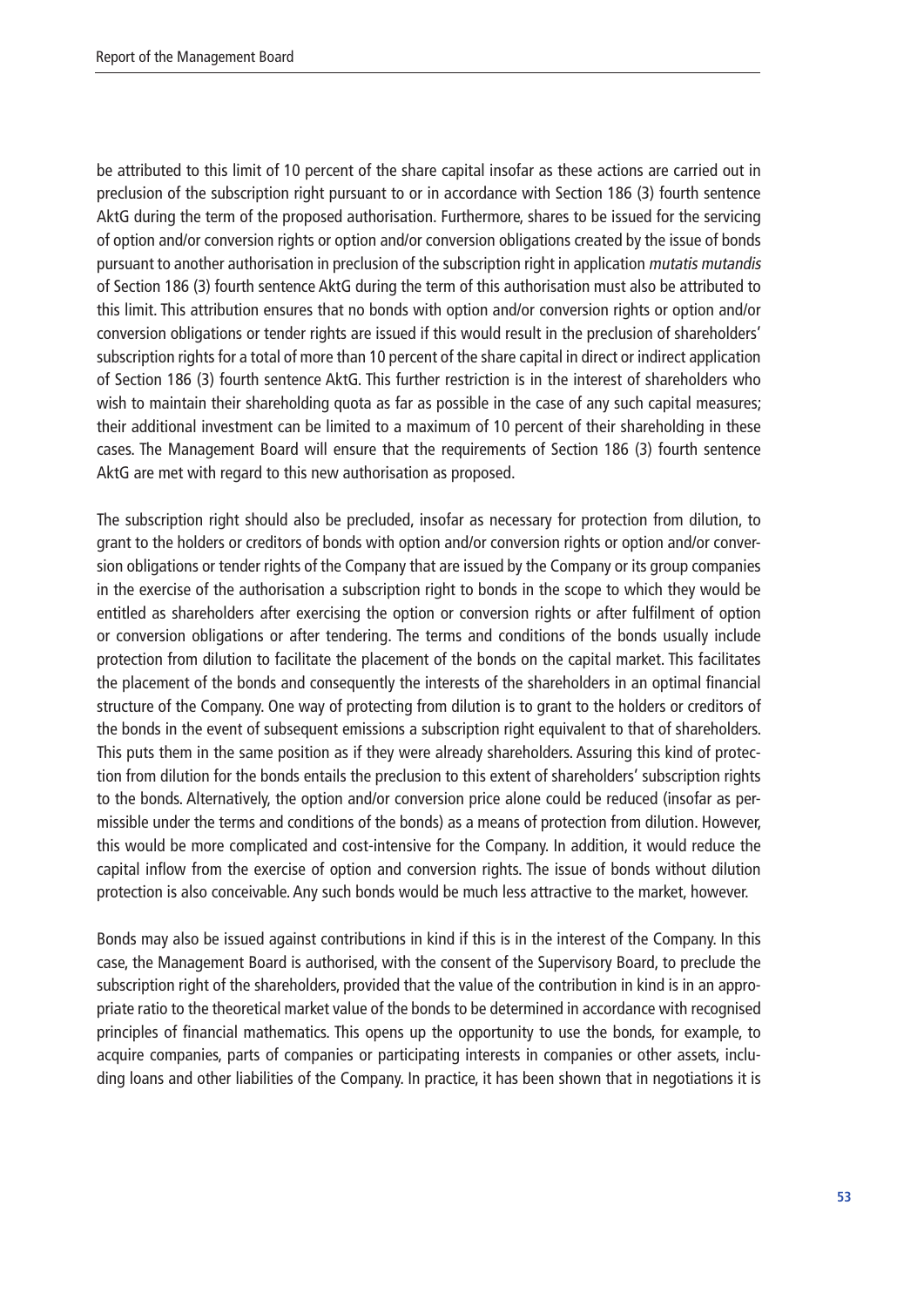be attributed to this limit of 10 percent of the share capital insofar as these actions are carried out in preclusion of the subscription right pursuant to or in accordance with Section 186 (3) fourth sentence AktG during the term of the proposed authorisation. Furthermore, shares to be issued for the servicing of option and/or conversion rights or option and/or conversion obligations created by the issue of bonds pursuant to another authorisation in preclusion of the subscription right in application *mutatis mutandis* of Section 186 (3) fourth sentence AktG during the term of this authorisation must also be attributed to this limit. This attribution ensures that no bonds with option and/or conversion rights or option and/or conversion obligations or tender rights are issued if this would result in the preclusion of shareholders' subscription rights for a total of more than 10 percent of the share capital in direct or indirect application of Section 186 (3) fourth sentence AktG. This further restriction is in the interest of shareholders who wish to maintain their shareholding quota as far as possible in the case of any such capital measures; their additional investment can be limited to a maximum of 10 percent of their shareholding in these cases. The Management Board will ensure that the requirements of Section 186 (3) fourth sentence AktG are met with regard to this new authorisation as proposed.

The subscription right should also be precluded, insofar as necessary for protection from dilution, to grant to the holders or creditors of bonds with option and/or conversion rights or option and/or conversion obligations or tender rights of the Company that are issued by the Company or its group companies in the exercise of the authorisation a subscription right to bonds in the scope to which they would be entitled as shareholders after exercising the option or conversion rights or after fulfilment of option or conversion obligations or after tendering. The terms and conditions of the bonds usually include protection from dilution to facilitate the placement of the bonds on the capital market. This facilitates the placement of the bonds and consequently the interests of the shareholders in an optimal financial structure of the Company. One way of protecting from dilution is to grant to the holders or creditors of the bonds in the event of subsequent emissions a subscription right equivalent to that of shareholders. This puts them in the same position as if they were already shareholders. Assuring this kind of protection from dilution for the bonds entails the preclusion to this extent of shareholders' subscription rights to the bonds. Alternatively, the option and/or conversion price alone could be reduced (insofar as permissible under the terms and conditions of the bonds) as a means of protection from dilution. However, this would be more complicated and cost-intensive for the Company. In addition, it would reduce the capital inflow from the exercise of option and conversion rights. The issue of bonds without dilution protection is also conceivable. Any such bonds would be much less attractive to the market, however.

Bonds may also be issued against contributions in kind if this is in the interest of the Company. In this case, the Management Board is authorised, with the consent of the Supervisory Board, to preclude the subscription right of the shareholders, provided that the value of the contribution in kind is in an appropriate ratio to the theoretical market value of the bonds to be determined in accordance with recognised principles of financial mathematics. This opens up the opportunity to use the bonds, for example, to acquire companies, parts of companies or participating interests in companies or other assets, including loans and other liabilities of the Company. In practice, it has been shown that in negotiations it is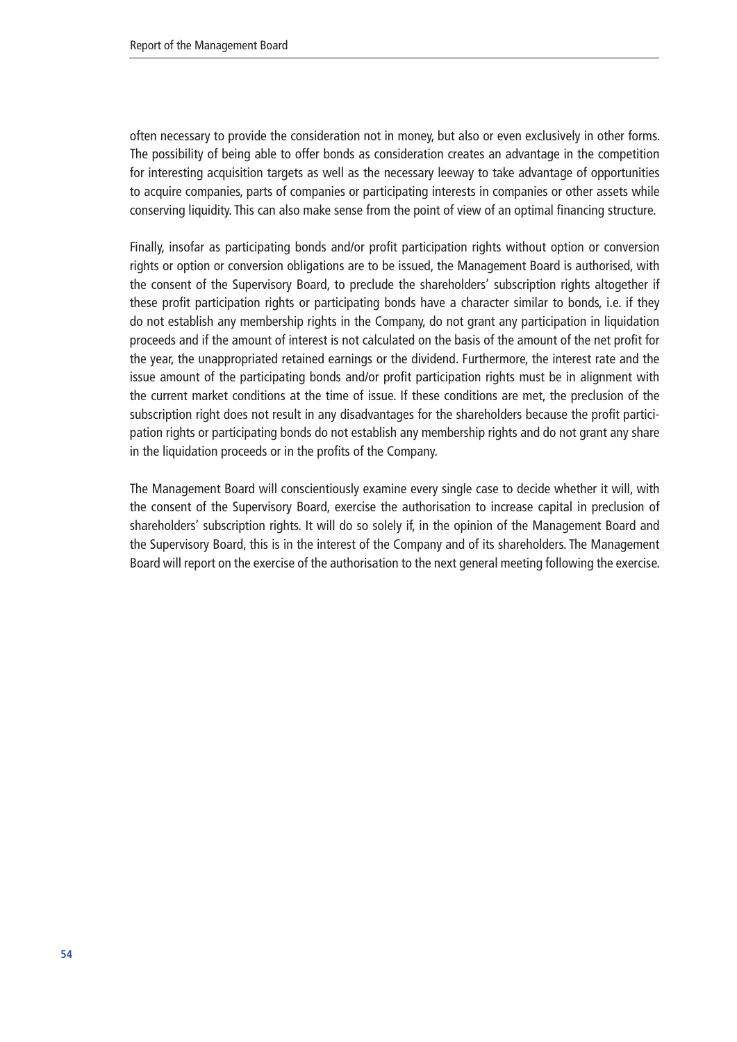often necessary to provide the consideration not in money, but also or even exclusively in other forms. The possibility of being able to offer bonds as consideration creates an advantage in the competition for interesting acquisition targets as well as the necessary leeway to take advantage of opportunities to acquire companies, parts of companies or participating interests in companies or other assets while conserving liquidity. This can also make sense from the point of view of an optimal financing structure.

Finally, insofar as participating bonds and/or profit participation rights without option or conversion rights or option or conversion obligations are to be issued, the Management Board is authorised, with the consent of the Supervisory Board, to preclude the shareholders' subscription rights altogether if these profit participation rights or participating bonds have a character similar to bonds, i.e. if they do not establish any membership rights in the Company, do not grant any participation in liquidation proceeds and if the amount of interest is not calculated on the basis of the amount of the net profit for the year, the unappropriated retained earnings or the dividend. Furthermore, the interest rate and the issue amount of the participating bonds and/or profit participation rights must be in alignment with the current market conditions at the time of issue. If these conditions are met, the preclusion of the subscription right does not result in any disadvantages for the shareholders because the profit participation rights or participating bonds do not establish any membership rights and do not grant any share in the liquidation proceeds or in the profits of the Company.

The Management Board will conscientiously examine every single case to decide whether it will, with the consent of the Supervisory Board, exercise the authorisation to increase capital in preclusion of shareholders' subscription rights. It will do so solely if, in the opinion of the Management Board and the Supervisory Board, this is in the interest of the Company and of its shareholders. The Management Board will report on the exercise of the authorisation to the next general meeting following the exercise.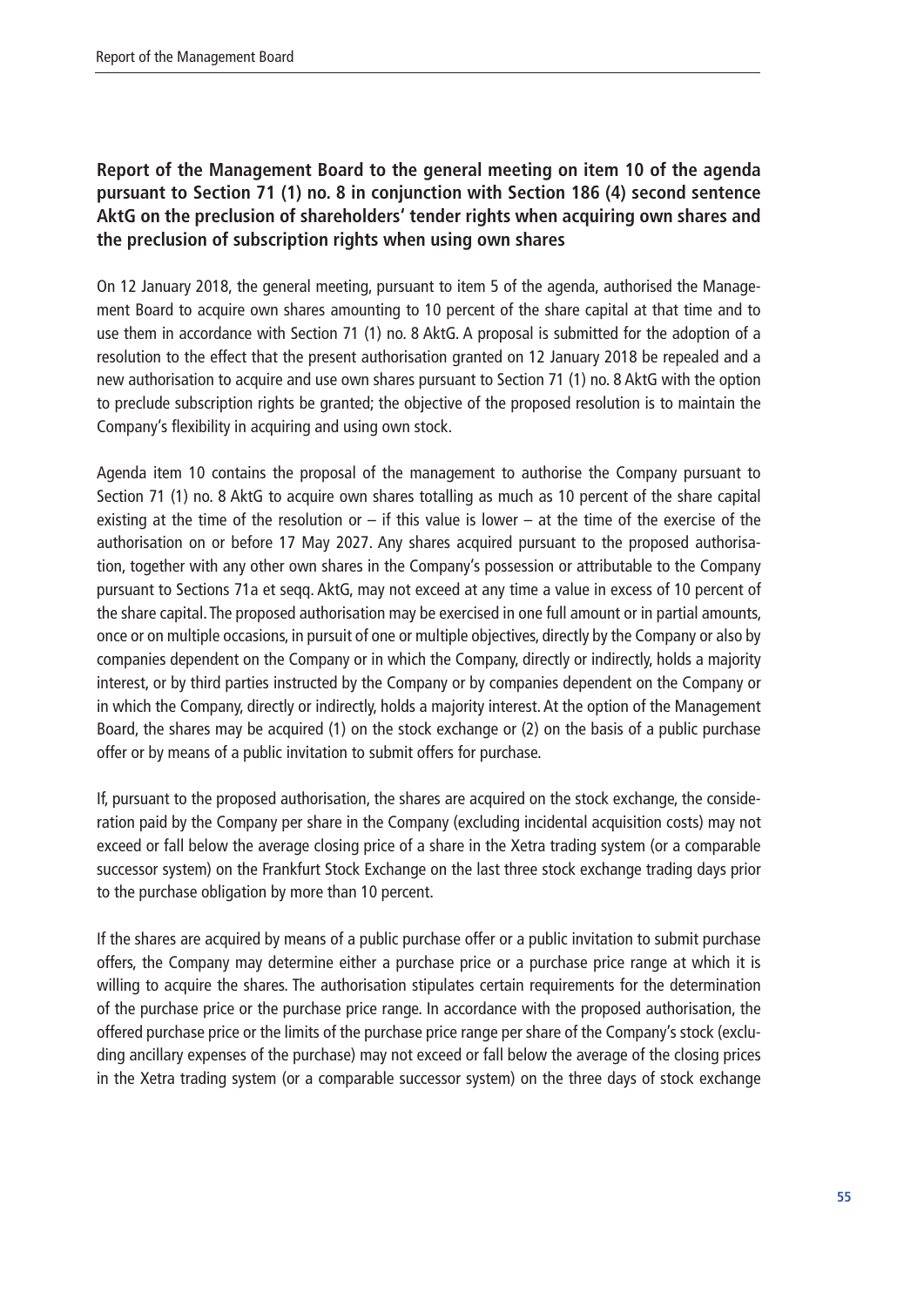**Report of the Management Board to the general meeting on item 10 of the agenda pursuant to Section 71 (1) no. 8 in conjunction with Section 186 (4) second sentence AktG on the preclusion of shareholders' tender rights when acquiring own shares and the preclusion of subscription rights when using own shares**

On 12 January 2018, the general meeting, pursuant to item 5 of the agenda, authorised the Management Board to acquire own shares amounting to 10 percent of the share capital at that time and to use them in accordance with Section 71 (1) no. 8 AktG. A proposal is submitted for the adoption of a resolution to the effect that the present authorisation granted on 12 January 2018 be repealed and a new authorisation to acquire and use own shares pursuant to Section 71 (1) no. 8 AktG with the option to preclude subscription rights be granted; the objective of the proposed resolution is to maintain the Company's flexibility in acquiring and using own stock.

Agenda item 10 contains the proposal of the management to authorise the Company pursuant to Section 71 (1) no. 8 AktG to acquire own shares totalling as much as 10 percent of the share capital existing at the time of the resolution or – if this value is lower – at the time of the exercise of the authorisation on or before 17 May 2027. Any shares acquired pursuant to the proposed authorisation, together with any other own shares in the Company's possession or attributable to the Company pursuant to Sections 71a et seqq. AktG, may not exceed at any time a value in excess of 10 percent of the share capital. The proposed authorisation may be exercised in one full amount or in partial amounts, once or on multiple occasions, in pursuit of one or multiple objectives, directly by the Company or also by companies dependent on the Company or in which the Company, directly or indirectly, holds a majority interest, or by third parties instructed by the Company or by companies dependent on the Company or in which the Company, directly or indirectly, holds a majority interest. At the option of the Management Board, the shares may be acquired (1) on the stock exchange or (2) on the basis of a public purchase offer or by means of a public invitation to submit offers for purchase.

If, pursuant to the proposed authorisation, the shares are acquired on the stock exchange, the consideration paid by the Company per share in the Company (excluding incidental acquisition costs) may not exceed or fall below the average closing price of a share in the Xetra trading system (or a comparable successor system) on the Frankfurt Stock Exchange on the last three stock exchange trading days prior to the purchase obligation by more than 10 percent.

If the shares are acquired by means of a public purchase offer or a public invitation to submit purchase offers, the Company may determine either a purchase price or a purchase price range at which it is willing to acquire the shares. The authorisation stipulates certain requirements for the determination of the purchase price or the purchase price range. In accordance with the proposed authorisation, the offered purchase price or the limits of the purchase price range per share of the Company's stock (excluding ancillary expenses of the purchase) may not exceed or fall below the average of the closing prices in the Xetra trading system (or a comparable successor system) on the three days of stock exchange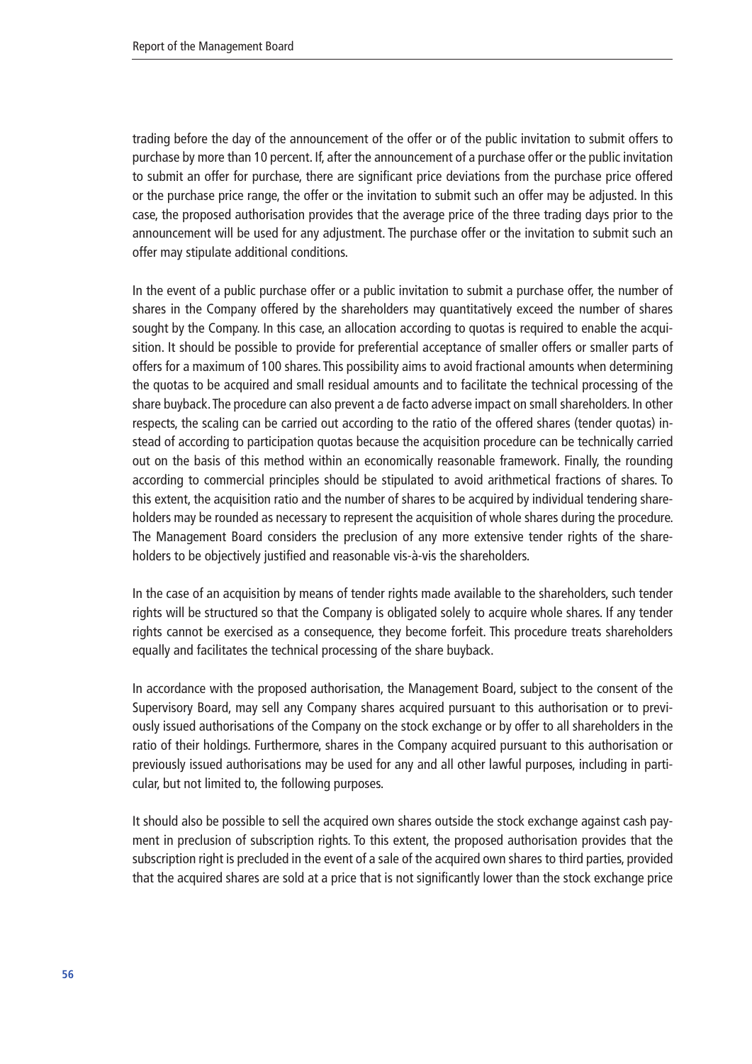trading before the day of the announcement of the offer or of the public invitation to submit offers to purchase by more than 10 percent. If, after the announcement of a purchase offer or the public invitation to submit an offer for purchase, there are significant price deviations from the purchase price offered or the purchase price range, the offer or the invitation to submit such an offer may be adjusted. In this case, the proposed authorisation provides that the average price of the three trading days prior to the announcement will be used for any adjustment. The purchase offer or the invitation to submit such an offer may stipulate additional conditions.

In the event of a public purchase offer or a public invitation to submit a purchase offer, the number of shares in the Company offered by the shareholders may quantitatively exceed the number of shares sought by the Company. In this case, an allocation according to quotas is required to enable the acquisition. It should be possible to provide for preferential acceptance of smaller offers or smaller parts of offers for a maximum of 100 shares. This possibility aims to avoid fractional amounts when determining the quotas to be acquired and small residual amounts and to facilitate the technical processing of the share buyback. The procedure can also prevent a de facto adverse impact on small shareholders. In other respects, the scaling can be carried out according to the ratio of the offered shares (tender quotas) instead of according to participation quotas because the acquisition procedure can be technically carried out on the basis of this method within an economically reasonable framework. Finally, the rounding according to commercial principles should be stipulated to avoid arithmetical fractions of shares. To this extent, the acquisition ratio and the number of shares to be acquired by individual tendering shareholders may be rounded as necessary to represent the acquisition of whole shares during the procedure. The Management Board considers the preclusion of any more extensive tender rights of the shareholders to be objectively justified and reasonable vis-à-vis the shareholders.

In the case of an acquisition by means of tender rights made available to the shareholders, such tender rights will be structured so that the Company is obligated solely to acquire whole shares. If any tender rights cannot be exercised as a consequence, they become forfeit. This procedure treats shareholders equally and facilitates the technical processing of the share buyback.

In accordance with the proposed authorisation, the Management Board, subject to the consent of the Supervisory Board, may sell any Company shares acquired pursuant to this authorisation or to previously issued authorisations of the Company on the stock exchange or by offer to all shareholders in the ratio of their holdings. Furthermore, shares in the Company acquired pursuant to this authorisation or previously issued authorisations may be used for any and all other lawful purposes, including in particular, but not limited to, the following purposes.

It should also be possible to sell the acquired own shares outside the stock exchange against cash payment in preclusion of subscription rights. To this extent, the proposed authorisation provides that the subscription right is precluded in the event of a sale of the acquired own shares to third parties, provided that the acquired shares are sold at a price that is not significantly lower than the stock exchange price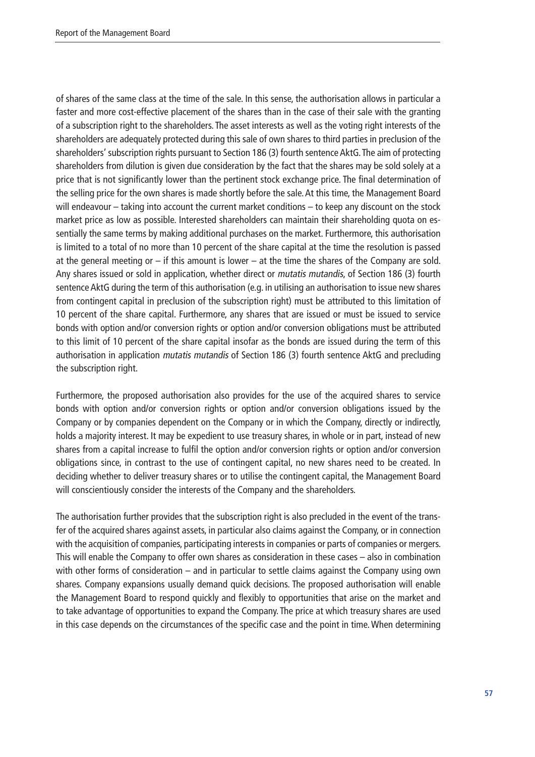of shares of the same class at the time of the sale. In this sense, the authorisation allows in particular a faster and more cost-effective placement of the shares than in the case of their sale with the granting of a subscription right to the shareholders. The asset interests as well as the voting right interests of the shareholders are adequately protected during this sale of own shares to third parties in preclusion of the shareholders' subscription rights pursuant to Section 186 (3) fourth sentence AktG. The aim of protecting shareholders from dilution is given due consideration by the fact that the shares may be sold solely at a price that is not significantly lower than the pertinent stock exchange price. The final determination of the selling price for the own shares is made shortly before the sale. At this time, the Management Board will endeavour – taking into account the current market conditions – to keep any discount on the stock market price as low as possible. Interested shareholders can maintain their shareholding quota on essentially the same terms by making additional purchases on the market. Furthermore, this authorisation is limited to a total of no more than 10 percent of the share capital at the time the resolution is passed at the general meeting or – if this amount is lower – at the time the shares of the Company are sold. Any shares issued or sold in application, whether direct or *mutatis mutandis*, of Section 186 (3) fourth sentence AktG during the term of this authorisation (e.g. in utilising an authorisation to issue new shares from contingent capital in preclusion of the subscription right) must be attributed to this limitation of 10 percent of the share capital. Furthermore, any shares that are issued or must be issued to service bonds with option and/or conversion rights or option and/or conversion obligations must be attributed to this limit of 10 percent of the share capital insofar as the bonds are issued during the term of this authorisation in application *mutatis mutandis* of Section 186 (3) fourth sentence AktG and precluding the subscription right.

Furthermore, the proposed authorisation also provides for the use of the acquired shares to service bonds with option and/or conversion rights or option and/or conversion obligations issued by the Company or by companies dependent on the Company or in which the Company, directly or indirectly, holds a majority interest. It may be expedient to use treasury shares, in whole or in part, instead of new shares from a capital increase to fulfil the option and/or conversion rights or option and/or conversion obligations since, in contrast to the use of contingent capital, no new shares need to be created. In deciding whether to deliver treasury shares or to utilise the contingent capital, the Management Board will conscientiously consider the interests of the Company and the shareholders.

The authorisation further provides that the subscription right is also precluded in the event of the transfer of the acquired shares against assets, in particular also claims against the Company, or in connection with the acquisition of companies, participating interests in companies or parts of companies or mergers. This will enable the Company to offer own shares as consideration in these cases – also in combination with other forms of consideration – and in particular to settle claims against the Company using own shares. Company expansions usually demand quick decisions. The proposed authorisation will enable the Management Board to respond quickly and flexibly to opportunities that arise on the market and to take advantage of opportunities to expand the Company. The price at which treasury shares are used in this case depends on the circumstances of the specific case and the point in time. When determining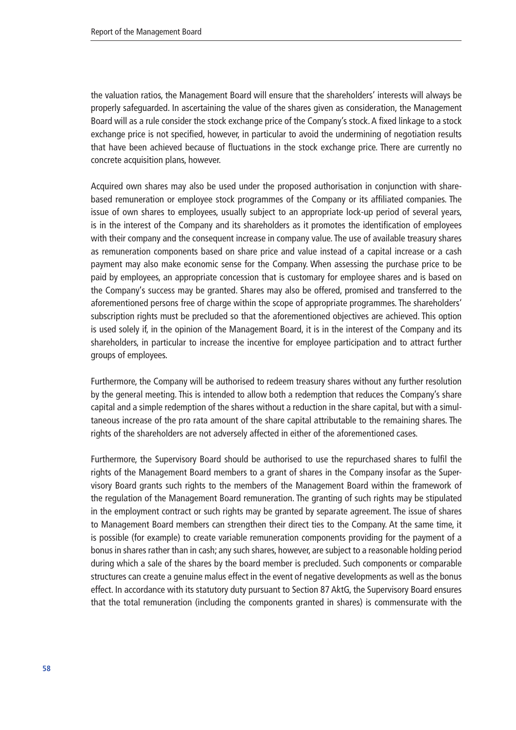the valuation ratios, the Management Board will ensure that the shareholders' interests will always be properly safeguarded. In ascertaining the value of the shares given as consideration, the Management Board will as a rule consider the stock exchange price of the Company's stock. A fixed linkage to a stock exchange price is not specified, however, in particular to avoid the undermining of negotiation results that have been achieved because of fluctuations in the stock exchange price. There are currently no concrete acquisition plans, however.

Acquired own shares may also be used under the proposed authorisation in conjunction with share-based remuneration or employee stock programmes of the Company or its affiliated companies. The issue of own shares to employees, usually subject to an appropriate lock-up period of several years, is in the interest of the Company and its shareholders as it promotes the identification of employees with their company and the consequent increase in company value. The use of available treasury shares as remuneration components based on share price and value instead of a capital increase or a cash payment may also make economic sense for the Company. When assessing the purchase price to be paid by employees, an appropriate concession that is customary for employee shares and is based on the Company's success may be granted. Shares may also be offered, promised and transferred to the aforementioned persons free of charge within the scope of appropriate programmes. The shareholders' subscription rights must be precluded so that the aforementioned objectives are achieved. This option is used solely if, in the opinion of the Management Board, it is in the interest of the Company and its shareholders, in particular to increase the incentive for employee participation and to attract further groups of employees.

Furthermore, the Company will be authorised to redeem treasury shares without any further resolution by the general meeting. This is intended to allow both a redemption that reduces the Company's share capital and a simple redemption of the shares without a reduction in the share capital, but with a simultaneous increase of the pro rata amount of the share capital attributable to the remaining shares. The rights of the shareholders are not adversely affected in either of the aforementioned cases.

Furthermore, the Supervisory Board should be authorised to use the repurchased shares to fulfil the rights of the Management Board members to a grant of shares in the Company insofar as the Supervisory Board grants such rights to the members of the Management Board within the framework of the regulation of the Management Board remuneration. The granting of such rights may be stipulated in the employment contract or such rights may be granted by separate agreement. The issue of shares to Management Board members can strengthen their direct ties to the Company. At the same time, it is possible (for example) to create variable remuneration components providing for the payment of a bonus in shares rather than in cash; any such shares, however, are subject to a reasonable holding period during which a sale of the shares by the board member is precluded. Such components or comparable structures can create a genuine malus effect in the event of negative developments as well as the bonus effect. In accordance with its statutory duty pursuant to Section 87 AktG, the Supervisory Board ensures that the total remuneration (including the components granted in shares) is commensurate with the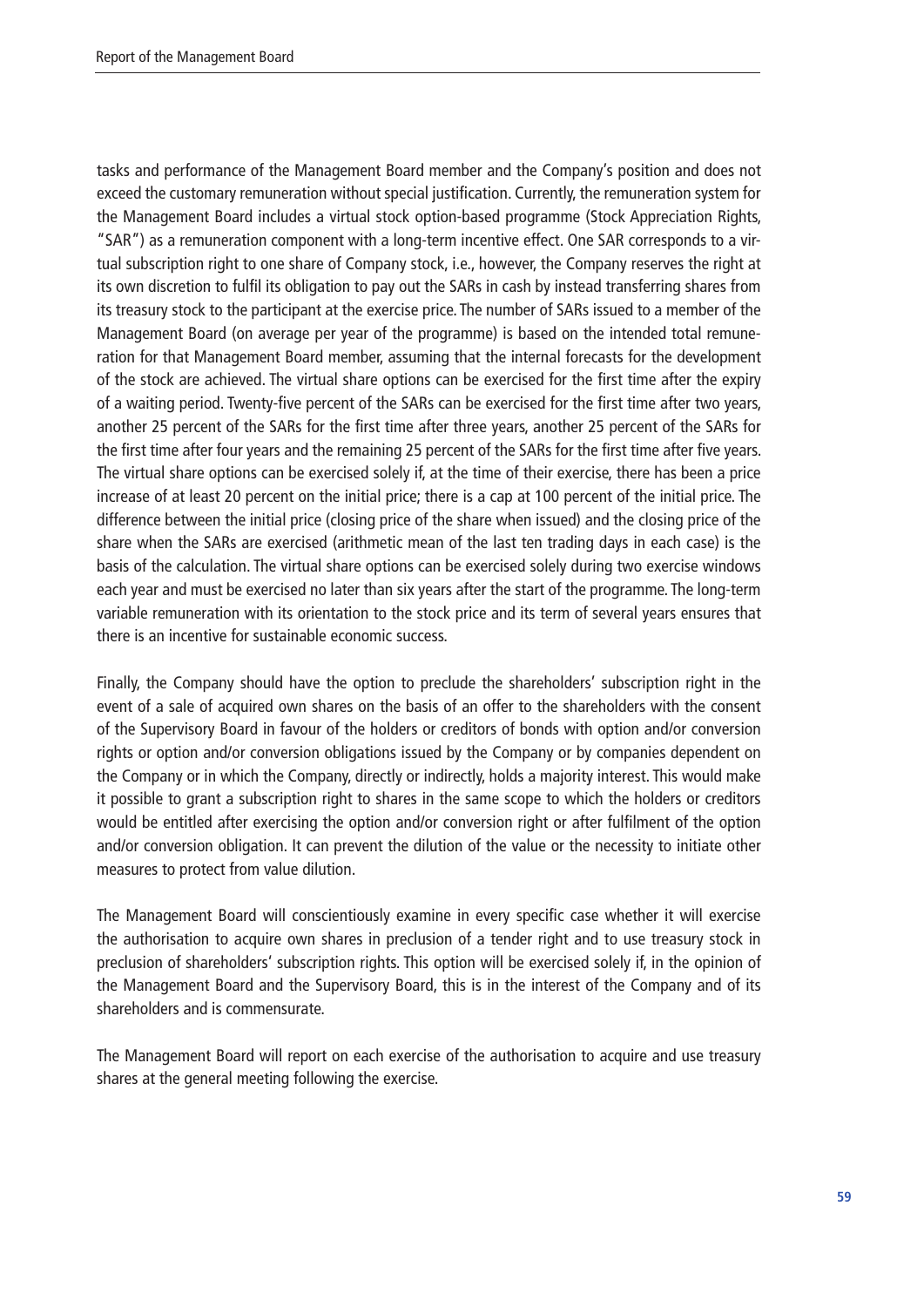tasks and performance of the Management Board member and the Company's position and does not exceed the customary remuneration without special justification. Currently, the remuneration system for the Management Board includes a virtual stock option-based programme (Stock Appreciation Rights, "SAR") as a remuneration component with a long-term incentive effect. One SAR corresponds to a virtual subscription right to one share of Company stock, i.e., however, the Company reserves the right at its own discretion to fulfil its obligation to pay out the SARs in cash by instead transferring shares from its treasury stock to the participant at the exercise price. The number of SARs issued to a member of the Management Board (on average per year of the programme) is based on the intended total remuneration for that Management Board member, assuming that the internal forecasts for the development of the stock are achieved. The virtual share options can be exercised for the first time after the expiry of a waiting period. Twenty-five percent of the SARs can be exercised for the first time after two years, another 25 percent of the SARs for the first time after three years, another 25 percent of the SARs for the first time after four years and the remaining 25 percent of the SARs for the first time after five years. The virtual share options can be exercised solely if, at the time of their exercise, there has been a price increase of at least 20 percent on the initial price; there is a cap at 100 percent of the initial price. The difference between the initial price (closing price of the share when issued) and the closing price of the share when the SARs are exercised (arithmetic mean of the last ten trading days in each case) is the basis of the calculation. The virtual share options can be exercised solely during two exercise windows each year and must be exercised no later than six years after the start of the programme. The long-term variable remuneration with its orientation to the stock price and its term of several years ensures that there is an incentive for sustainable economic success.

Finally, the Company should have the option to preclude the shareholders' subscription right in the event of a sale of acquired own shares on the basis of an offer to the shareholders with the consent of the Supervisory Board in favour of the holders or creditors of bonds with option and/or conversion rights or option and/or conversion obligations issued by the Company or by companies dependent on the Company or in which the Company, directly or indirectly, holds a majority interest. This would make it possible to grant a subscription right to shares in the same scope to which the holders or creditors would be entitled after exercising the option and/or conversion right or after fulfilment of the option and/or conversion obligation. It can prevent the dilution of the value or the necessity to initiate other measures to protect from value dilution.

The Management Board will conscientiously examine in every specific case whether it will exercise the authorisation to acquire own shares in preclusion of a tender right and to use treasury stock in preclusion of shareholders' subscription rights. This option will be exercised solely if, in the opinion of the Management Board and the Supervisory Board, this is in the interest of the Company and of its shareholders and is commensurate.

The Management Board will report on each exercise of the authorisation to acquire and use treasury shares at the general meeting following the exercise.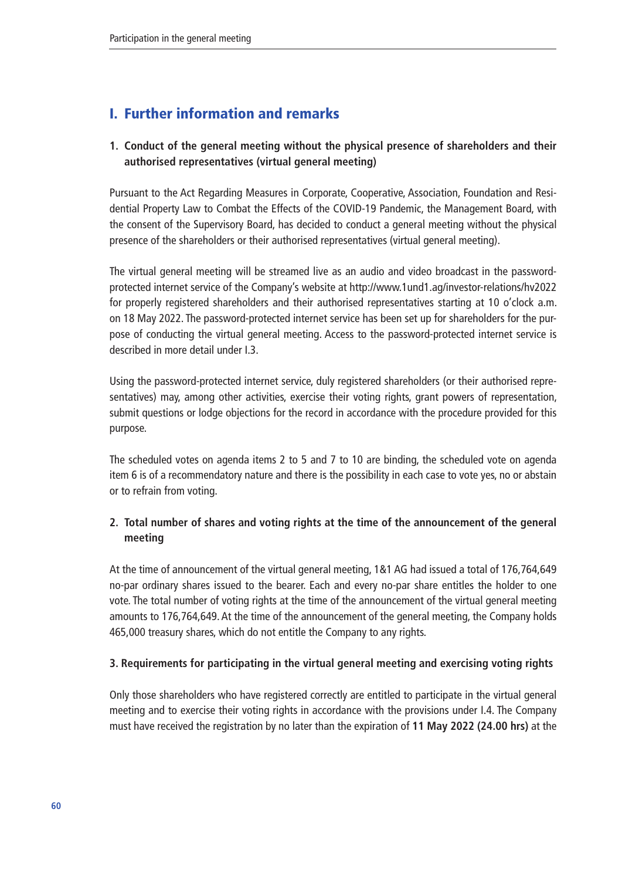## I. Further information and remarks

### 1. Conduct of the general meeting without the physical presence of shareholders and their authorised representatives (virtual general meeting)

Pursuant to the Act Regarding Measures in Corporate, Cooperative, Association, Foundation and Residential Property Law to Combat the Effects of the COVID-19 Pandemic, the Management Board, with the consent of the Supervisory Board, has decided to conduct a general meeting without the physical presence of the shareholders or their authorised representatives (virtual general meeting).

The virtual general meeting will be streamed live as an audio and video broadcast in the password-protected internet service of the Company's website at http://www.1und1.ag/investor-relations/hv2022 for properly registered shareholders and their authorised representatives starting at 10 o'clock a.m. on 18 May 2022. The password-protected internet service has been set up for shareholders for the purpose of conducting the virtual general meeting. Access to the password-protected internet service is described in more detail under I.3.

Using the password-protected internet service, duly registered shareholders (or their authorised representatives) may, among other activities, exercise their voting rights, grant powers of representation, submit questions or lodge objections for the record in accordance with the procedure provided for this purpose.

The scheduled votes on agenda items 2 to 5 and 7 to 10 are binding, the scheduled vote on agenda item 6 is of a recommendatory nature and there is the possibility in each case to vote yes, no or abstain or to refrain from voting.

### 2. Total number of shares and voting rights at the time of the announcement of the general meeting

At the time of announcement of the virtual general meeting, 1&1 AG had issued a total of 176,764,649 no-par ordinary shares issued to the bearer. Each and every no-par share entitles the holder to one vote. The total number of voting rights at the time of the announcement of the virtual general meeting amounts to 176,764,649. At the time of the announcement of the general meeting, the Company holds 465,000 treasury shares, which do not entitle the Company to any rights.

### 3. Requirements for participating in the virtual general meeting and exercising voting rights

Only those shareholders who have registered correctly are entitled to participate in the virtual general meeting and to exercise their voting rights in accordance with the provisions under I.4. The Company must have received the registration by no later than the expiration of **11 May 2022 (24.00 hrs)** at the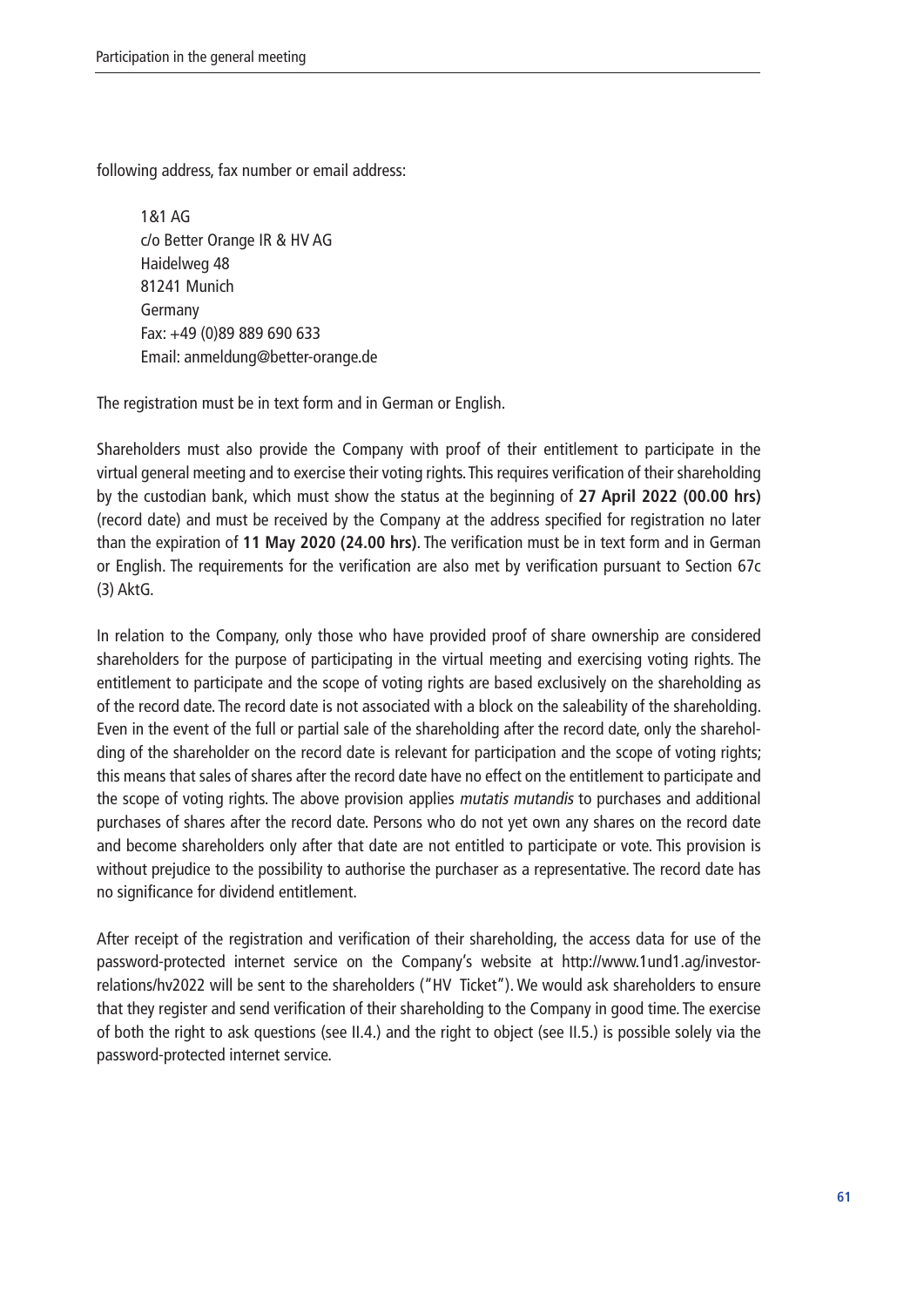following address, fax number or email address:

1&1 AG
c/o Better Orange IR & HV AG
Haidelweg 48
81241 Munich
Germany
Fax: +49 (0)89 889 690 633
Email: anmeldung@better-orange.de

The registration must be in text form and in German or English.

Shareholders must also provide the Company with proof of their entitlement to participate in the virtual general meeting and to exercise their voting rights. This requires verification of their shareholding by the custodian bank, which must show the status at the beginning of **27 April 2022 (00.00 hrs)** (record date) and must be received by the Company at the address specified for registration no later than the expiration of **11 May 2020 (24.00 hrs)**. The verification must be in text form and in German or English. The requirements for the verification are also met by verification pursuant to Section 67c (3) AktG.

In relation to the Company, only those who have provided proof of share ownership are considered shareholders for the purpose of participating in the virtual meeting and exercising voting rights. The entitlement to participate and the scope of voting rights are based exclusively on the shareholding as of the record date. The record date is not associated with a block on the saleability of the shareholding. Even in the event of the full or partial sale of the shareholding after the record date, only the shareholding of the shareholder on the record date is relevant for participation and the scope of voting rights; this means that sales of shares after the record date have no effect on the entitlement to participate and the scope of voting rights. The above provision applies *mutatis mutandis* to purchases and additional purchases of shares after the record date. Persons who do not yet own any shares on the record date and become shareholders only after that date are not entitled to participate or vote. This provision is without prejudice to the possibility to authorise the purchaser as a representative. The record date has no significance for dividend entitlement.

After receipt of the registration and verification of their shareholding, the access data for use of the password-protected internet service on the Company's website at http://www.1und1.ag/investor-relations/hv2022 will be sent to the shareholders ("HV Ticket"). We would ask shareholders to ensure that they register and send verification of their shareholding to the Company in good time. The exercise of both the right to ask questions (see II.4.) and the right to object (see II.5.) is possible solely via the password-protected internet service.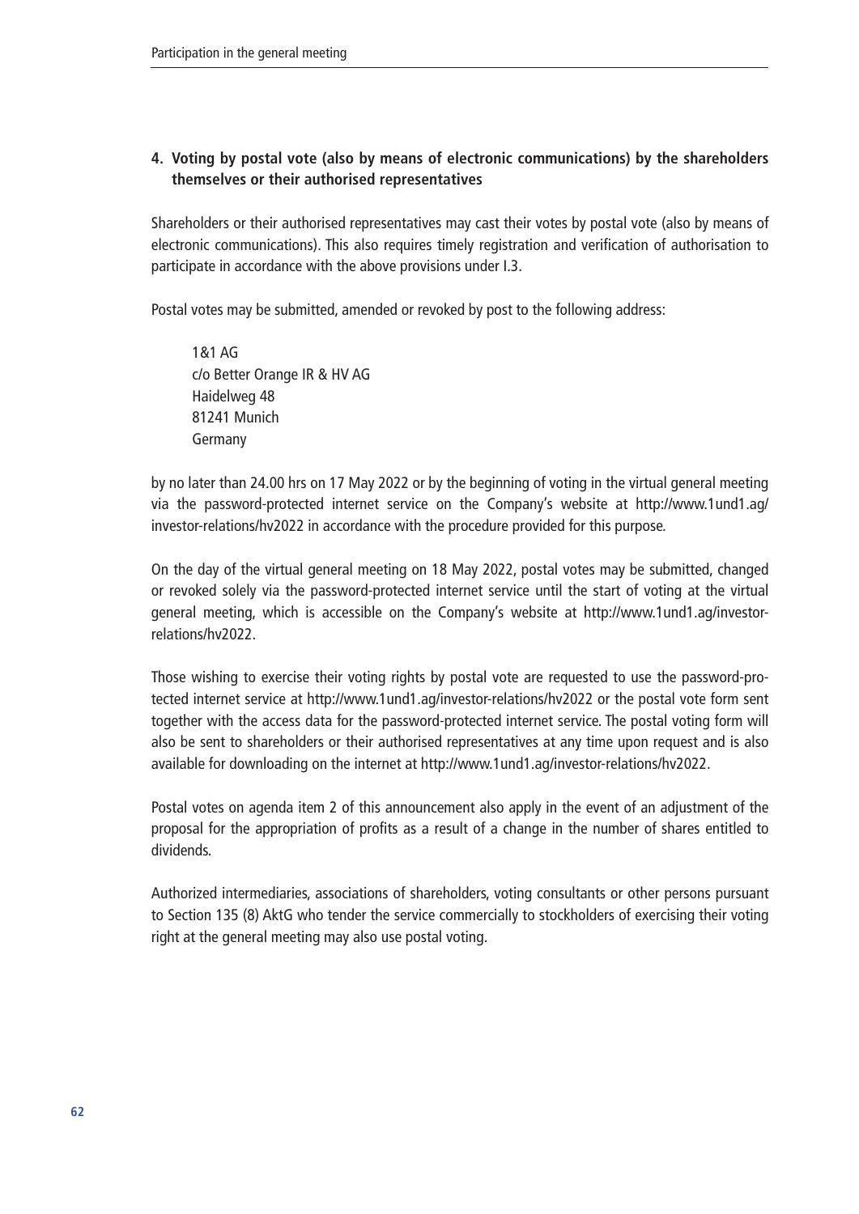#### 4. Voting by postal vote (also by means of electronic communications) by the shareholders themselves or their authorised representatives

Shareholders or their authorised representatives may cast their votes by postal vote (also by means of electronic communications). This also requires timely registration and verification of authorisation to participate in accordance with the above provisions under I.3.

Postal votes may be submitted, amended or revoked by post to the following address:

1&1 AG
c/o Better Orange IR & HV AG
Haidelweg 48
81241 Munich
Germany

by no later than 24.00 hrs on 17 May 2022 or by the beginning of voting in the virtual general meeting via the password-protected internet service on the Company's website at http://www.1und1.ag/investor-relations/hv2022 in accordance with the procedure provided for this purpose.

On the day of the virtual general meeting on 18 May 2022, postal votes may be submitted, changed or revoked solely via the password-protected internet service until the start of voting at the virtual general meeting, which is accessible on the Company's website at http://www.1und1.ag/investor-relations/hv2022.

Those wishing to exercise their voting rights by postal vote are requested to use the password-protected internet service at http://www.1und1.ag/investor-relations/hv2022 or the postal vote form sent together with the access data for the password-protected internet service. The postal voting form will also be sent to shareholders or their authorised representatives at any time upon request and is also available for downloading on the internet at http://www.1und1.ag/investor-relations/hv2022.

Postal votes on agenda item 2 of this announcement also apply in the event of an adjustment of the proposal for the appropriation of profits as a result of a change in the number of shares entitled to dividends.

Authorized intermediaries, associations of shareholders, voting consultants or other persons pursuant to Section 135 (8) AktG who tender the service commercially to stockholders of exercising their voting right at the general meeting may also use postal voting.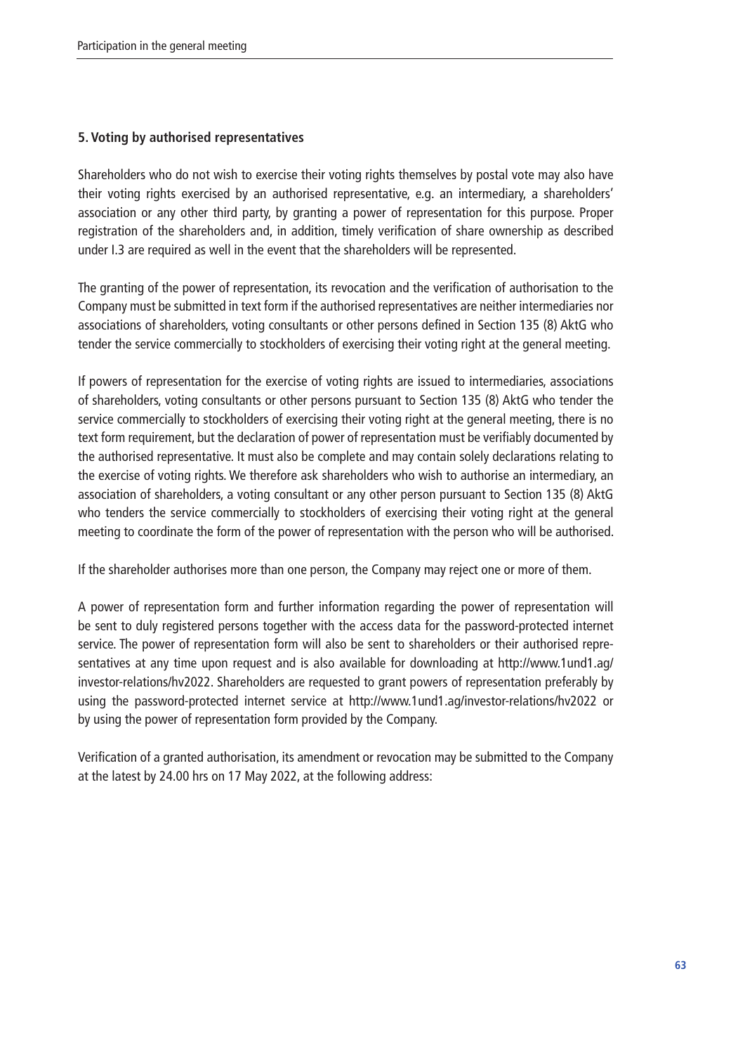## 5. Voting by authorised representatives

Shareholders who do not wish to exercise their voting rights themselves by postal vote may also have their voting rights exercised by an authorised representative, e.g. an intermediary, a shareholders' association or any other third party, by granting a power of representation for this purpose. Proper registration of the shareholders and, in addition, timely verification of share ownership as described under I.3 are required as well in the event that the shareholders will be represented.

The granting of the power of representation, its revocation and the verification of authorisation to the Company must be submitted in text form if the authorised representatives are neither intermediaries nor associations of shareholders, voting consultants or other persons defined in Section 135 (8) AktG who tender the service commercially to stockholders of exercising their voting right at the general meeting.

If powers of representation for the exercise of voting rights are issued to intermediaries, associations of shareholders, voting consultants or other persons pursuant to Section 135 (8) AktG who tender the service commercially to stockholders of exercising their voting right at the general meeting, there is no text form requirement, but the declaration of power of representation must be verifiably documented by the authorised representative. It must also be complete and may contain solely declarations relating to the exercise of voting rights. We therefore ask shareholders who wish to authorise an intermediary, an association of shareholders, a voting consultant or any other person pursuant to Section 135 (8) AktG who tenders the service commercially to stockholders of exercising their voting right at the general meeting to coordinate the form of the power of representation with the person who will be authorised.

If the shareholder authorises more than one person, the Company may reject one or more of them.

A power of representation form and further information regarding the power of representation will be sent to duly registered persons together with the access data for the password-protected internet service. The power of representation form will also be sent to shareholders or their authorised representatives at any time upon request and is also available for downloading at http://www.1und1.ag/investor-relations/hv2022. Shareholders are requested to grant powers of representation preferably by using the password-protected internet service at http://www.1und1.ag/investor-relations/hv2022 or by using the power of representation form provided by the Company.

Verification of a granted authorisation, its amendment or revocation may be submitted to the Company at the latest by 24.00 hrs on 17 May 2022, at the following address: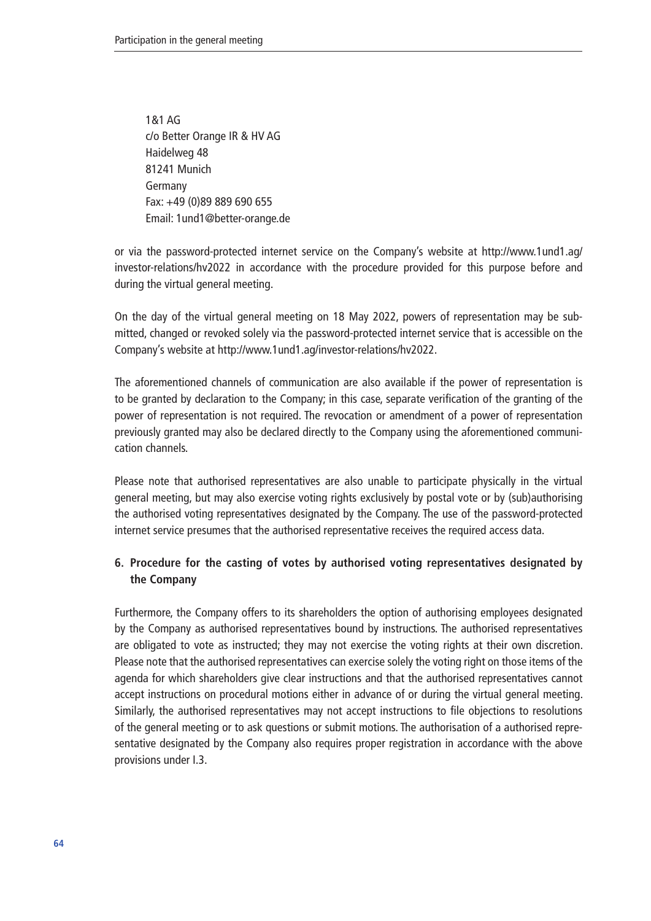1&1 AG
c/o Better Orange IR & HV AG
Haidelweg 48
81241 Munich
Germany
Fax: +49 (0)89 889 690 655
Email: 1und1@better-orange.de

or via the password-protected internet service on the Company's website at http://www.1und1.ag/investor-relations/hv2022 in accordance with the procedure provided for this purpose before and during the virtual general meeting.

On the day of the virtual general meeting on 18 May 2022, powers of representation may be submitted, changed or revoked solely via the password-protected internet service that is accessible on the Company's website at http://www.1und1.ag/investor-relations/hv2022.

The aforementioned channels of communication are also available if the power of representation is to be granted by declaration to the Company; in this case, separate verification of the granting of the power of representation is not required. The revocation or amendment of a power of representation previously granted may also be declared directly to the Company using the aforementioned communication channels.

Please note that authorised representatives are also unable to participate physically in the virtual general meeting, but may also exercise voting rights exclusively by postal vote or by (sub)authorising the authorised voting representatives designated by the Company. The use of the password-protected internet service presumes that the authorised representative receives the required access data.

### 6. Procedure for the casting of votes by authorised voting representatives designated by the Company

Furthermore, the Company offers to its shareholders the option of authorising employees designated by the Company as authorised representatives bound by instructions. The authorised representatives are obligated to vote as instructed; they may not exercise the voting rights at their own discretion. Please note that the authorised representatives can exercise solely the voting right on those items of the agenda for which shareholders give clear instructions and that the authorised representatives cannot accept instructions on procedural motions either in advance of or during the virtual general meeting. Similarly, the authorised representatives may not accept instructions to file objections to resolutions of the general meeting or to ask questions or submit motions. The authorisation of a authorised representative designated by the Company also requires proper registration in accordance with the above provisions under I.3.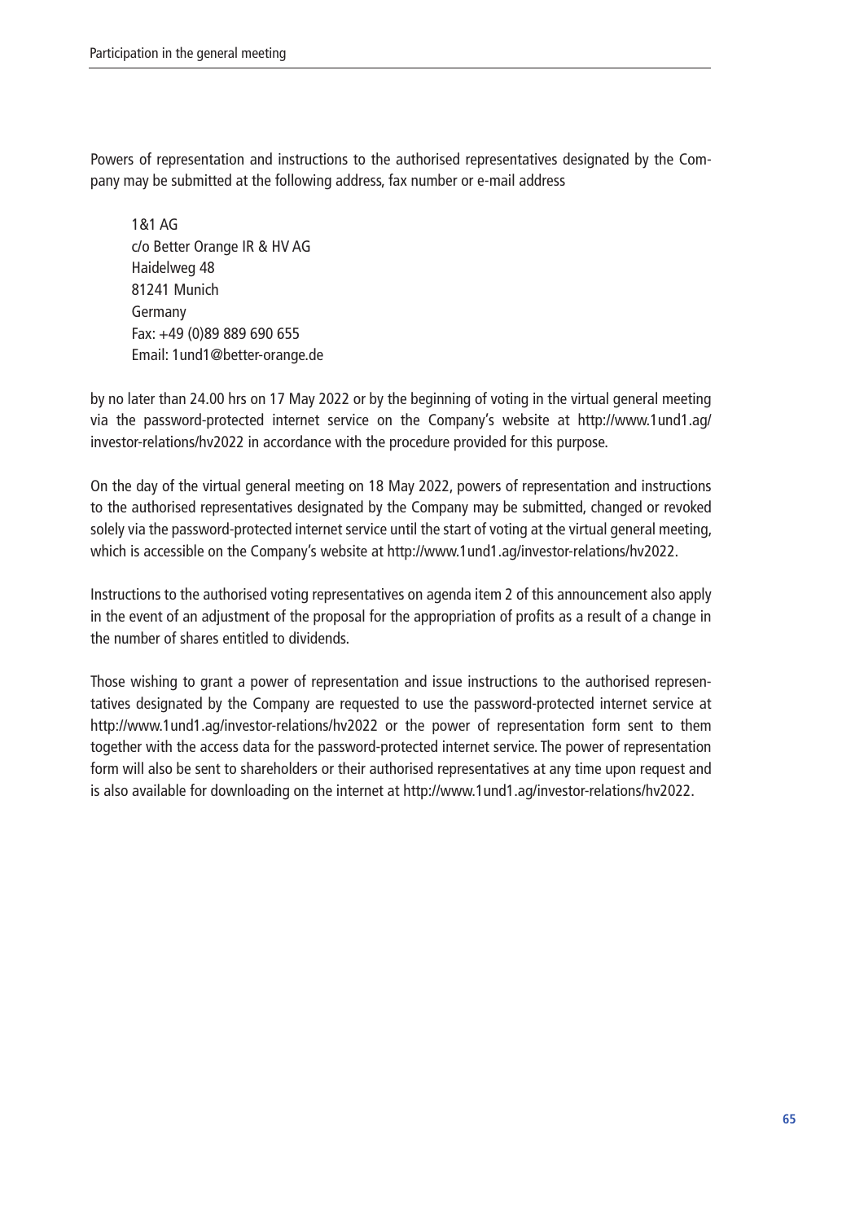Powers of representation and instructions to the authorised representatives designated by the Company may be submitted at the following address, fax number or e-mail address

1&1 AG
c/o Better Orange IR & HV AG
Haidelweg 48
81241 Munich
Germany
Fax: +49 (0)89 889 690 655
Email: 1und1@better-orange.de

by no later than 24.00 hrs on 17 May 2022 or by the beginning of voting in the virtual general meeting via the password-protected internet service on the Company's website at http://www.1und1.ag/investor-relations/hv2022 in accordance with the procedure provided for this purpose.

On the day of the virtual general meeting on 18 May 2022, powers of representation and instructions to the authorised representatives designated by the Company may be submitted, changed or revoked solely via the password-protected internet service until the start of voting at the virtual general meeting, which is accessible on the Company's website at http://www.1und1.ag/investor-relations/hv2022.

Instructions to the authorised voting representatives on agenda item 2 of this announcement also apply in the event of an adjustment of the proposal for the appropriation of profits as a result of a change in the number of shares entitled to dividends.

Those wishing to grant a power of representation and issue instructions to the authorised representatives designated by the Company are requested to use the password-protected internet service at http://www.1und1.ag/investor-relations/hv2022 or the power of representation form sent to them together with the access data for the password-protected internet service. The power of representation form will also be sent to shareholders or their authorised representatives at any time upon request and is also available for downloading on the internet at http://www.1und1.ag/investor-relations/hv2022.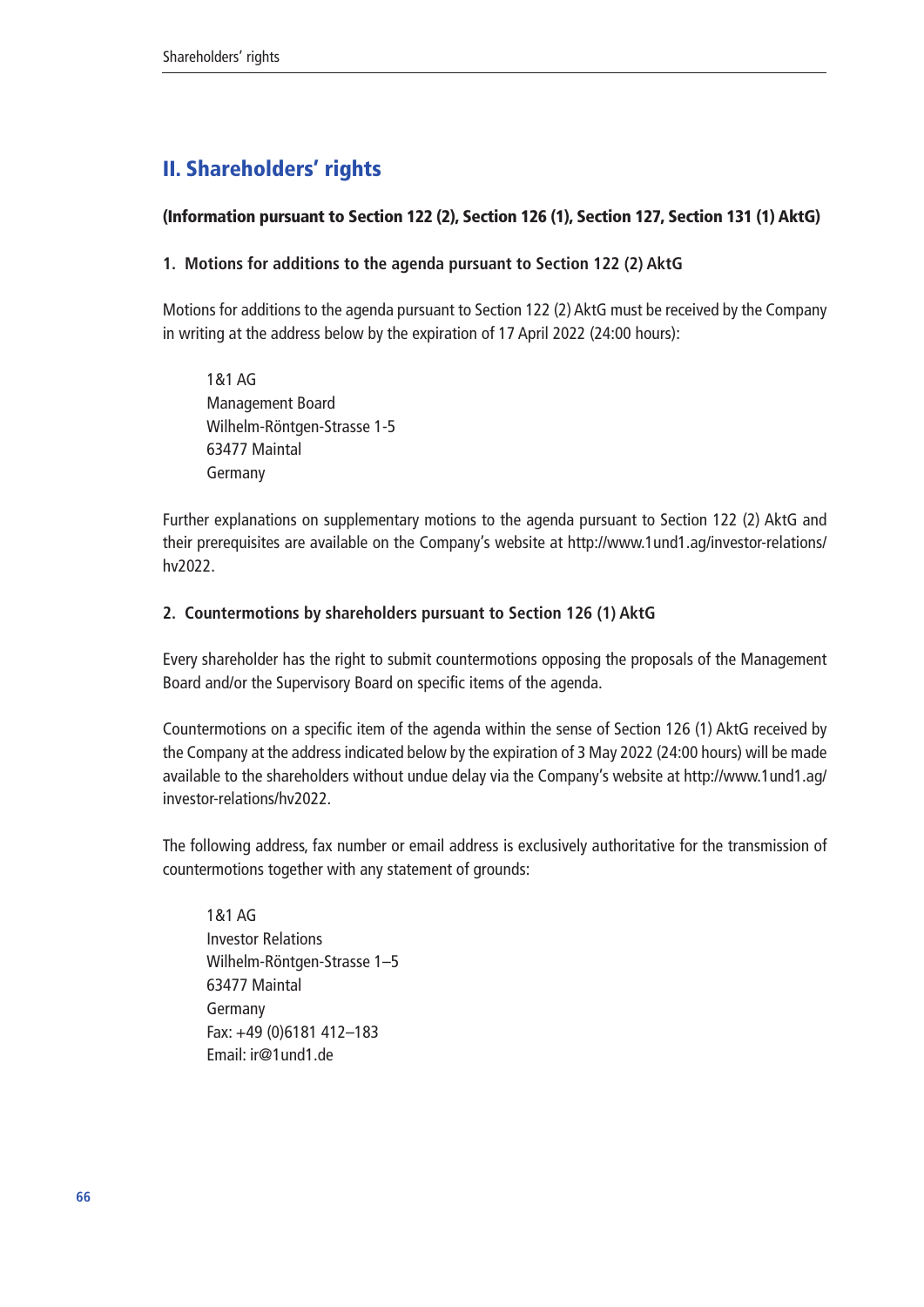## II. Shareholders' rights

**(Information pursuant to Section 122 (2), Section 126 (1), Section 127, Section 131 (1) AktG)**

### 1. Motions for additions to the agenda pursuant to Section 122 (2) AktG

Motions for additions to the agenda pursuant to Section 122 (2) AktG must be received by the Company in writing at the address below by the expiration of 17 April 2022 (24:00 hours):

1&1 AG
Management Board
Wilhelm-Röntgen-Strasse 1-5
63477 Maintal
Germany

Further explanations on supplementary motions to the agenda pursuant to Section 122 (2) AktG and their prerequisites are available on the Company's website at http://www.1und1.ag/investor-relations/hv2022.

### 2. Countermotions by shareholders pursuant to Section 126 (1) AktG

Every shareholder has the right to submit countermotions opposing the proposals of the Management Board and/or the Supervisory Board on specific items of the agenda.

Countermotions on a specific item of the agenda within the sense of Section 126 (1) AktG received by the Company at the address indicated below by the expiration of 3 May 2022 (24:00 hours) will be made available to the shareholders without undue delay via the Company's website at http://www.1und1.ag/investor-relations/hv2022.

The following address, fax number or email address is exclusively authoritative for the transmission of countermotions together with any statement of grounds:

1&1 AG
Investor Relations
Wilhelm-Röntgen-Strasse 1–5
63477 Maintal
Germany
Fax: +49 (0)6181 412–183
Email: ir@1und1.de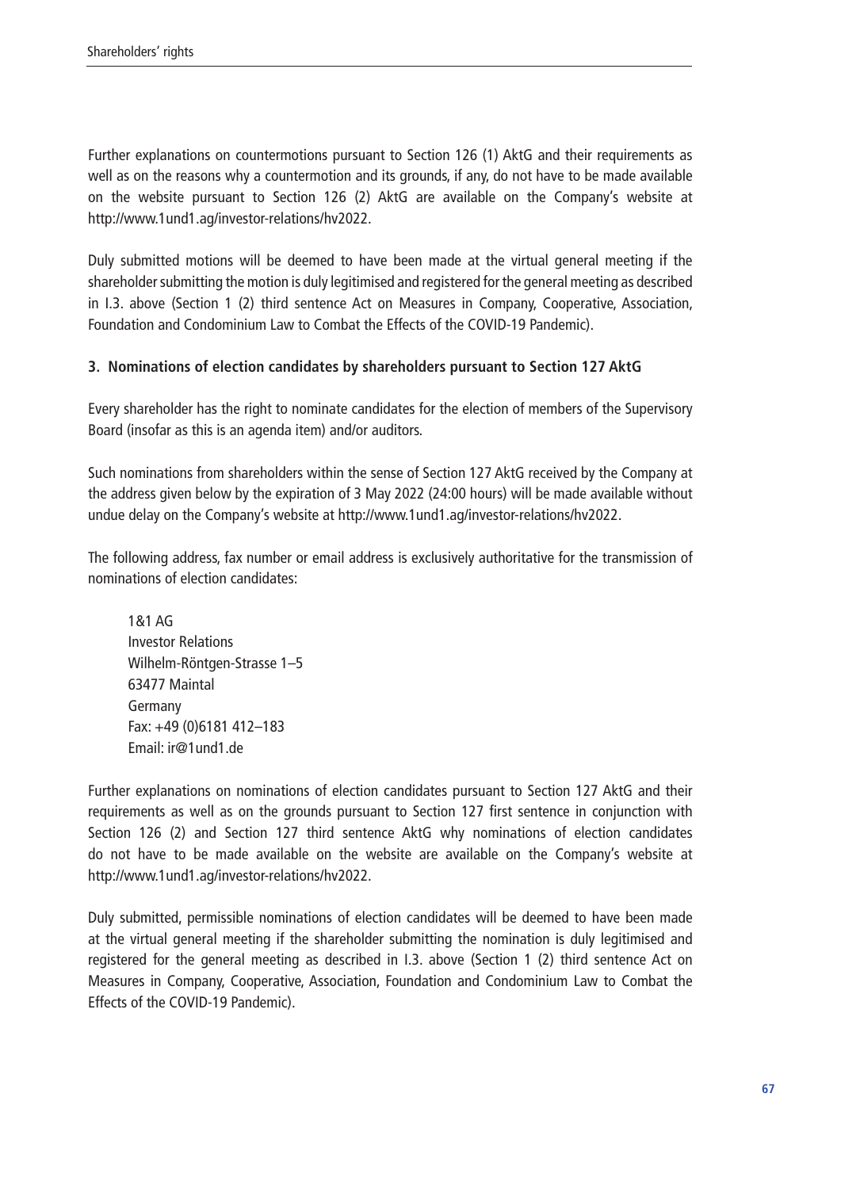Further explanations on countermotions pursuant to Section 126 (1) AktG and their requirements as well as on the reasons why a countermotion and its grounds, if any, do not have to be made available on the website pursuant to Section 126 (2) AktG are available on the Company's website at http://www.1und1.ag/investor-relations/hv2022.

Duly submitted motions will be deemed to have been made at the virtual general meeting if the shareholder submitting the motion is duly legitimised and registered for the general meeting as described in I.3. above (Section 1 (2) third sentence Act on Measures in Company, Cooperative, Association, Foundation and Condominium Law to Combat the Effects of the COVID-19 Pandemic).

### 3. Nominations of election candidates by shareholders pursuant to Section 127 AktG

Every shareholder has the right to nominate candidates for the election of members of the Supervisory Board (insofar as this is an agenda item) and/or auditors.

Such nominations from shareholders within the sense of Section 127 AktG received by the Company at the address given below by the expiration of 3 May 2022 (24:00 hours) will be made available without undue delay on the Company's website at http://www.1und1.ag/investor-relations/hv2022.

The following address, fax number or email address is exclusively authoritative for the transmission of nominations of election candidates:

1&1 AG
Investor Relations
Wilhelm-Röntgen-Strasse 1–5
63477 Maintal
Germany
Fax: +49 (0)6181 412–183
Email: ir@1und1.de

Further explanations on nominations of election candidates pursuant to Section 127 AktG and their requirements as well as on the grounds pursuant to Section 127 first sentence in conjunction with Section 126 (2) and Section 127 third sentence AktG why nominations of election candidates do not have to be made available on the website are available on the Company's website at http://www.1und1.ag/investor-relations/hv2022.

Duly submitted, permissible nominations of election candidates will be deemed to have been made at the virtual general meeting if the shareholder submitting the nomination is duly legitimised and registered for the general meeting as described in I.3. above (Section 1 (2) third sentence Act on Measures in Company, Cooperative, Association, Foundation and Condominium Law to Combat the Effects of the COVID-19 Pandemic).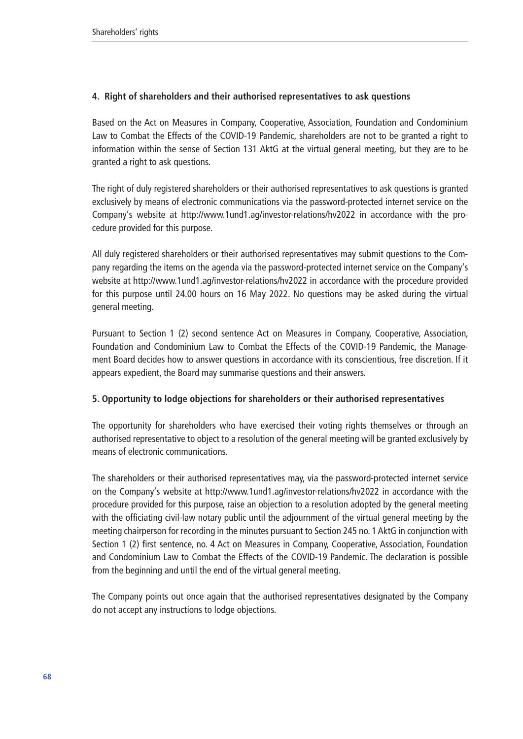#### 4. Right of shareholders and their authorised representatives to ask questions

Based on the Act on Measures in Company, Cooperative, Association, Foundation and Condominium Law to Combat the Effects of the COVID-19 Pandemic, shareholders are not to be granted a right to information within the sense of Section 131 AktG at the virtual general meeting, but they are to be granted a right to ask questions.

The right of duly registered shareholders or their authorised representatives to ask questions is granted exclusively by means of electronic communications via the password-protected internet service on the Company's website at http://www.1und1.ag/investor-relations/hv2022 in accordance with the procedure provided for this purpose.

All duly registered shareholders or their authorised representatives may submit questions to the Company regarding the items on the agenda via the password-protected internet service on the Company's website at http://www.1und1.ag/investor-relations/hv2022 in accordance with the procedure provided for this purpose until 24.00 hours on 16 May 2022. No questions may be asked during the virtual general meeting.

Pursuant to Section 1 (2) second sentence Act on Measures in Company, Cooperative, Association, Foundation and Condominium Law to Combat the Effects of the COVID-19 Pandemic, the Management Board decides how to answer questions in accordance with its conscientious, free discretion. If it appears expedient, the Board may summarise questions and their answers.

#### 5. Opportunity to lodge objections for shareholders or their authorised representatives

The opportunity for shareholders who have exercised their voting rights themselves or through an authorised representative to object to a resolution of the general meeting will be granted exclusively by means of electronic communications.

The shareholders or their authorised representatives may, via the password-protected internet service on the Company's website at http://www.1und1.ag/investor-relations/hv2022 in accordance with the procedure provided for this purpose, raise an objection to a resolution adopted by the general meeting with the officiating civil-law notary public until the adjournment of the virtual general meeting by the meeting chairperson for recording in the minutes pursuant to Section 245 no. 1 AktG in conjunction with Section 1 (2) first sentence, no. 4 Act on Measures in Company, Cooperative, Association, Foundation and Condominium Law to Combat the Effects of the COVID-19 Pandemic. The declaration is possible from the beginning and until the end of the virtual general meeting.

The Company points out once again that the authorised representatives designated by the Company do not accept any instructions to lodge objections.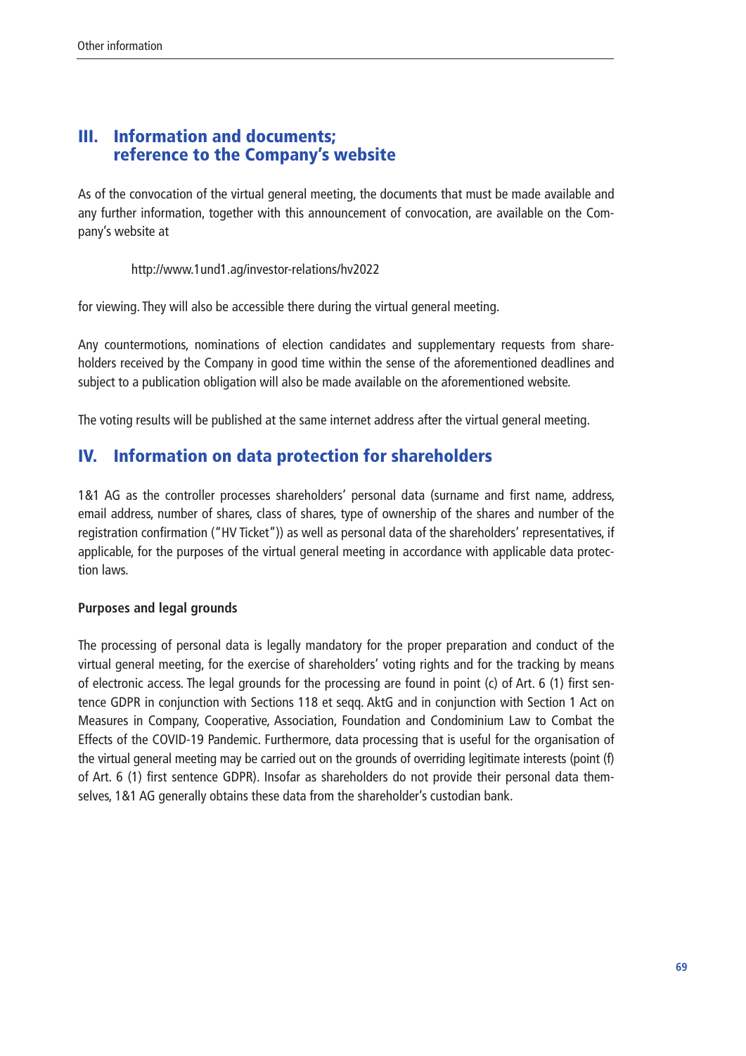## III. Information and documents; reference to the Company's website

As of the convocation of the virtual general meeting, the documents that must be made available and any further information, together with this announcement of convocation, are available on the Company's website at

http://www.1und1.ag/investor-relations/hv2022

for viewing. They will also be accessible there during the virtual general meeting.

Any countermotions, nominations of election candidates and supplementary requests from shareholders received by the Company in good time within the sense of the aforementioned deadlines and subject to a publication obligation will also be made available on the aforementioned website.

The voting results will be published at the same internet address after the virtual general meeting.

## IV. Information on data protection for shareholders

1&1 AG as the controller processes shareholders' personal data (surname and first name, address, email address, number of shares, class of shares, type of ownership of the shares and number of the registration confirmation ("HV Ticket")) as well as personal data of the shareholders' representatives, if applicable, for the purposes of the virtual general meeting in accordance with applicable data protection laws.

**Purposes and legal grounds**

The processing of personal data is legally mandatory for the proper preparation and conduct of the virtual general meeting, for the exercise of shareholders' voting rights and for the tracking by means of electronic access. The legal grounds for the processing are found in point (c) of Art. 6 (1) first sentence GDPR in conjunction with Sections 118 et seqq. AktG and in conjunction with Section 1 Act on Measures in Company, Cooperative, Association, Foundation and Condominium Law to Combat the Effects of the COVID-19 Pandemic. Furthermore, data processing that is useful for the organisation of the virtual general meeting may be carried out on the grounds of overriding legitimate interests (point (f) of Art. 6 (1) first sentence GDPR). Insofar as shareholders do not provide their personal data themselves, 1&1 AG generally obtains these data from the shareholder's custodian bank.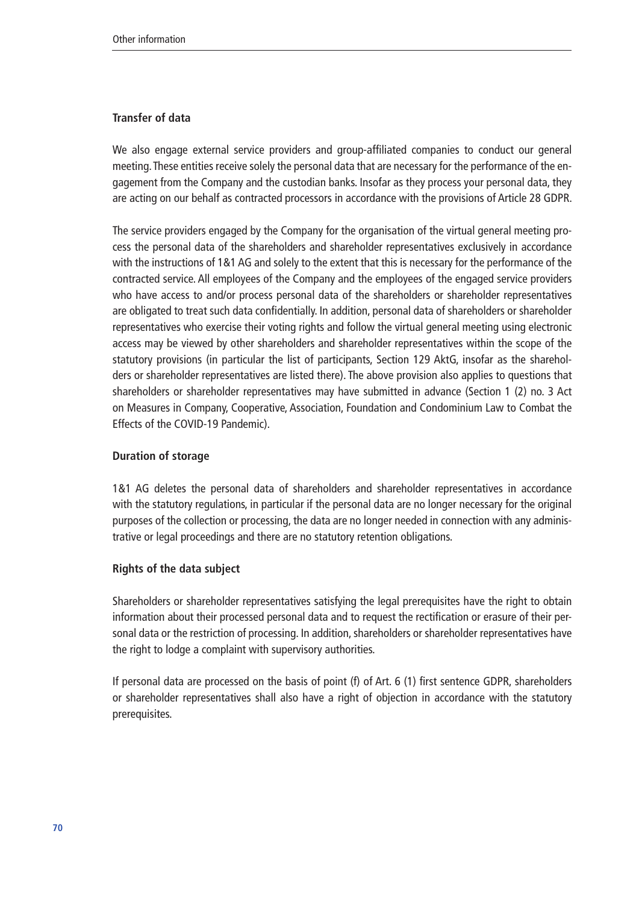### Transfer of data

We also engage external service providers and group-affiliated companies to conduct our general meeting. These entities receive solely the personal data that are necessary for the performance of the engagement from the Company and the custodian banks. Insofar as they process your personal data, they are acting on our behalf as contracted processors in accordance with the provisions of Article 28 GDPR.

The service providers engaged by the Company for the organisation of the virtual general meeting process the personal data of the shareholders and shareholder representatives exclusively in accordance with the instructions of 1&1 AG and solely to the extent that this is necessary for the performance of the contracted service. All employees of the Company and the employees of the engaged service providers who have access to and/or process personal data of the shareholders or shareholder representatives are obligated to treat such data confidentially. In addition, personal data of shareholders or shareholder representatives who exercise their voting rights and follow the virtual general meeting using electronic access may be viewed by other shareholders and shareholder representatives within the scope of the statutory provisions (in particular the list of participants, Section 129 AktG, insofar as the shareholders or shareholder representatives are listed there). The above provision also applies to questions that shareholders or shareholder representatives may have submitted in advance (Section 1 (2) no. 3 Act on Measures in Company, Cooperative, Association, Foundation and Condominium Law to Combat the Effects of the COVID-19 Pandemic).

### Duration of storage

1&1 AG deletes the personal data of shareholders and shareholder representatives in accordance with the statutory regulations, in particular if the personal data are no longer necessary for the original purposes of the collection or processing, the data are no longer needed in connection with any administrative or legal proceedings and there are no statutory retention obligations.

### Rights of the data subject

Shareholders or shareholder representatives satisfying the legal prerequisites have the right to obtain information about their processed personal data and to request the rectification or erasure of their personal data or the restriction of processing. In addition, shareholders or shareholder representatives have the right to lodge a complaint with supervisory authorities.

If personal data are processed on the basis of point (f) of Art. 6 (1) first sentence GDPR, shareholders or shareholder representatives shall also have a right of objection in accordance with the statutory prerequisites.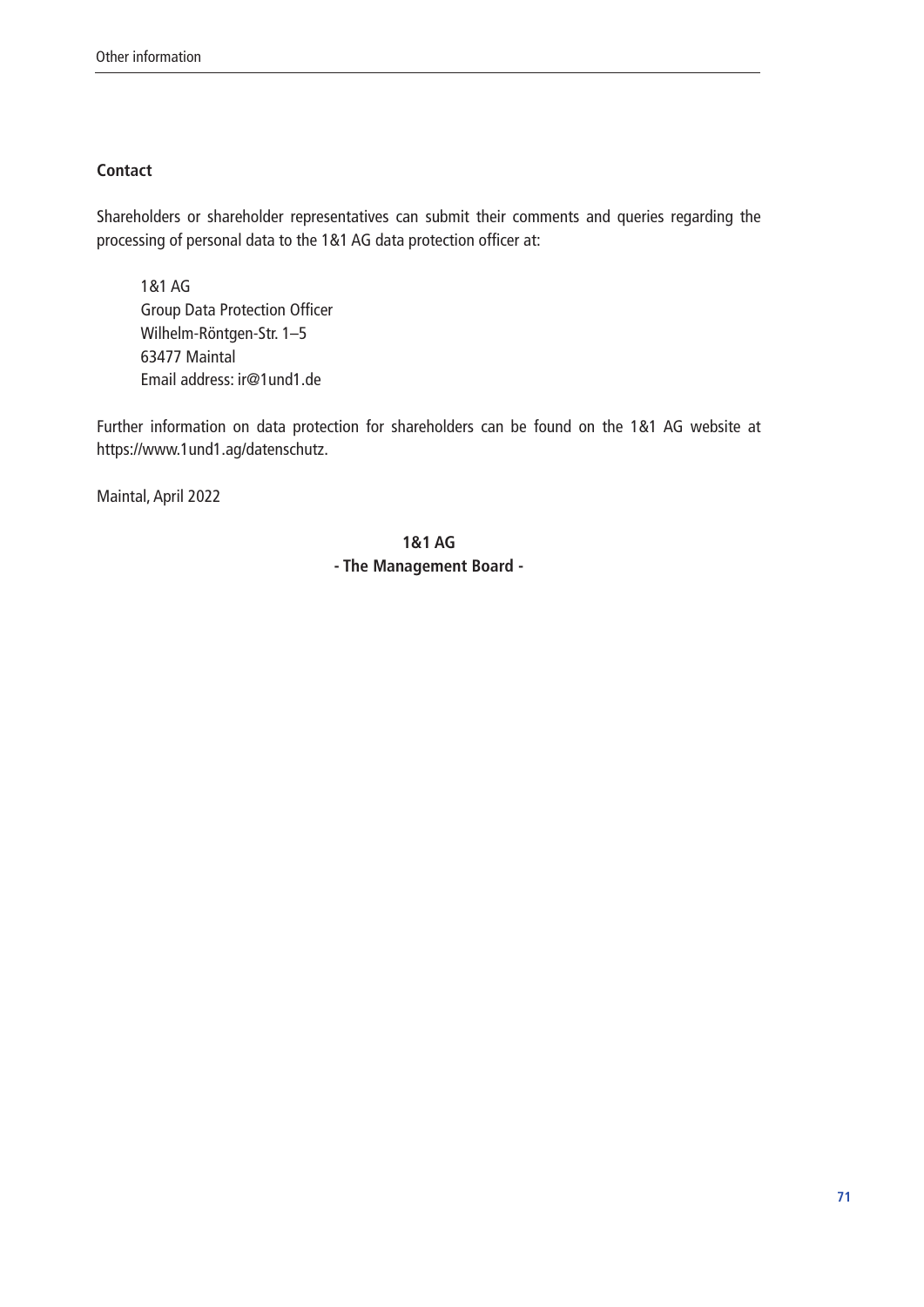### Contact

Shareholders or shareholder representatives can submit their comments and queries regarding the processing of personal data to the 1&1 AG data protection officer at:

1&1 AG
Group Data Protection Officer
Wilhelm-Röntgen-Str. 1–5
63477 Maintal
Email address: ir@1und1.de

Further information on data protection for shareholders can be found on the 1&1 AG website at https://www.1und1.ag/datenschutz.

Maintal, April 2022

**1&1 AG**
**- The Management Board -**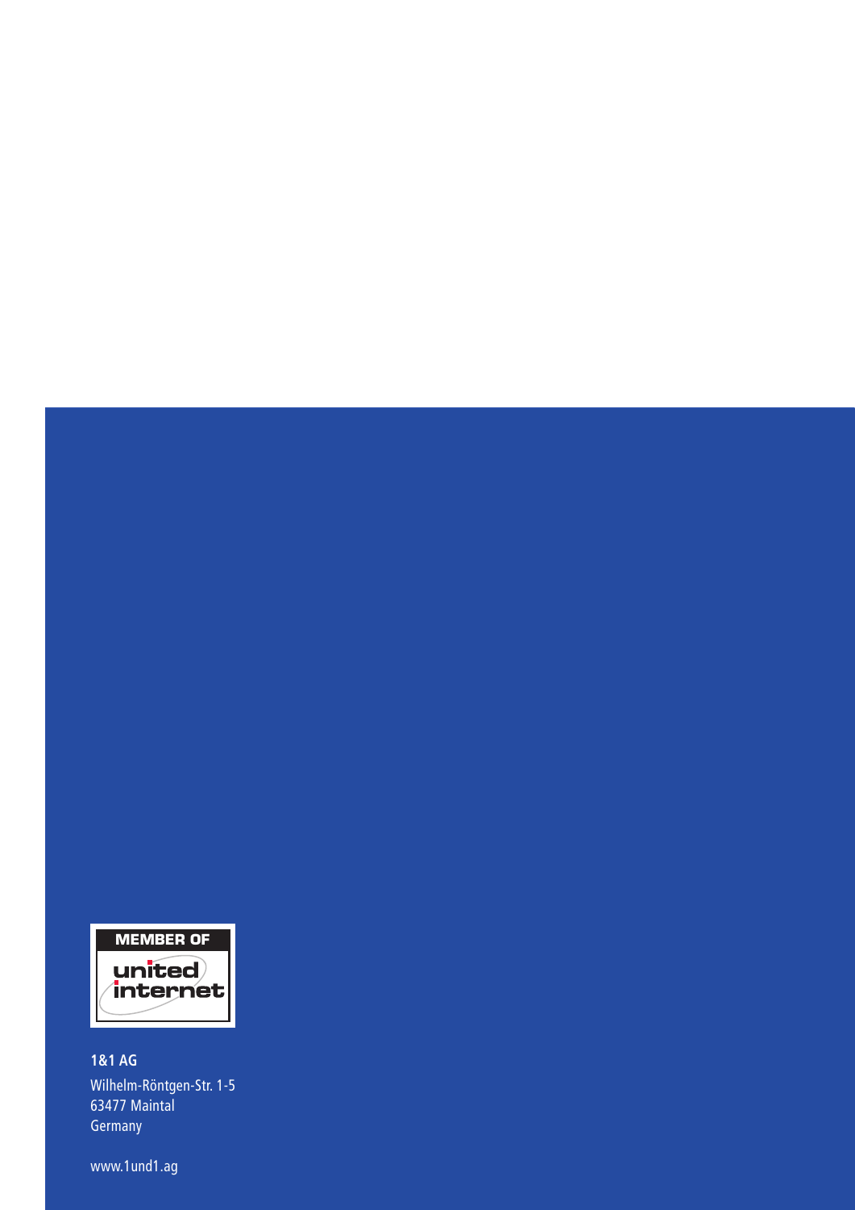MEMBER OF

united internet

**1&1 AG**

Wilhelm-Röntgen-Str. 1-5
63477 Maintal
Germany

www.1und1.ag